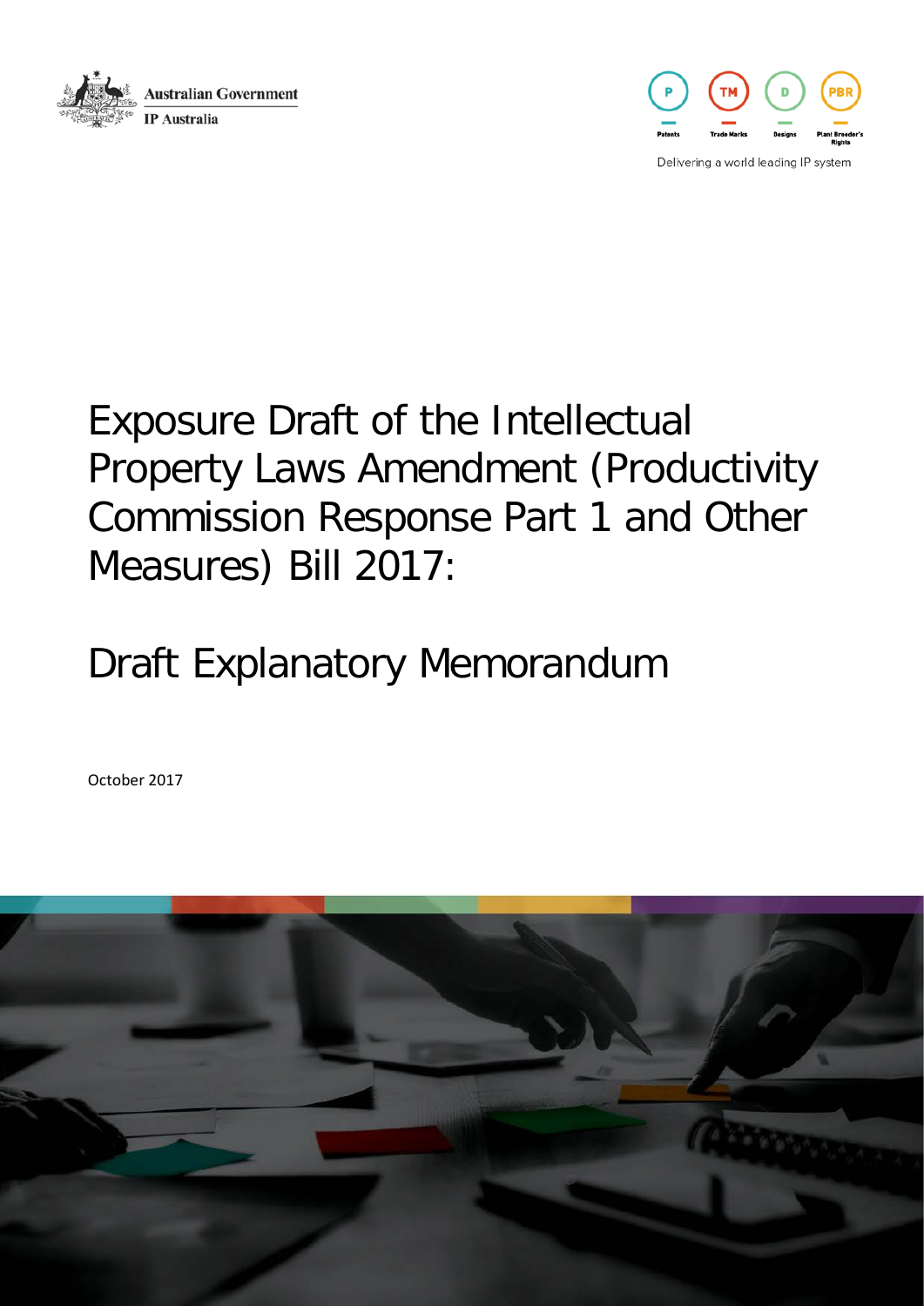Australian Government

IP Australia

Patents | Trade Marks | Designs | Plant Breeder's Rights

Delivering a world leading IP system

# Exposure Draft of the Intellectual Property Laws Amendment (Productivity Commission Response Part 1 and Other Measures) Bill 2017:

# Draft Explanatory Memorandum

October 2017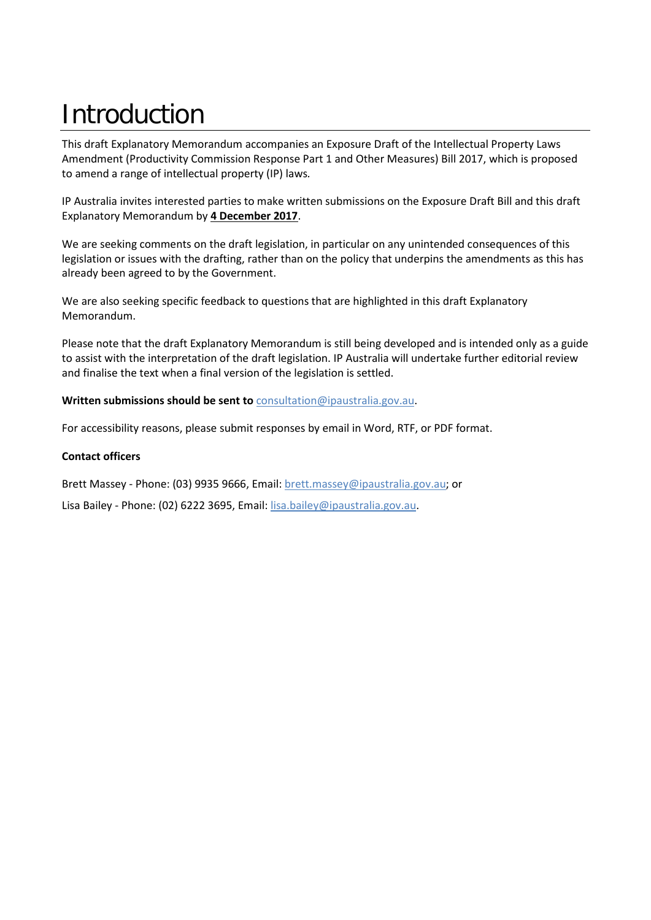# Introduction

This draft Explanatory Memorandum accompanies an Exposure Draft of the Intellectual Property Laws Amendment (Productivity Commission Response Part 1 and Other Measures) Bill 2017, which is proposed to amend a range of intellectual property (IP) laws.

IP Australia invites interested parties to make written submissions on the Exposure Draft Bill and this draft Explanatory Memorandum by **4 December 2017**.

We are seeking comments on the draft legislation, in particular on any unintended consequences of this legislation or issues with the drafting, rather than on the policy that underpins the amendments as this has already been agreed to by the Government.

We are also seeking specific feedback to questions that are highlighted in this draft Explanatory Memorandum.

Please note that the draft Explanatory Memorandum is still being developed and is intended only as a guide to assist with the interpretation of the draft legislation. IP Australia will undertake further editorial review and finalise the text when a final version of the legislation is settled.

**Written submissions should be sent to** consultation@ipaustralia.gov.au.

For accessibility reasons, please submit responses by email in Word, RTF, or PDF format.

**Contact officers**

Brett Massey - Phone: (03) 9935 9666, Email: brett.massey@ipaustralia.gov.au; or

Lisa Bailey - Phone: (02) 6222 3695, Email: lisa.bailey@ipaustralia.gov.au.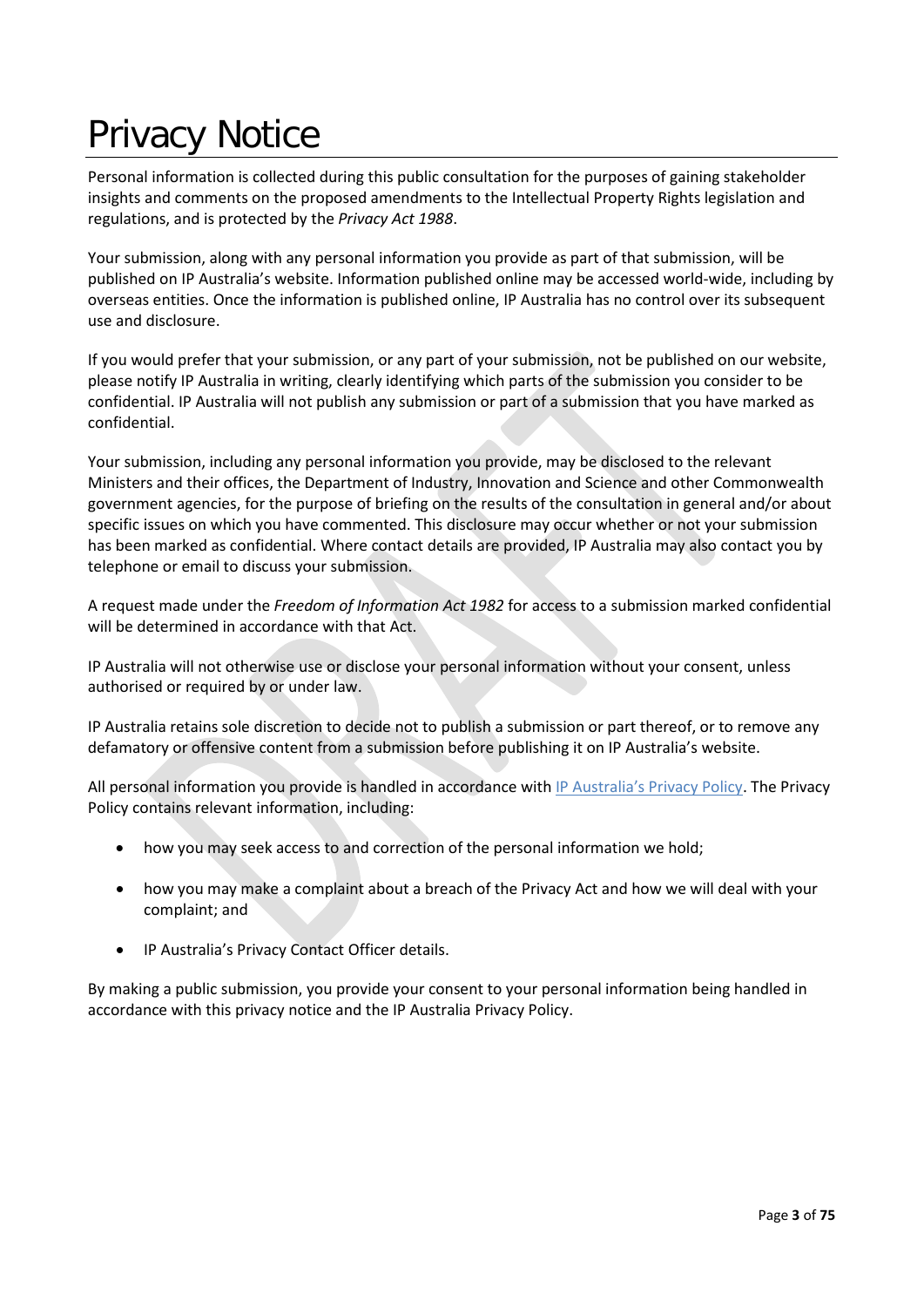# Privacy Notice

Personal information is collected during this public consultation for the purposes of gaining stakeholder insights and comments on the proposed amendments to the Intellectual Property Rights legislation and regulations, and is protected by the *Privacy Act 1988*.

Your submission, along with any personal information you provide as part of that submission, will be published on IP Australia's website. Information published online may be accessed world-wide, including by overseas entities. Once the information is published online, IP Australia has no control over its subsequent use and disclosure.

If you would prefer that your submission, or any part of your submission, not be published on our website, please notify IP Australia in writing, clearly identifying which parts of the submission you consider to be confidential. IP Australia will not publish any submission or part of a submission that you have marked as confidential.

Your submission, including any personal information you provide, may be disclosed to the relevant Ministers and their offices, the Department of Industry, Innovation and Science and other Commonwealth government agencies, for the purpose of briefing on the results of the consultation in general and/or about specific issues on which you have commented. This disclosure may occur whether or not your submission has been marked as confidential. Where contact details are provided, IP Australia may also contact you by telephone or email to discuss your submission.

A request made under the *Freedom of Information Act 1982* for access to a submission marked confidential will be determined in accordance with that Act.

IP Australia will not otherwise use or disclose your personal information without your consent, unless authorised or required by or under law.

IP Australia retains sole discretion to decide not to publish a submission or part thereof, or to remove any defamatory or offensive content from a submission before publishing it on IP Australia's website.

All personal information you provide is handled in accordance with IP Australia's Privacy Policy. The Privacy Policy contains relevant information, including:

- how you may seek access to and correction of the personal information we hold;
- how you may make a complaint about a breach of the Privacy Act and how we will deal with your complaint; and
- IP Australia's Privacy Contact Officer details.

By making a public submission, you provide your consent to your personal information being handled in accordance with this privacy notice and the IP Australia Privacy Policy.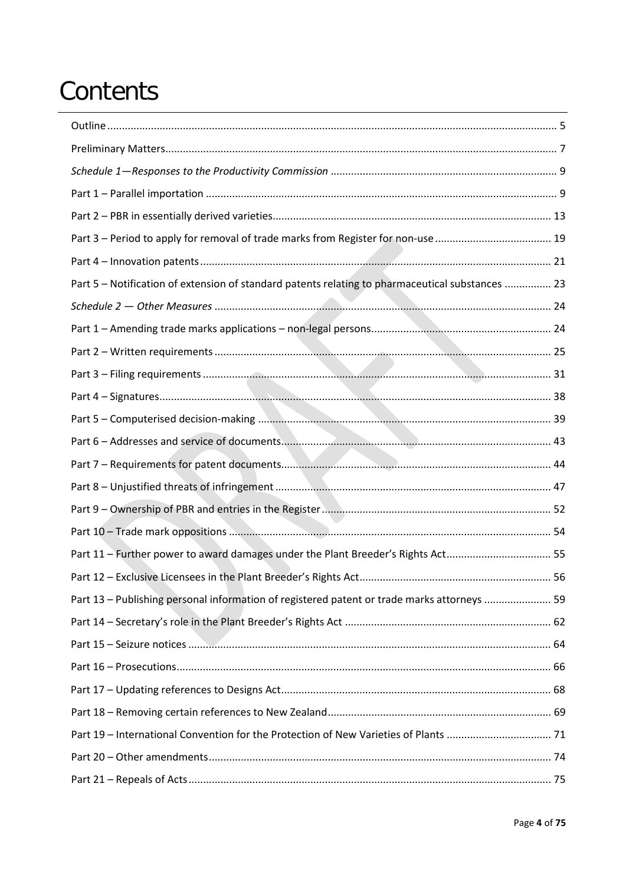# Contents

Outline ........ 5

Preliminary Matters ........ 7

*Schedule 1—Responses to the Productivity Commission* ........ 9

Part 1 – Parallel importation ........ 9

Part 2 – PBR in essentially derived varieties ........ 13

Part 3 – Period to apply for removal of trade marks from Register for non-use ........ 19

Part 4 – Innovation patents ........ 21

Part 5 – Notification of extension of standard patents relating to pharmaceutical substances ........ 23

*Schedule 2 — Other Measures* ........ 24

Part 1 – Amending trade marks applications – non-legal persons ........ 24

Part 2 – Written requirements ........ 25

Part 3 – Filing requirements ........ 31

Part 4 – Signatures ........ 38

Part 5 – Computerised decision-making ........ 39

Part 6 – Addresses and service of documents ........ 43

Part 7 – Requirements for patent documents ........ 44

Part 8 – Unjustified threats of infringement ........ 47

Part 9 – Ownership of PBR and entries in the Register ........ 52

Part 10 – Trade mark oppositions ........ 54

Part 11 – Further power to award damages under the Plant Breeder's Rights Act ........ 55

Part 12 – Exclusive Licensees in the Plant Breeder's Rights Act ........ 56

Part 13 – Publishing personal information of registered patent or trade marks attorneys ........ 59

Part 14 – Secretary's role in the Plant Breeder's Rights Act ........ 62

Part 15 – Seizure notices ........ 64

Part 16 – Prosecutions ........ 66

Part 17 – Updating references to Designs Act ........ 68

Part 18 – Removing certain references to New Zealand ........ 69

Part 19 – International Convention for the Protection of New Varieties of Plants ........ 71

Part 20 – Other amendments ........ 74

Part 21 – Repeals of Acts ........ 75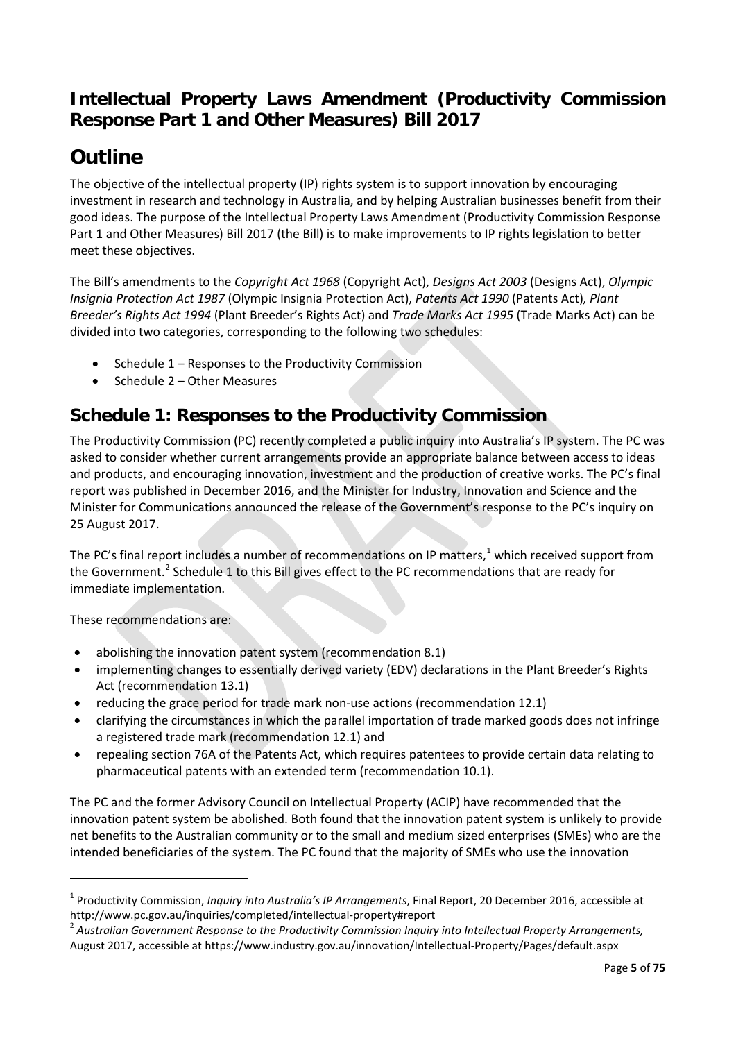## Intellectual Property Laws Amendment (Productivity Commission Response Part 1 and Other Measures) Bill 2017

# Outline

The objective of the intellectual property (IP) rights system is to support innovation by encouraging investment in research and technology in Australia, and by helping Australian businesses benefit from their good ideas. The purpose of the Intellectual Property Laws Amendment (Productivity Commission Response Part 1 and Other Measures) Bill 2017 (the Bill) is to make improvements to IP rights legislation to better meet these objectives.

The Bill's amendments to the *Copyright Act 1968* (Copyright Act), *Designs Act 2003* (Designs Act), *Olympic Insignia Protection Act 1987* (Olympic Insignia Protection Act), *Patents Act 1990* (Patents Act), *Plant Breeder's Rights Act 1994* (Plant Breeder's Rights Act) and *Trade Marks Act 1995* (Trade Marks Act) can be divided into two categories, corresponding to the following two schedules:

- Schedule 1 – Responses to the Productivity Commission
- Schedule 2 – Other Measures

## Schedule 1: Responses to the Productivity Commission

The Productivity Commission (PC) recently completed a public inquiry into Australia's IP system. The PC was asked to consider whether current arrangements provide an appropriate balance between access to ideas and products, and encouraging innovation, investment and the production of creative works. The PC's final report was published in December 2016, and the Minister for Industry, Innovation and Science and the Minister for Communications announced the release of the Government's response to the PC's inquiry on 25 August 2017.

The PC's final report includes a number of recommendations on IP matters,[1] which received support from the Government.[2] Schedule 1 to this Bill gives effect to the PC recommendations that are ready for immediate implementation.

These recommendations are:

- abolishing the innovation patent system (recommendation 8.1)
- implementing changes to essentially derived variety (EDV) declarations in the Plant Breeder's Rights Act (recommendation 13.1)
- reducing the grace period for trade mark non-use actions (recommendation 12.1)
- clarifying the circumstances in which the parallel importation of trade marked goods does not infringe a registered trade mark (recommendation 12.1) and
- repealing section 76A of the Patents Act, which requires patentees to provide certain data relating to pharmaceutical patents with an extended term (recommendation 10.1).

The PC and the former Advisory Council on Intellectual Property (ACIP) have recommended that the innovation patent system be abolished. Both found that the innovation patent system is unlikely to provide net benefits to the Australian community or to the small and medium sized enterprises (SMEs) who are the intended beneficiaries of the system. The PC found that the majority of SMEs who use the innovation

---

[1] Productivity Commission, *Inquiry into Australia's IP Arrangements*, Final Report, 20 December 2016, accessible at http://www.pc.gov.au/inquiries/completed/intellectual-property#report

[2] *Australian Government Response to the Productivity Commission Inquiry into Intellectual Property Arrangements,* August 2017, accessible at https://www.industry.gov.au/innovation/Intellectual-Property/Pages/default.aspx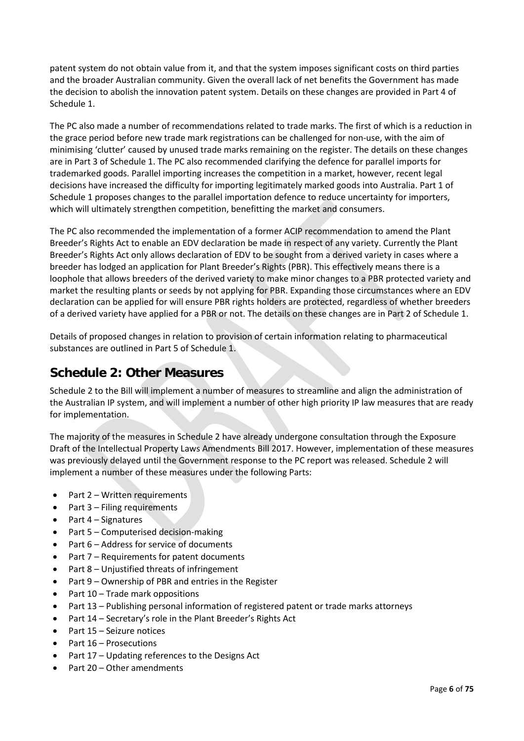patent system do not obtain value from it, and that the system imposes significant costs on third parties and the broader Australian community. Given the overall lack of net benefits the Government has made the decision to abolish the innovation patent system. Details on these changes are provided in Part 4 of Schedule 1.

The PC also made a number of recommendations related to trade marks. The first of which is a reduction in the grace period before new trade mark registrations can be challenged for non-use, with the aim of minimising 'clutter' caused by unused trade marks remaining on the register. The details on these changes are in Part 3 of Schedule 1. The PC also recommended clarifying the defence for parallel imports for trademarked goods. Parallel importing increases the competition in a market, however, recent legal decisions have increased the difficulty for importing legitimately marked goods into Australia. Part 1 of Schedule 1 proposes changes to the parallel importation defence to reduce uncertainty for importers, which will ultimately strengthen competition, benefitting the market and consumers.

The PC also recommended the implementation of a former ACIP recommendation to amend the Plant Breeder's Rights Act to enable an EDV declaration be made in respect of any variety. Currently the Plant Breeder's Rights Act only allows declaration of EDV to be sought from a derived variety in cases where a breeder has lodged an application for Plant Breeder's Rights (PBR). This effectively means there is a loophole that allows breeders of the derived variety to make minor changes to a PBR protected variety and market the resulting plants or seeds by not applying for PBR. Expanding those circumstances where an EDV declaration can be applied for will ensure PBR rights holders are protected, regardless of whether breeders of a derived variety have applied for a PBR or not. The details on these changes are in Part 2 of Schedule 1.

Details of proposed changes in relation to provision of certain information relating to pharmaceutical substances are outlined in Part 5 of Schedule 1.

## Schedule 2: Other Measures

Schedule 2 to the Bill will implement a number of measures to streamline and align the administration of the Australian IP system, and will implement a number of other high priority IP law measures that are ready for implementation.

The majority of the measures in Schedule 2 have already undergone consultation through the Exposure Draft of the Intellectual Property Laws Amendments Bill 2017. However, implementation of these measures was previously delayed until the Government response to the PC report was released. Schedule 2 will implement a number of these measures under the following Parts:

- Part 2 – Written requirements
- Part 3 – Filing requirements
- Part 4 – Signatures
- Part 5 – Computerised decision-making
- Part 6 – Address for service of documents
- Part 7 – Requirements for patent documents
- Part 8 – Unjustified threats of infringement
- Part 9 – Ownership of PBR and entries in the Register
- Part 10 – Trade mark oppositions
- Part 13 – Publishing personal information of registered patent or trade marks attorneys
- Part 14 – Secretary's role in the Plant Breeder's Rights Act
- Part 15 – Seizure notices
- Part 16 – Prosecutions
- Part 17 – Updating references to the Designs Act
- Part 20 – Other amendments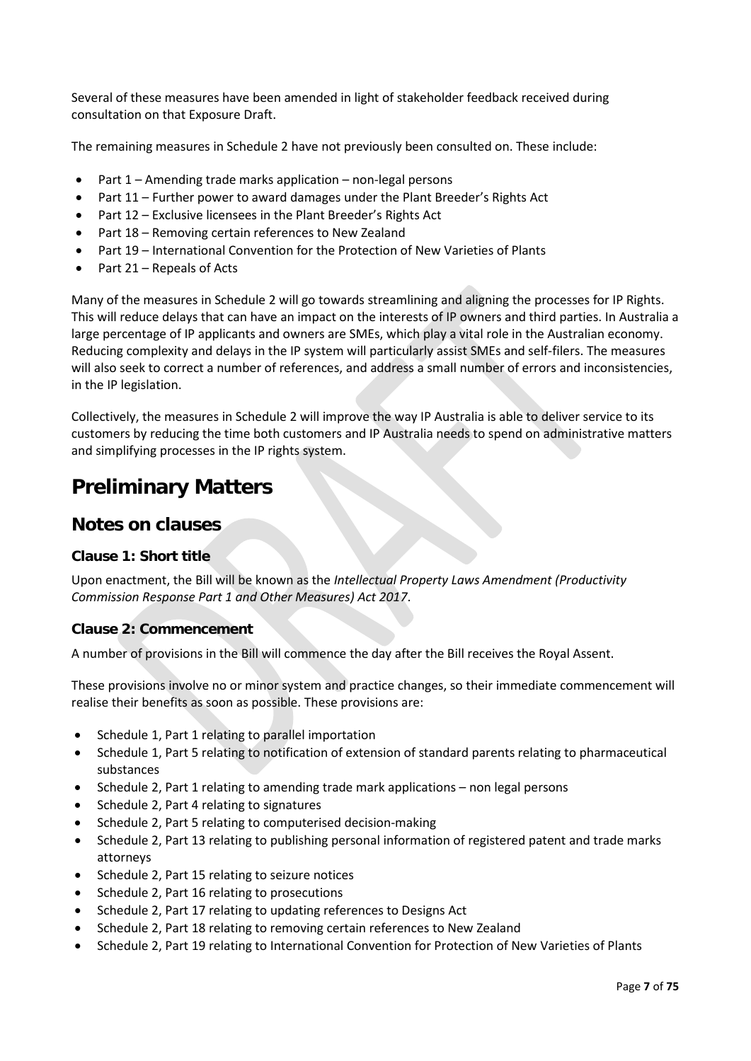Several of these measures have been amended in light of stakeholder feedback received during consultation on that Exposure Draft.

The remaining measures in Schedule 2 have not previously been consulted on. These include:

- Part 1 – Amending trade marks application – non-legal persons
- Part 11 – Further power to award damages under the Plant Breeder's Rights Act
- Part 12 – Exclusive licensees in the Plant Breeder's Rights Act
- Part 18 – Removing certain references to New Zealand
- Part 19 – International Convention for the Protection of New Varieties of Plants
- Part 21 – Repeals of Acts

Many of the measures in Schedule 2 will go towards streamlining and aligning the processes for IP Rights. This will reduce delays that can have an impact on the interests of IP owners and third parties. In Australia a large percentage of IP applicants and owners are SMEs, which play a vital role in the Australian economy. Reducing complexity and delays in the IP system will particularly assist SMEs and self-filers. The measures will also seek to correct a number of references, and address a small number of errors and inconsistencies, in the IP legislation.

Collectively, the measures in Schedule 2 will improve the way IP Australia is able to deliver service to its customers by reducing the time both customers and IP Australia needs to spend on administrative matters and simplifying processes in the IP rights system.

# Preliminary Matters

## Notes on clauses

### Clause 1: Short title

Upon enactment, the Bill will be known as the *Intellectual Property Laws Amendment (Productivity Commission Response Part 1 and Other Measures) Act 2017*.

### Clause 2: Commencement

A number of provisions in the Bill will commence the day after the Bill receives the Royal Assent.

These provisions involve no or minor system and practice changes, so their immediate commencement will realise their benefits as soon as possible. These provisions are:

- Schedule 1, Part 1 relating to parallel importation
- Schedule 1, Part 5 relating to notification of extension of standard parents relating to pharmaceutical substances
- Schedule 2, Part 1 relating to amending trade mark applications – non legal persons
- Schedule 2, Part 4 relating to signatures
- Schedule 2, Part 5 relating to computerised decision-making
- Schedule 2, Part 13 relating to publishing personal information of registered patent and trade marks attorneys
- Schedule 2, Part 15 relating to seizure notices
- Schedule 2, Part 16 relating to prosecutions
- Schedule 2, Part 17 relating to updating references to Designs Act
- Schedule 2, Part 18 relating to removing certain references to New Zealand
- Schedule 2, Part 19 relating to International Convention for Protection of New Varieties of Plants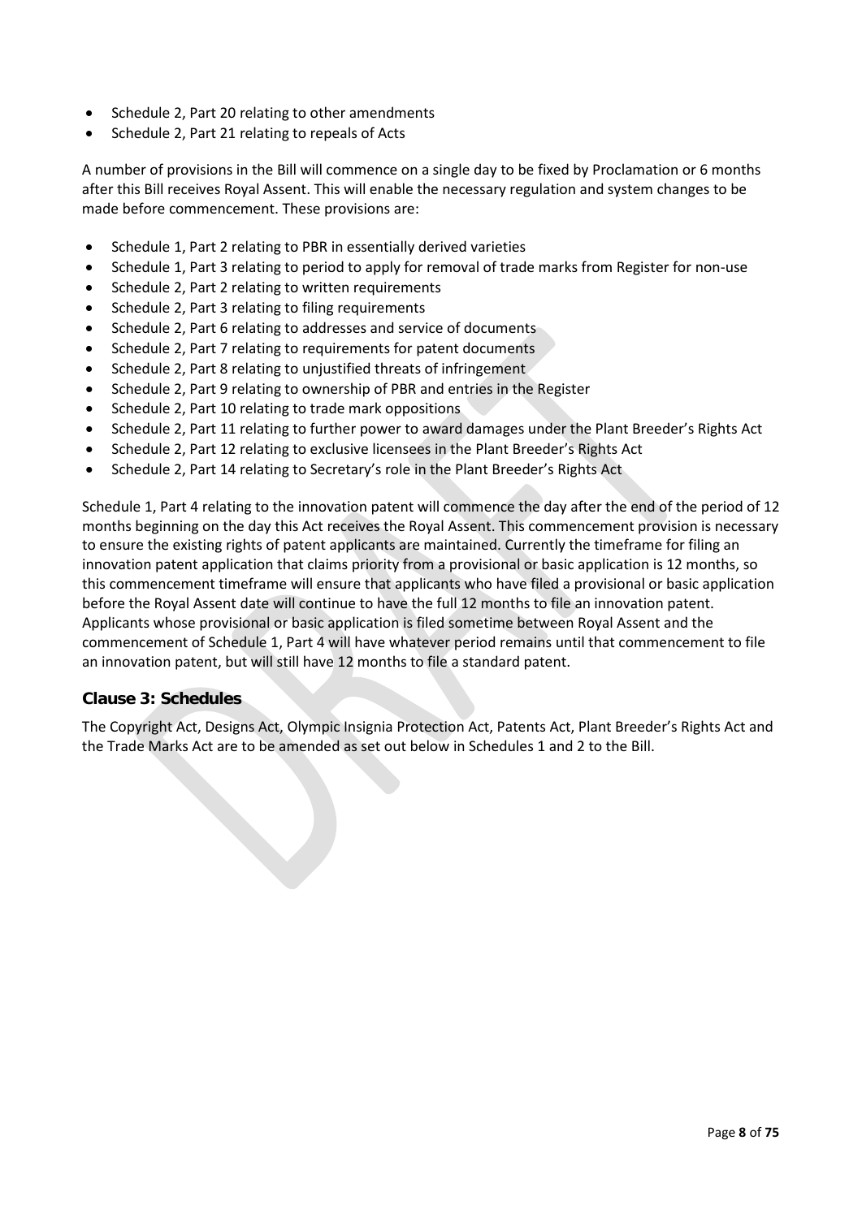- Schedule 2, Part 20 relating to other amendments
- Schedule 2, Part 21 relating to repeals of Acts

A number of provisions in the Bill will commence on a single day to be fixed by Proclamation or 6 months after this Bill receives Royal Assent. This will enable the necessary regulation and system changes to be made before commencement. These provisions are:

- Schedule 1, Part 2 relating to PBR in essentially derived varieties
- Schedule 1, Part 3 relating to period to apply for removal of trade marks from Register for non-use
- Schedule 2, Part 2 relating to written requirements
- Schedule 2, Part 3 relating to filing requirements
- Schedule 2, Part 6 relating to addresses and service of documents
- Schedule 2, Part 7 relating to requirements for patent documents
- Schedule 2, Part 8 relating to unjustified threats of infringement
- Schedule 2, Part 9 relating to ownership of PBR and entries in the Register
- Schedule 2, Part 10 relating to trade mark oppositions
- Schedule 2, Part 11 relating to further power to award damages under the Plant Breeder's Rights Act
- Schedule 2, Part 12 relating to exclusive licensees in the Plant Breeder's Rights Act
- Schedule 2, Part 14 relating to Secretary's role in the Plant Breeder's Rights Act

Schedule 1, Part 4 relating to the innovation patent will commence the day after the end of the period of 12 months beginning on the day this Act receives the Royal Assent. This commencement provision is necessary to ensure the existing rights of patent applicants are maintained. Currently the timeframe for filing an innovation patent application that claims priority from a provisional or basic application is 12 months, so this commencement timeframe will ensure that applicants who have filed a provisional or basic application before the Royal Assent date will continue to have the full 12 months to file an innovation patent. Applicants whose provisional or basic application is filed sometime between Royal Assent and the commencement of Schedule 1, Part 4 will have whatever period remains until that commencement to file an innovation patent, but will still have 12 months to file a standard patent.

### Clause 3: Schedules

The Copyright Act, Designs Act, Olympic Insignia Protection Act, Patents Act, Plant Breeder's Rights Act and the Trade Marks Act are to be amended as set out below in Schedules 1 and 2 to the Bill.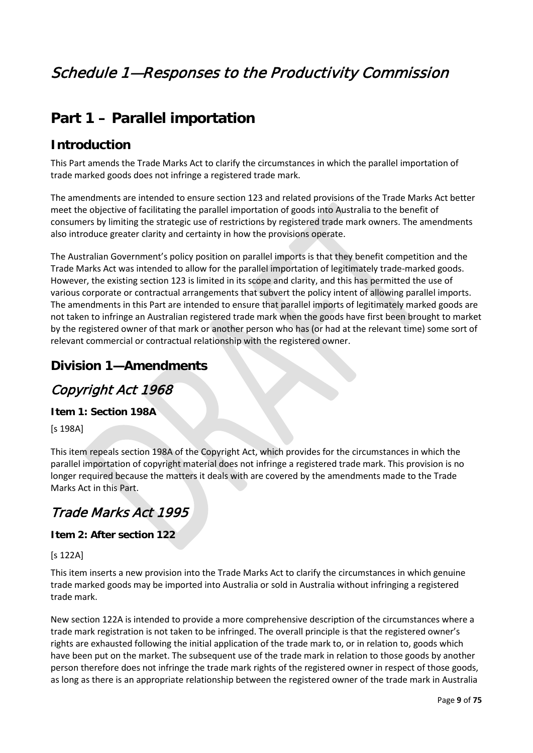# *Schedule 1—Responses to the Productivity Commission*

## Part 1 – Parallel importation

### Introduction

This Part amends the Trade Marks Act to clarify the circumstances in which the parallel importation of trade marked goods does not infringe a registered trade mark.

The amendments are intended to ensure section 123 and related provisions of the Trade Marks Act better meet the objective of facilitating the parallel importation of goods into Australia to the benefit of consumers by limiting the strategic use of restrictions by registered trade mark owners. The amendments also introduce greater clarity and certainty in how the provisions operate.

The Australian Government's policy position on parallel imports is that they benefit competition and the Trade Marks Act was intended to allow for the parallel importation of legitimately trade-marked goods. However, the existing section 123 is limited in its scope and clarity, and this has permitted the use of various corporate or contractual arrangements that subvert the policy intent of allowing parallel imports. The amendments in this Part are intended to ensure that parallel imports of legitimately marked goods are not taken to infringe an Australian registered trade mark when the goods have first been brought to market by the registered owner of that mark or another person who has (or had at the relevant time) some sort of relevant commercial or contractual relationship with the registered owner.

### Division 1—Amendments

## *Copyright Act 1968*

#### Item 1: Section 198A

[s 198A]

This item repeals section 198A of the Copyright Act, which provides for the circumstances in which the parallel importation of copyright material does not infringe a registered trade mark. This provision is no longer required because the matters it deals with are covered by the amendments made to the Trade Marks Act in this Part.

## *Trade Marks Act 1995*

#### Item 2: After section 122

[s 122A]

This item inserts a new provision into the Trade Marks Act to clarify the circumstances in which genuine trade marked goods may be imported into Australia or sold in Australia without infringing a registered trade mark.

New section 122A is intended to provide a more comprehensive description of the circumstances where a trade mark registration is not taken to be infringed. The overall principle is that the registered owner's rights are exhausted following the initial application of the trade mark to, or in relation to, goods which have been put on the market. The subsequent use of the trade mark in relation to those goods by another person therefore does not infringe the trade mark rights of the registered owner in respect of those goods, as long as there is an appropriate relationship between the registered owner of the trade mark in Australia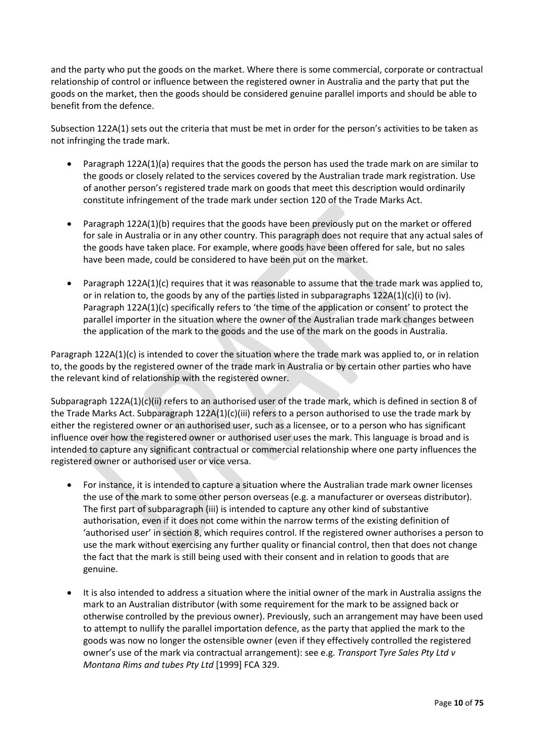and the party who put the goods on the market. Where there is some commercial, corporate or contractual relationship of control or influence between the registered owner in Australia and the party that put the goods on the market, then the goods should be considered genuine parallel imports and should be able to benefit from the defence.

Subsection 122A(1) sets out the criteria that must be met in order for the person's activities to be taken as not infringing the trade mark.

- Paragraph 122A(1)(a) requires that the goods the person has used the trade mark on are similar to the goods or closely related to the services covered by the Australian trade mark registration. Use of another person's registered trade mark on goods that meet this description would ordinarily constitute infringement of the trade mark under section 120 of the Trade Marks Act.

- Paragraph 122A(1)(b) requires that the goods have been previously put on the market or offered for sale in Australia or in any other country. This paragraph does not require that any actual sales of the goods have taken place. For example, where goods have been offered for sale, but no sales have been made, could be considered to have been put on the market.

- Paragraph 122A(1)(c) requires that it was reasonable to assume that the trade mark was applied to, or in relation to, the goods by any of the parties listed in subparagraphs 122A(1)(c)(i) to (iv). Paragraph 122A(1)(c) specifically refers to 'the time of the application or consent' to protect the parallel importer in the situation where the owner of the Australian trade mark changes between the application of the mark to the goods and the use of the mark on the goods in Australia.

Paragraph 122A(1)(c) is intended to cover the situation where the trade mark was applied to, or in relation to, the goods by the registered owner of the trade mark in Australia or by certain other parties who have the relevant kind of relationship with the registered owner.

Subparagraph 122A(1)(c)(ii) refers to an authorised user of the trade mark, which is defined in section 8 of the Trade Marks Act. Subparagraph 122A(1)(c)(iii) refers to a person authorised to use the trade mark by either the registered owner or an authorised user, such as a licensee, or to a person who has significant influence over how the registered owner or authorised user uses the mark. This language is broad and is intended to capture any significant contractual or commercial relationship where one party influences the registered owner or authorised user or vice versa.

- For instance, it is intended to capture a situation where the Australian trade mark owner licenses the use of the mark to some other person overseas (e.g. a manufacturer or overseas distributor). The first part of subparagraph (iii) is intended to capture any other kind of substantive authorisation, even if it does not come within the narrow terms of the existing definition of 'authorised user' in section 8, which requires control. If the registered owner authorises a person to use the mark without exercising any further quality or financial control, then that does not change the fact that the mark is still being used with their consent and in relation to goods that are genuine.

- It is also intended to address a situation where the initial owner of the mark in Australia assigns the mark to an Australian distributor (with some requirement for the mark to be assigned back or otherwise controlled by the previous owner). Previously, such an arrangement may have been used to attempt to nullify the parallel importation defence, as the party that applied the mark to the goods was now no longer the ostensible owner (even if they effectively controlled the registered owner's use of the mark via contractual arrangement): see e.g. *Transport Tyre Sales Pty Ltd v Montana Rims and tubes Pty Ltd* [1999] FCA 329.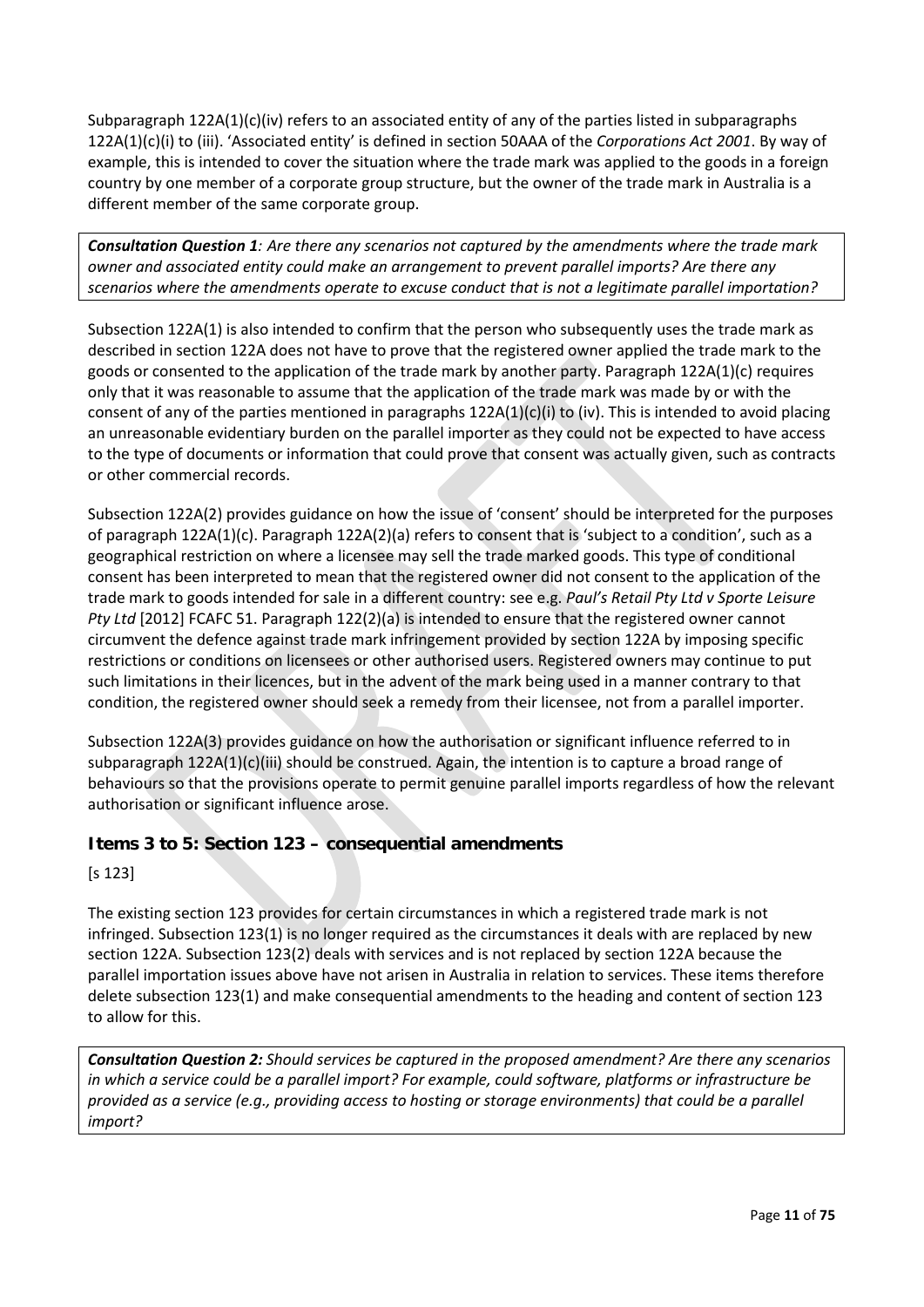Subparagraph 122A(1)(c)(iv) refers to an associated entity of any of the parties listed in subparagraphs 122A(1)(c)(i) to (iii). 'Associated entity' is defined in section 50AAA of the *Corporations Act 2001*. By way of example, this is intended to cover the situation where the trade mark was applied to the goods in a foreign country by one member of a corporate group structure, but the owner of the trade mark in Australia is a different member of the same corporate group.

> ***Consultation Question 1****: Are there any scenarios not captured by the amendments where the trade mark owner and associated entity could make an arrangement to prevent parallel imports? Are there any scenarios where the amendments operate to excuse conduct that is not a legitimate parallel importation?*

Subsection 122A(1) is also intended to confirm that the person who subsequently uses the trade mark as described in section 122A does not have to prove that the registered owner applied the trade mark to the goods or consented to the application of the trade mark by another party. Paragraph 122A(1)(c) requires only that it was reasonable to assume that the application of the trade mark was made by or with the consent of any of the parties mentioned in paragraphs 122A(1)(c)(i) to (iv). This is intended to avoid placing an unreasonable evidentiary burden on the parallel importer as they could not be expected to have access to the type of documents or information that could prove that consent was actually given, such as contracts or other commercial records.

Subsection 122A(2) provides guidance on how the issue of 'consent' should be interpreted for the purposes of paragraph 122A(1)(c). Paragraph 122A(2)(a) refers to consent that is 'subject to a condition', such as a geographical restriction on where a licensee may sell the trade marked goods. This type of conditional consent has been interpreted to mean that the registered owner did not consent to the application of the trade mark to goods intended for sale in a different country: see e.g. *Paul's Retail Pty Ltd v Sporte Leisure Pty Ltd* [2012] FCAFC 51. Paragraph 122(2)(a) is intended to ensure that the registered owner cannot circumvent the defence against trade mark infringement provided by section 122A by imposing specific restrictions or conditions on licensees or other authorised users. Registered owners may continue to put such limitations in their licences, but in the advent of the mark being used in a manner contrary to that condition, the registered owner should seek a remedy from their licensee, not from a parallel importer.

Subsection 122A(3) provides guidance on how the authorisation or significant influence referred to in subparagraph 122A(1)(c)(iii) should be construed. Again, the intention is to capture a broad range of behaviours so that the provisions operate to permit genuine parallel imports regardless of how the relevant authorisation or significant influence arose.

### Items 3 to 5: Section 123 – consequential amendments

[s 123]

The existing section 123 provides for certain circumstances in which a registered trade mark is not infringed. Subsection 123(1) is no longer required as the circumstances it deals with are replaced by new section 122A. Subsection 123(2) deals with services and is not replaced by section 122A because the parallel importation issues above have not arisen in Australia in relation to services. These items therefore delete subsection 123(1) and make consequential amendments to the heading and content of section 123 to allow for this.

> ***Consultation Question 2:*** *Should services be captured in the proposed amendment? Are there any scenarios in which a service could be a parallel import? For example, could software, platforms or infrastructure be provided as a service (e.g., providing access to hosting or storage environments) that could be a parallel import?*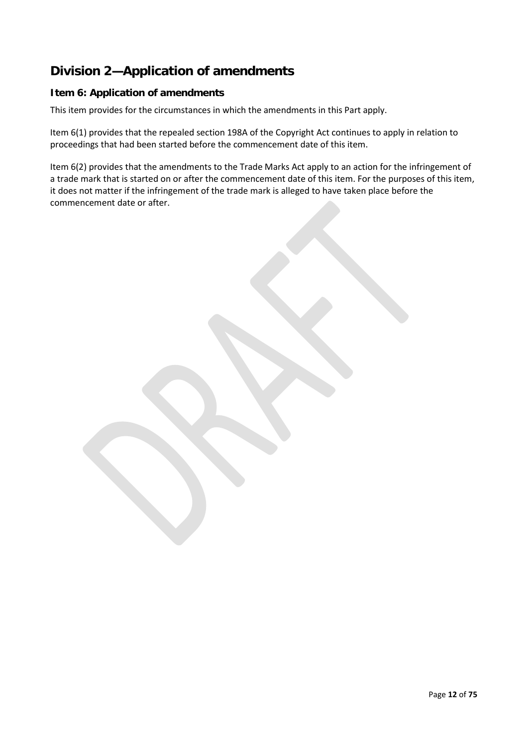## Division 2—Application of amendments

### Item 6: Application of amendments

This item provides for the circumstances in which the amendments in this Part apply.

Item 6(1) provides that the repealed section 198A of the Copyright Act continues to apply in relation to proceedings that had been started before the commencement date of this item.

Item 6(2) provides that the amendments to the Trade Marks Act apply to an action for the infringement of a trade mark that is started on or after the commencement date of this item. For the purposes of this item, it does not matter if the infringement of the trade mark is alleged to have taken place before the commencement date or after.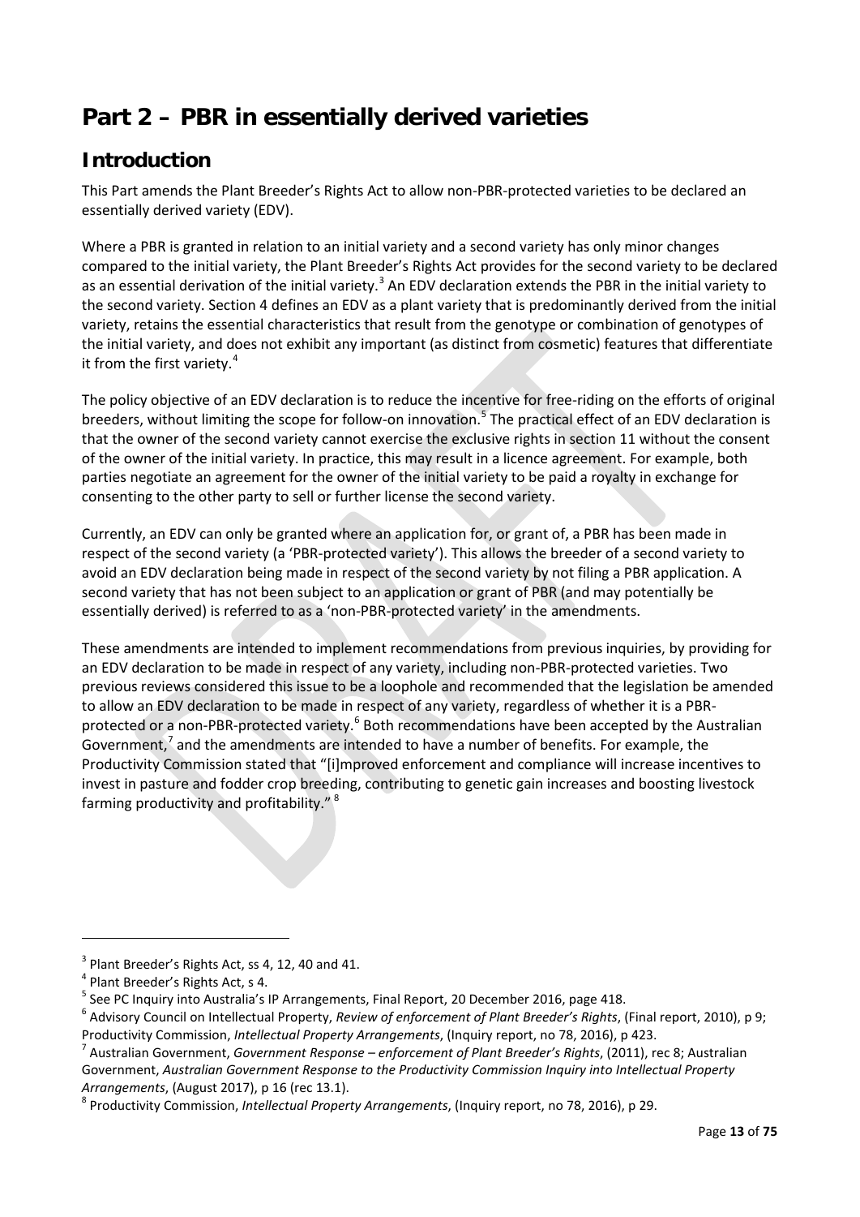# Part 2 – PBR in essentially derived varieties

## Introduction

This Part amends the Plant Breeder's Rights Act to allow non-PBR-protected varieties to be declared an essentially derived variety (EDV).

Where a PBR is granted in relation to an initial variety and a second variety has only minor changes compared to the initial variety, the Plant Breeder's Rights Act provides for the second variety to be declared as an essential derivation of the initial variety.[3] An EDV declaration extends the PBR in the initial variety to the second variety. Section 4 defines an EDV as a plant variety that is predominantly derived from the initial variety, retains the essential characteristics that result from the genotype or combination of genotypes of the initial variety, and does not exhibit any important (as distinct from cosmetic) features that differentiate it from the first variety.[4]

The policy objective of an EDV declaration is to reduce the incentive for free-riding on the efforts of original breeders, without limiting the scope for follow-on innovation.[5] The practical effect of an EDV declaration is that the owner of the second variety cannot exercise the exclusive rights in section 11 without the consent of the owner of the initial variety. In practice, this may result in a licence agreement. For example, both parties negotiate an agreement for the owner of the initial variety to be paid a royalty in exchange for consenting to the other party to sell or further license the second variety.

Currently, an EDV can only be granted where an application for, or grant of, a PBR has been made in respect of the second variety (a 'PBR-protected variety'). This allows the breeder of a second variety to avoid an EDV declaration being made in respect of the second variety by not filing a PBR application. A second variety that has not been subject to an application or grant of PBR (and may potentially be essentially derived) is referred to as a 'non-PBR-protected variety' in the amendments.

These amendments are intended to implement recommendations from previous inquiries, by providing for an EDV declaration to be made in respect of any variety, including non-PBR-protected varieties. Two previous reviews considered this issue to be a loophole and recommended that the legislation be amended to allow an EDV declaration to be made in respect of any variety, regardless of whether it is a PBR-protected or a non-PBR-protected variety.[6] Both recommendations have been accepted by the Australian Government,[7] and the amendments are intended to have a number of benefits. For example, the Productivity Commission stated that "[i]mproved enforcement and compliance will increase incentives to invest in pasture and fodder crop breeding, contributing to genetic gain increases and boosting livestock farming productivity and profitability." [8]

---

[3] Plant Breeder's Rights Act, ss 4, 12, 40 and 41.

[4] Plant Breeder's Rights Act, s 4.

[5] See PC Inquiry into Australia's IP Arrangements, Final Report, 20 December 2016, page 418.

[6] Advisory Council on Intellectual Property, *Review of enforcement of Plant Breeder's Rights*, (Final report, 2010), p 9; Productivity Commission, *Intellectual Property Arrangements*, (Inquiry report, no 78, 2016), p 423.

[7] Australian Government, *Government Response – enforcement of Plant Breeder's Rights*, (2011), rec 8; Australian Government, *Australian Government Response to the Productivity Commission Inquiry into Intellectual Property Arrangements*, (August 2017), p 16 (rec 13.1).

[8] Productivity Commission, *Intellectual Property Arrangements*, (Inquiry report, no 78, 2016), p 29.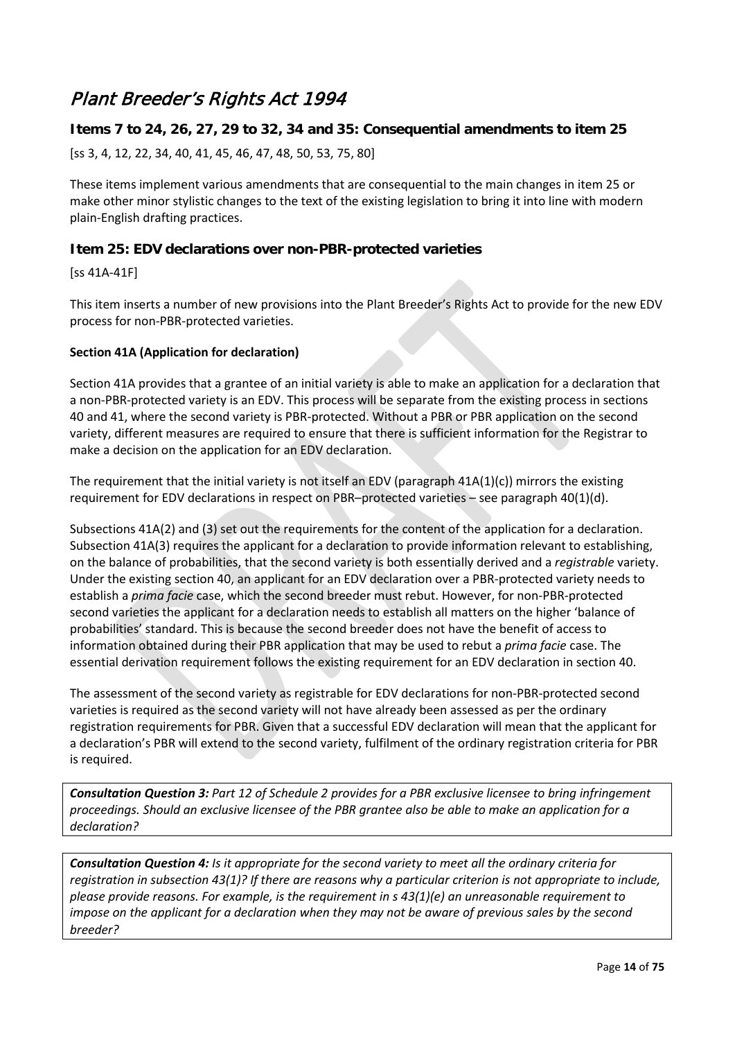# Plant Breeder's Rights Act 1994

## Items 7 to 24, 26, 27, 29 to 32, 34 and 35: Consequential amendments to item 25

[ss 3, 4, 12, 22, 34, 40, 41, 45, 46, 47, 48, 50, 53, 75, 80]

These items implement various amendments that are consequential to the main changes in item 25 or make other minor stylistic changes to the text of the existing legislation to bring it into line with modern plain-English drafting practices.

## Item 25: EDV declarations over non-PBR-protected varieties

[ss 41A-41F]

This item inserts a number of new provisions into the Plant Breeder's Rights Act to provide for the new EDV process for non-PBR-protected varieties.

### Section 41A (Application for declaration)

Section 41A provides that a grantee of an initial variety is able to make an application for a declaration that a non-PBR-protected variety is an EDV. This process will be separate from the existing process in sections 40 and 41, where the second variety is PBR-protected. Without a PBR or PBR application on the second variety, different measures are required to ensure that there is sufficient information for the Registrar to make a decision on the application for an EDV declaration.

The requirement that the initial variety is not itself an EDV (paragraph 41A(1)(c)) mirrors the existing requirement for EDV declarations in respect on PBR–protected varieties – see paragraph 40(1)(d).

Subsections 41A(2) and (3) set out the requirements for the content of the application for a declaration. Subsection 41A(3) requires the applicant for a declaration to provide information relevant to establishing, on the balance of probabilities, that the second variety is both essentially derived and a *registrable* variety. Under the existing section 40, an applicant for an EDV declaration over a PBR-protected variety needs to establish a *prima facie* case, which the second breeder must rebut. However, for non-PBR-protected second varieties the applicant for a declaration needs to establish all matters on the higher 'balance of probabilities' standard. This is because the second breeder does not have the benefit of access to information obtained during their PBR application that may be used to rebut a *prima facie* case. The essential derivation requirement follows the existing requirement for an EDV declaration in section 40.

The assessment of the second variety as registrable for EDV declarations for non-PBR-protected second varieties is required as the second variety will not have already been assessed as per the ordinary registration requirements for PBR. Given that a successful EDV declaration will mean that the applicant for a declaration's PBR will extend to the second variety, fulfilment of the ordinary registration criteria for PBR is required.

> ***Consultation Question 3:*** *Part 12 of Schedule 2 provides for a PBR exclusive licensee to bring infringement proceedings. Should an exclusive licensee of the PBR grantee also be able to make an application for a declaration?*

> ***Consultation Question 4:*** *Is it appropriate for the second variety to meet all the ordinary criteria for registration in subsection 43(1)? If there are reasons why a particular criterion is not appropriate to include, please provide reasons. For example, is the requirement in s 43(1)(e) an unreasonable requirement to impose on the applicant for a declaration when they may not be aware of previous sales by the second breeder?*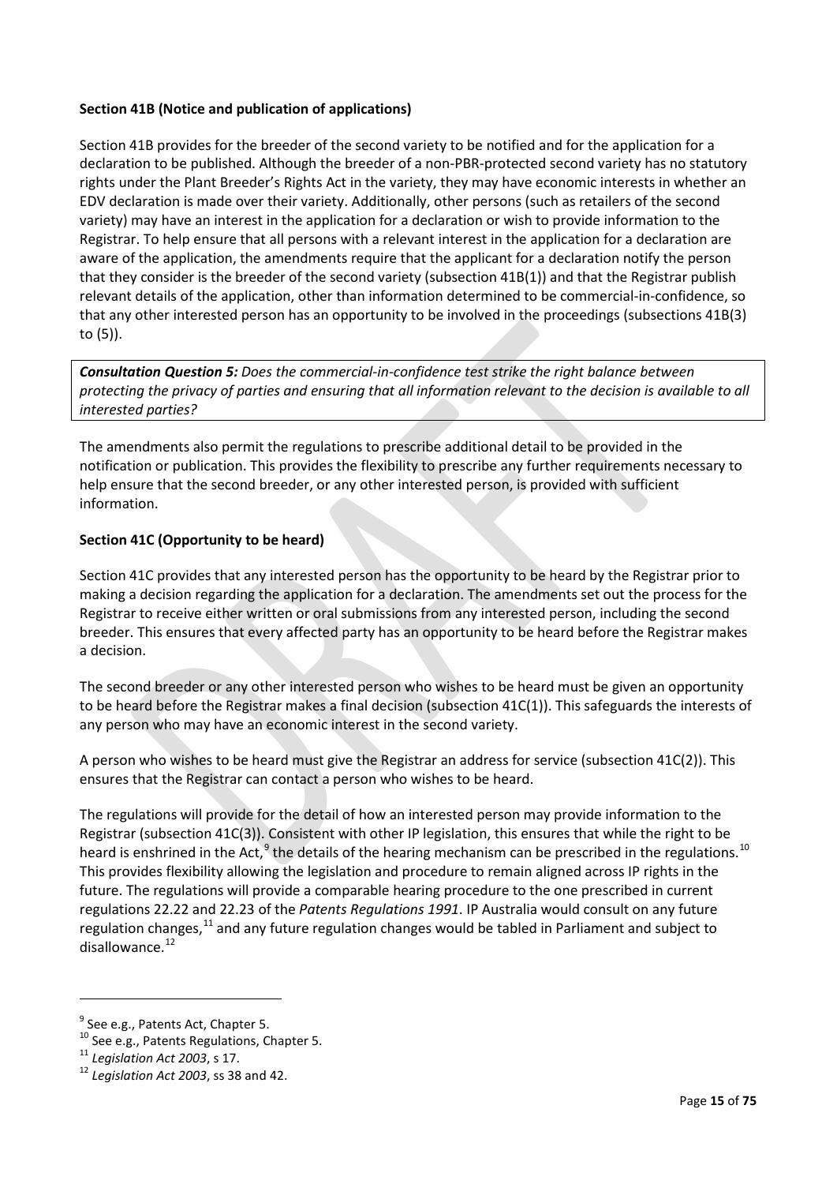**Section 41B (Notice and publication of applications)**

Section 41B provides for the breeder of the second variety to be notified and for the application for a declaration to be published. Although the breeder of a non-PBR-protected second variety has no statutory rights under the Plant Breeder's Rights Act in the variety, they may have economic interests in whether an EDV declaration is made over their variety. Additionally, other persons (such as retailers of the second variety) may have an interest in the application for a declaration or wish to provide information to the Registrar. To help ensure that all persons with a relevant interest in the application for a declaration are aware of the application, the amendments require that the applicant for a declaration notify the person that they consider is the breeder of the second variety (subsection 41B(1)) and that the Registrar publish relevant details of the application, other than information determined to be commercial-in-confidence, so that any other interested person has an opportunity to be involved in the proceedings (subsections 41B(3) to (5)).

***Consultation Question 5:*** *Does the commercial-in-confidence test strike the right balance between protecting the privacy of parties and ensuring that all information relevant to the decision is available to all interested parties?*

The amendments also permit the regulations to prescribe additional detail to be provided in the notification or publication. This provides the flexibility to prescribe any further requirements necessary to help ensure that the second breeder, or any other interested person, is provided with sufficient information.

**Section 41C (Opportunity to be heard)**

Section 41C provides that any interested person has the opportunity to be heard by the Registrar prior to making a decision regarding the application for a declaration. The amendments set out the process for the Registrar to receive either written or oral submissions from any interested person, including the second breeder. This ensures that every affected party has an opportunity to be heard before the Registrar makes a decision.

The second breeder or any other interested person who wishes to be heard must be given an opportunity to be heard before the Registrar makes a final decision (subsection 41C(1)). This safeguards the interests of any person who may have an economic interest in the second variety.

A person who wishes to be heard must give the Registrar an address for service (subsection 41C(2)). This ensures that the Registrar can contact a person who wishes to be heard.

The regulations will provide for the detail of how an interested person may provide information to the Registrar (subsection 41C(3)). Consistent with other IP legislation, this ensures that while the right to be heard is enshrined in the Act,[9] the details of the hearing mechanism can be prescribed in the regulations.[10] This provides flexibility allowing the legislation and procedure to remain aligned across IP rights in the future. The regulations will provide a comparable hearing procedure to the one prescribed in current regulations 22.22 and 22.23 of the *Patents Regulations 1991*. IP Australia would consult on any future regulation changes,[11] and any future regulation changes would be tabled in Parliament and subject to disallowance.[12]

---

[9] See e.g., Patents Act, Chapter 5.

[10] See e.g., Patents Regulations, Chapter 5.

[11] *Legislation Act 2003*, s 17.

[12] *Legislation Act 2003*, ss 38 and 42.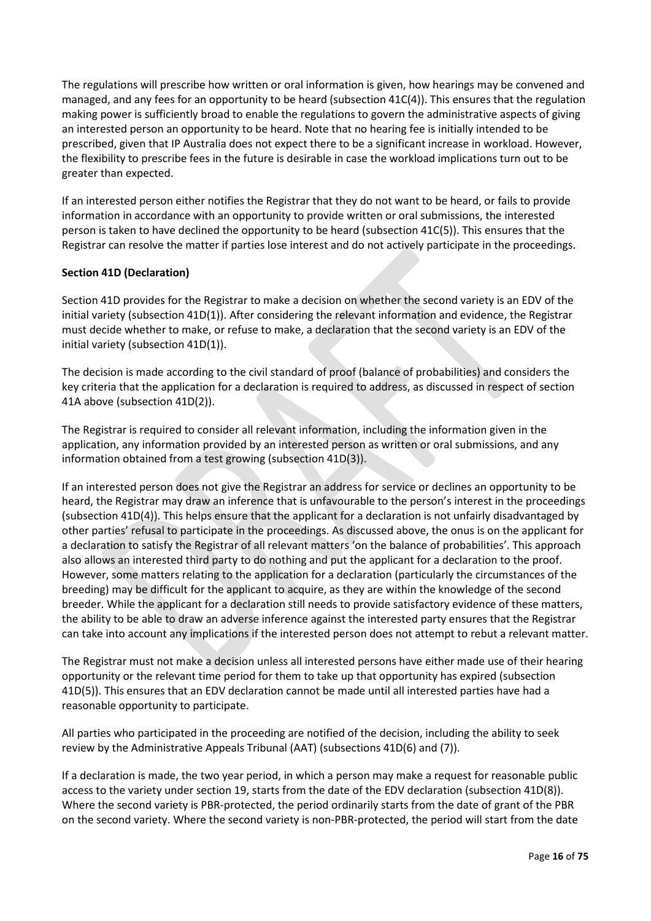The regulations will prescribe how written or oral information is given, how hearings may be convened and managed, and any fees for an opportunity to be heard (subsection 41C(4)). This ensures that the regulation making power is sufficiently broad to enable the regulations to govern the administrative aspects of giving an interested person an opportunity to be heard. Note that no hearing fee is initially intended to be prescribed, given that IP Australia does not expect there to be a significant increase in workload. However, the flexibility to prescribe fees in the future is desirable in case the workload implications turn out to be greater than expected.

If an interested person either notifies the Registrar that they do not want to be heard, or fails to provide information in accordance with an opportunity to provide written or oral submissions, the interested person is taken to have declined the opportunity to be heard (subsection 41C(5)). This ensures that the Registrar can resolve the matter if parties lose interest and do not actively participate in the proceedings.

**Section 41D (Declaration)**

Section 41D provides for the Registrar to make a decision on whether the second variety is an EDV of the initial variety (subsection 41D(1)). After considering the relevant information and evidence, the Registrar must decide whether to make, or refuse to make, a declaration that the second variety is an EDV of the initial variety (subsection 41D(1)).

The decision is made according to the civil standard of proof (balance of probabilities) and considers the key criteria that the application for a declaration is required to address, as discussed in respect of section 41A above (subsection 41D(2)).

The Registrar is required to consider all relevant information, including the information given in the application, any information provided by an interested person as written or oral submissions, and any information obtained from a test growing (subsection 41D(3)).

If an interested person does not give the Registrar an address for service or declines an opportunity to be heard, the Registrar may draw an inference that is unfavourable to the person's interest in the proceedings (subsection 41D(4)). This helps ensure that the applicant for a declaration is not unfairly disadvantaged by other parties' refusal to participate in the proceedings. As discussed above, the onus is on the applicant for a declaration to satisfy the Registrar of all relevant matters 'on the balance of probabilities'. This approach also allows an interested third party to do nothing and put the applicant for a declaration to the proof. However, some matters relating to the application for a declaration (particularly the circumstances of the breeding) may be difficult for the applicant to acquire, as they are within the knowledge of the second breeder. While the applicant for a declaration still needs to provide satisfactory evidence of these matters, the ability to be able to draw an adverse inference against the interested party ensures that the Registrar can take into account any implications if the interested person does not attempt to rebut a relevant matter.

The Registrar must not make a decision unless all interested persons have either made use of their hearing opportunity or the relevant time period for them to take up that opportunity has expired (subsection 41D(5)). This ensures that an EDV declaration cannot be made until all interested parties have had a reasonable opportunity to participate.

All parties who participated in the proceeding are notified of the decision, including the ability to seek review by the Administrative Appeals Tribunal (AAT) (subsections 41D(6) and (7)).

If a declaration is made, the two year period, in which a person may make a request for reasonable public access to the variety under section 19, starts from the date of the EDV declaration (subsection 41D(8)). Where the second variety is PBR-protected, the period ordinarily starts from the date of grant of the PBR on the second variety. Where the second variety is non-PBR-protected, the period will start from the date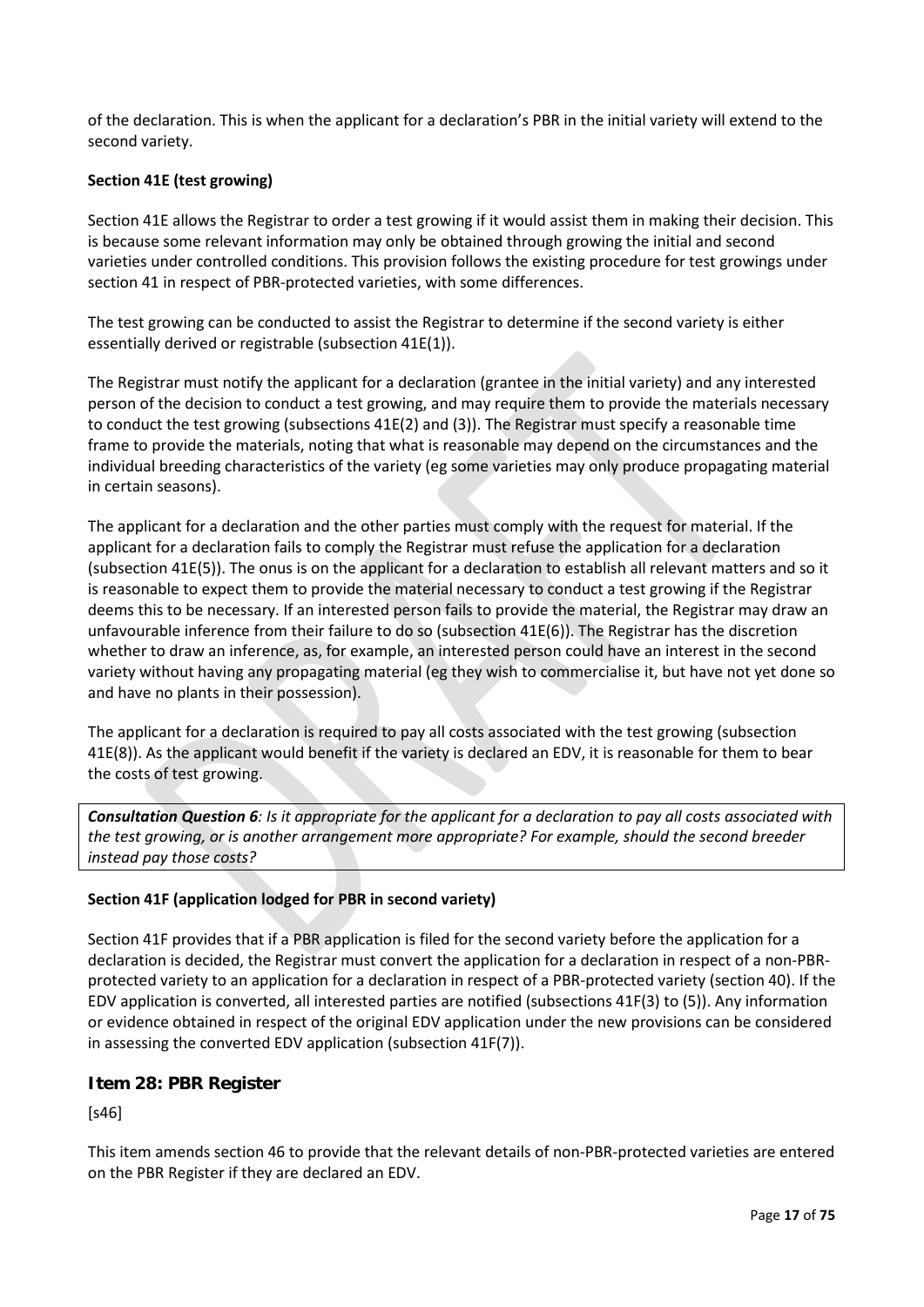of the declaration. This is when the applicant for a declaration's PBR in the initial variety will extend to the second variety.

**Section 41E (test growing)**

Section 41E allows the Registrar to order a test growing if it would assist them in making their decision. This is because some relevant information may only be obtained through growing the initial and second varieties under controlled conditions. This provision follows the existing procedure for test growings under section 41 in respect of PBR-protected varieties, with some differences.

The test growing can be conducted to assist the Registrar to determine if the second variety is either essentially derived or registrable (subsection 41E(1)).

The Registrar must notify the applicant for a declaration (grantee in the initial variety) and any interested person of the decision to conduct a test growing, and may require them to provide the materials necessary to conduct the test growing (subsections 41E(2) and (3)). The Registrar must specify a reasonable time frame to provide the materials, noting that what is reasonable may depend on the circumstances and the individual breeding characteristics of the variety (eg some varieties may only produce propagating material in certain seasons).

The applicant for a declaration and the other parties must comply with the request for material. If the applicant for a declaration fails to comply the Registrar must refuse the application for a declaration (subsection 41E(5)). The onus is on the applicant for a declaration to establish all relevant matters and so it is reasonable to expect them to provide the material necessary to conduct a test growing if the Registrar deems this to be necessary. If an interested person fails to provide the material, the Registrar may draw an unfavourable inference from their failure to do so (subsection 41E(6)). The Registrar has the discretion whether to draw an inference, as, for example, an interested person could have an interest in the second variety without having any propagating material (eg they wish to commercialise it, but have not yet done so and have no plants in their possession).

The applicant for a declaration is required to pay all costs associated with the test growing (subsection 41E(8)). As the applicant would benefit if the variety is declared an EDV, it is reasonable for them to bear the costs of test growing.

> ***Consultation Question 6**: Is it appropriate for the applicant for a declaration to pay all costs associated with the test growing, or is another arrangement more appropriate? For example, should the second breeder instead pay those costs?*

**Section 41F (application lodged for PBR in second variety)**

Section 41F provides that if a PBR application is filed for the second variety before the application for a declaration is decided, the Registrar must convert the application for a declaration in respect of a non-PBR-protected variety to an application for a declaration in respect of a PBR-protected variety (section 40). If the EDV application is converted, all interested parties are notified (subsections 41F(3) to (5)). Any information or evidence obtained in respect of the original EDV application under the new provisions can be considered in assessing the converted EDV application (subsection 41F(7)).

### Item 28: PBR Register

[s46]

This item amends section 46 to provide that the relevant details of non-PBR-protected varieties are entered on the PBR Register if they are declared an EDV.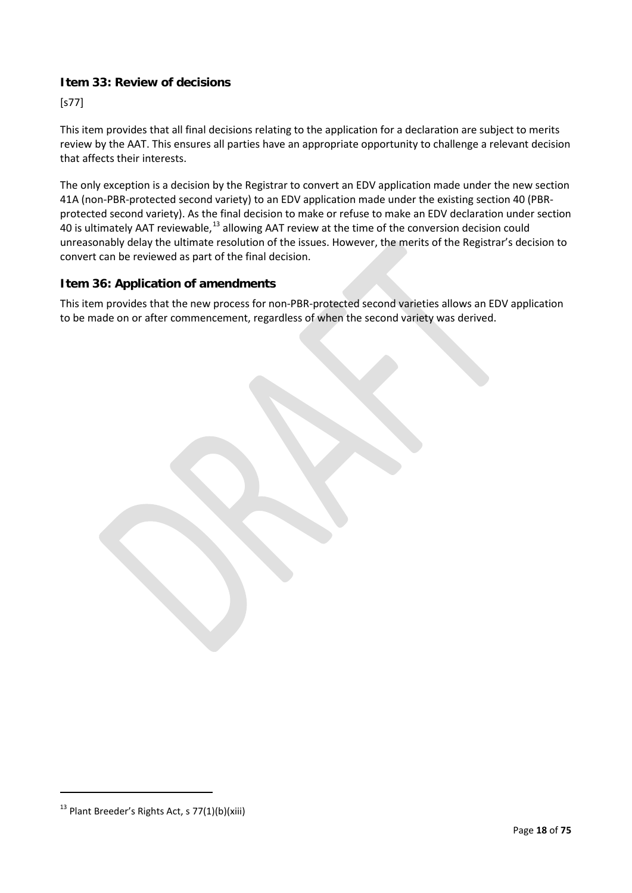### Item 33: Review of decisions

[s77]

This item provides that all final decisions relating to the application for a declaration are subject to merits review by the AAT. This ensures all parties have an appropriate opportunity to challenge a relevant decision that affects their interests.

The only exception is a decision by the Registrar to convert an EDV application made under the new section 41A (non-PBR-protected second variety) to an EDV application made under the existing section 40 (PBR-protected second variety). As the final decision to make or refuse to make an EDV declaration under section 40 is ultimately AAT reviewable,[13] allowing AAT review at the time of the conversion decision could unreasonably delay the ultimate resolution of the issues. However, the merits of the Registrar's decision to convert can be reviewed as part of the final decision.

### Item 36: Application of amendments

This item provides that the new process for non-PBR-protected second varieties allows an EDV application to be made on or after commencement, regardless of when the second variety was derived.

---

[13] Plant Breeder's Rights Act, s 77(1)(b)(xiii)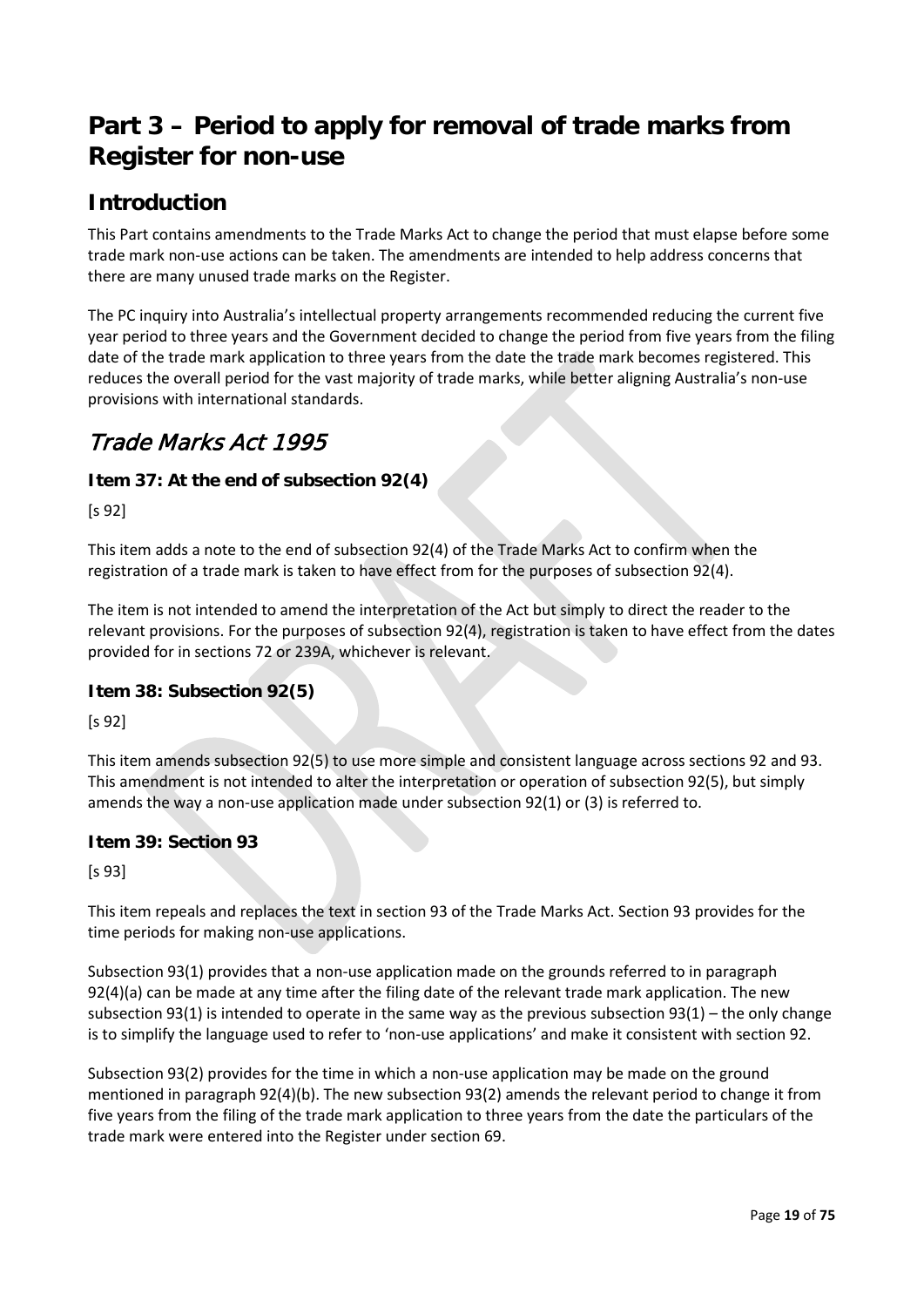# Part 3 – Period to apply for removal of trade marks from Register for non-use

## Introduction

This Part contains amendments to the Trade Marks Act to change the period that must elapse before some trade mark non-use actions can be taken. The amendments are intended to help address concerns that there are many unused trade marks on the Register.

The PC inquiry into Australia's intellectual property arrangements recommended reducing the current five year period to three years and the Government decided to change the period from five years from the filing date of the trade mark application to three years from the date the trade mark becomes registered. This reduces the overall period for the vast majority of trade marks, while better aligning Australia's non-use provisions with international standards.

## *Trade Marks Act 1995*

### Item 37: At the end of subsection 92(4)

[s 92]

This item adds a note to the end of subsection 92(4) of the Trade Marks Act to confirm when the registration of a trade mark is taken to have effect from for the purposes of subsection 92(4).

The item is not intended to amend the interpretation of the Act but simply to direct the reader to the relevant provisions. For the purposes of subsection 92(4), registration is taken to have effect from the dates provided for in sections 72 or 239A, whichever is relevant.

### Item 38: Subsection 92(5)

[s 92]

This item amends subsection 92(5) to use more simple and consistent language across sections 92 and 93. This amendment is not intended to alter the interpretation or operation of subsection 92(5), but simply amends the way a non-use application made under subsection 92(1) or (3) is referred to.

### Item 39: Section 93

[s 93]

This item repeals and replaces the text in section 93 of the Trade Marks Act. Section 93 provides for the time periods for making non-use applications.

Subsection 93(1) provides that a non-use application made on the grounds referred to in paragraph 92(4)(a) can be made at any time after the filing date of the relevant trade mark application. The new subsection 93(1) is intended to operate in the same way as the previous subsection 93(1) – the only change is to simplify the language used to refer to 'non-use applications' and make it consistent with section 92.

Subsection 93(2) provides for the time in which a non-use application may be made on the ground mentioned in paragraph 92(4)(b). The new subsection 93(2) amends the relevant period to change it from five years from the filing of the trade mark application to three years from the date the particulars of the trade mark were entered into the Register under section 69.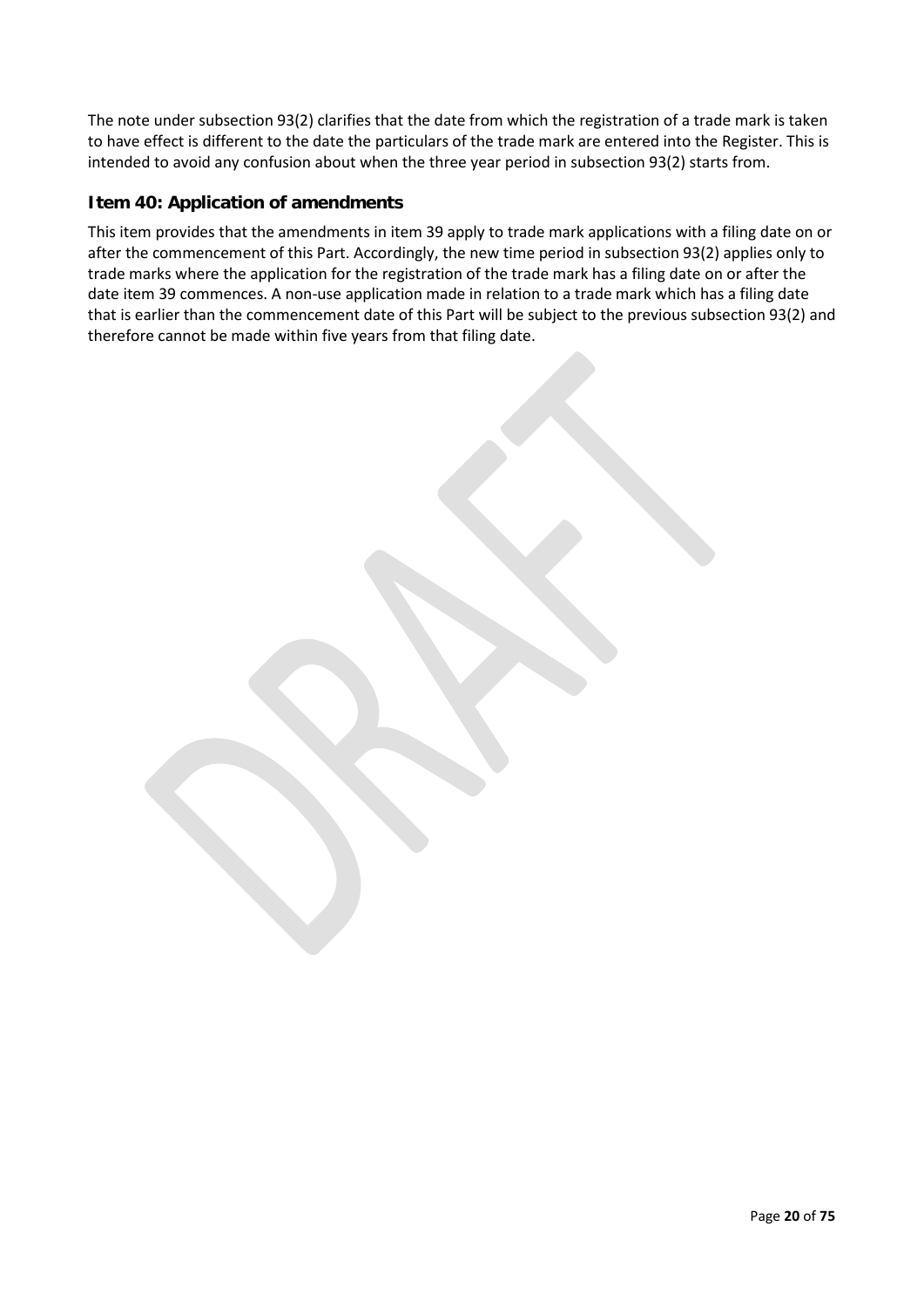The note under subsection 93(2) clarifies that the date from which the registration of a trade mark is taken to have effect is different to the date the particulars of the trade mark are entered into the Register. This is intended to avoid any confusion about when the three year period in subsection 93(2) starts from.

### Item 40: Application of amendments

This item provides that the amendments in item 39 apply to trade mark applications with a filing date on or after the commencement of this Part. Accordingly, the new time period in subsection 93(2) applies only to trade marks where the application for the registration of the trade mark has a filing date on or after the date item 39 commences. A non-use application made in relation to a trade mark which has a filing date that is earlier than the commencement date of this Part will be subject to the previous subsection 93(2) and therefore cannot be made within five years from that filing date.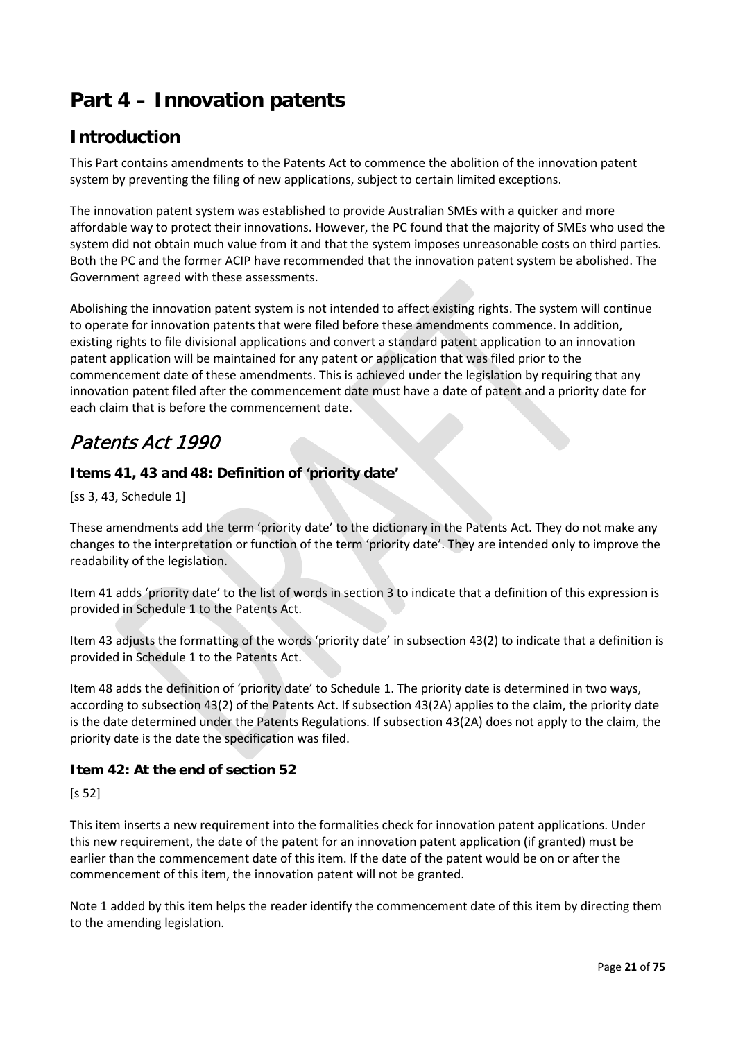# Part 4 – Innovation patents

## Introduction

This Part contains amendments to the Patents Act to commence the abolition of the innovation patent system by preventing the filing of new applications, subject to certain limited exceptions.

The innovation patent system was established to provide Australian SMEs with a quicker and more affordable way to protect their innovations. However, the PC found that the majority of SMEs who used the system did not obtain much value from it and that the system imposes unreasonable costs on third parties. Both the PC and the former ACIP have recommended that the innovation patent system be abolished. The Government agreed with these assessments.

Abolishing the innovation patent system is not intended to affect existing rights. The system will continue to operate for innovation patents that were filed before these amendments commence. In addition, existing rights to file divisional applications and convert a standard patent application to an innovation patent application will be maintained for any patent or application that was filed prior to the commencement date of these amendments. This is achieved under the legislation by requiring that any innovation patent filed after the commencement date must have a date of patent and a priority date for each claim that is before the commencement date.

## *Patents Act 1990*

### Items 41, 43 and 48: Definition of 'priority date'

[ss 3, 43, Schedule 1]

These amendments add the term 'priority date' to the dictionary in the Patents Act. They do not make any changes to the interpretation or function of the term 'priority date'. They are intended only to improve the readability of the legislation.

Item 41 adds 'priority date' to the list of words in section 3 to indicate that a definition of this expression is provided in Schedule 1 to the Patents Act.

Item 43 adjusts the formatting of the words 'priority date' in subsection 43(2) to indicate that a definition is provided in Schedule 1 to the Patents Act.

Item 48 adds the definition of 'priority date' to Schedule 1. The priority date is determined in two ways, according to subsection 43(2) of the Patents Act. If subsection 43(2A) applies to the claim, the priority date is the date determined under the Patents Regulations. If subsection 43(2A) does not apply to the claim, the priority date is the date the specification was filed.

### Item 42: At the end of section 52

[s 52]

This item inserts a new requirement into the formalities check for innovation patent applications. Under this new requirement, the date of the patent for an innovation patent application (if granted) must be earlier than the commencement date of this item. If the date of the patent would be on or after the commencement of this item, the innovation patent will not be granted.

Note 1 added by this item helps the reader identify the commencement date of this item by directing them to the amending legislation.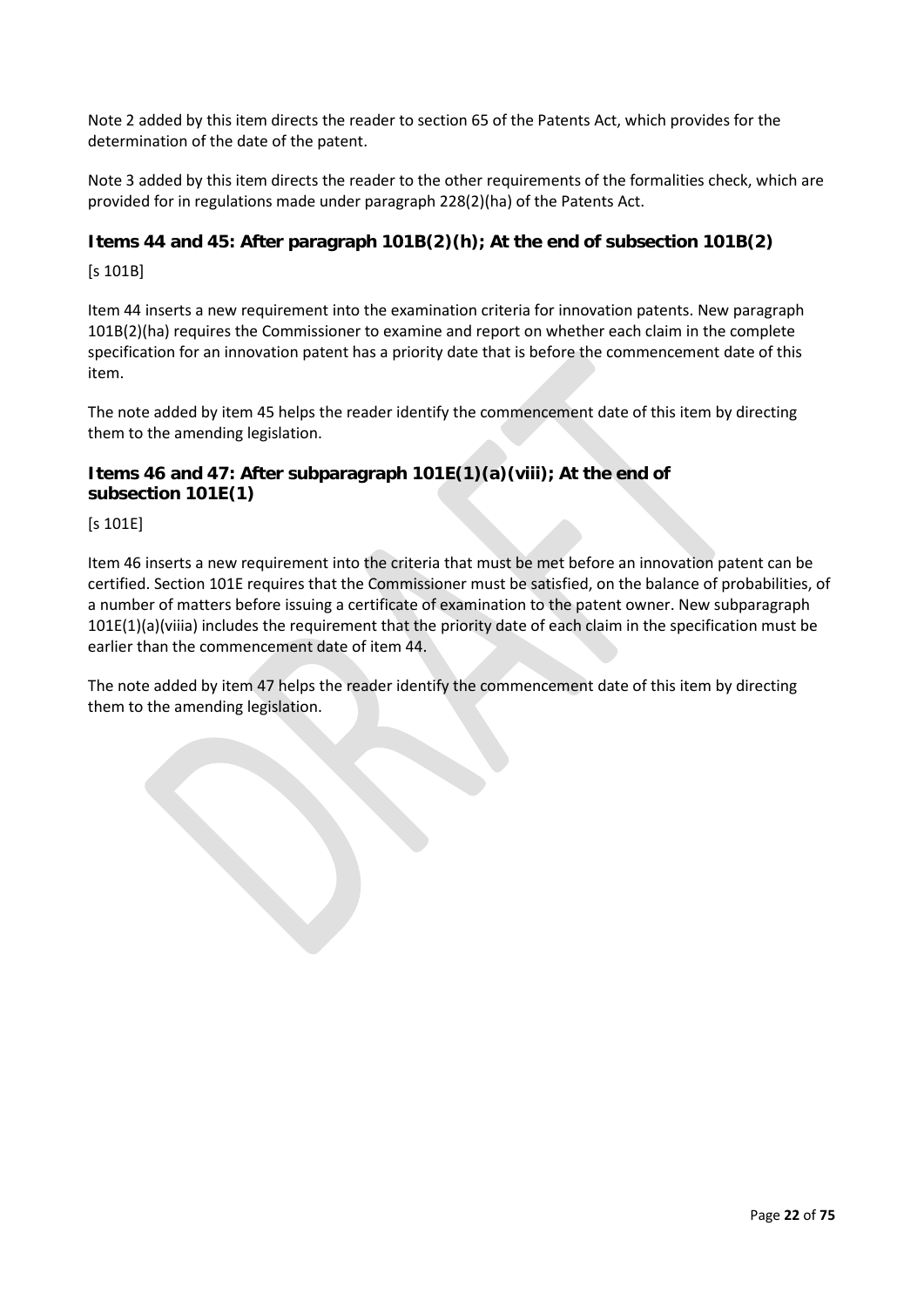Note 2 added by this item directs the reader to section 65 of the Patents Act, which provides for the determination of the date of the patent.

Note 3 added by this item directs the reader to the other requirements of the formalities check, which are provided for in regulations made under paragraph 228(2)(ha) of the Patents Act.

### Items 44 and 45: After paragraph 101B(2)(h); At the end of subsection 101B(2)

[s 101B]

Item 44 inserts a new requirement into the examination criteria for innovation patents. New paragraph 101B(2)(ha) requires the Commissioner to examine and report on whether each claim in the complete specification for an innovation patent has a priority date that is before the commencement date of this item.

The note added by item 45 helps the reader identify the commencement date of this item by directing them to the amending legislation.

### Items 46 and 47: After subparagraph 101E(1)(a)(viii); At the end of subsection 101E(1)

[s 101E]

Item 46 inserts a new requirement into the criteria that must be met before an innovation patent can be certified. Section 101E requires that the Commissioner must be satisfied, on the balance of probabilities, of a number of matters before issuing a certificate of examination to the patent owner. New subparagraph 101E(1)(a)(viiia) includes the requirement that the priority date of each claim in the specification must be earlier than the commencement date of item 44.

The note added by item 47 helps the reader identify the commencement date of this item by directing them to the amending legislation.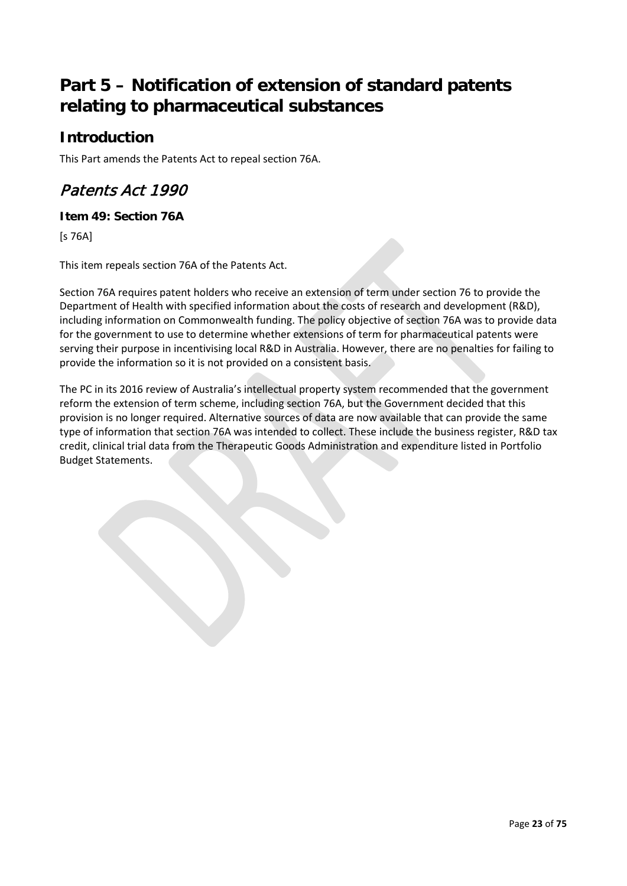# Part 5 – Notification of extension of standard patents relating to pharmaceutical substances

## Introduction

This Part amends the Patents Act to repeal section 76A.

## *Patents Act 1990*

### Item 49: Section 76A

[s 76A]

This item repeals section 76A of the Patents Act.

Section 76A requires patent holders who receive an extension of term under section 76 to provide the Department of Health with specified information about the costs of research and development (R&D), including information on Commonwealth funding. The policy objective of section 76A was to provide data for the government to use to determine whether extensions of term for pharmaceutical patents were serving their purpose in incentivising local R&D in Australia. However, there are no penalties for failing to provide the information so it is not provided on a consistent basis.

The PC in its 2016 review of Australia's intellectual property system recommended that the government reform the extension of term scheme, including section 76A, but the Government decided that this provision is no longer required. Alternative sources of data are now available that can provide the same type of information that section 76A was intended to collect. These include the business register, R&D tax credit, clinical trial data from the Therapeutic Goods Administration and expenditure listed in Portfolio Budget Statements.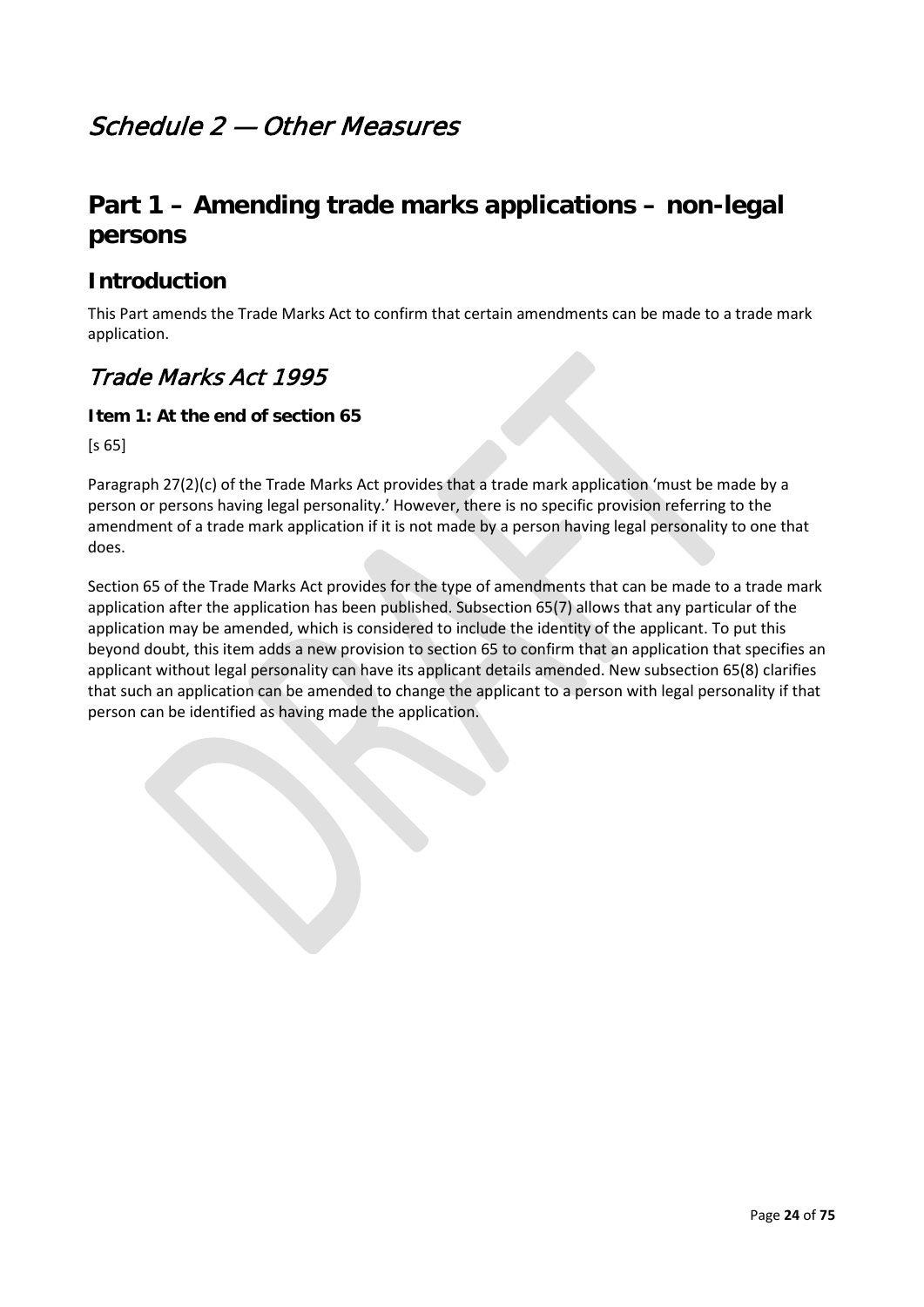# *Schedule 2 — Other Measures*

## Part 1 – Amending trade marks applications – non-legal persons

### Introduction

This Part amends the Trade Marks Act to confirm that certain amendments can be made to a trade mark application.

## *Trade Marks Act 1995*

#### Item 1: At the end of section 65

[s 65]

Paragraph 27(2)(c) of the Trade Marks Act provides that a trade mark application 'must be made by a person or persons having legal personality.' However, there is no specific provision referring to the amendment of a trade mark application if it is not made by a person having legal personality to one that does.

Section 65 of the Trade Marks Act provides for the type of amendments that can be made to a trade mark application after the application has been published. Subsection 65(7) allows that any particular of the application may be amended, which is considered to include the identity of the applicant. To put this beyond doubt, this item adds a new provision to section 65 to confirm that an application that specifies an applicant without legal personality can have its applicant details amended. New subsection 65(8) clarifies that such an application can be amended to change the applicant to a person with legal personality if that person can be identified as having made the application.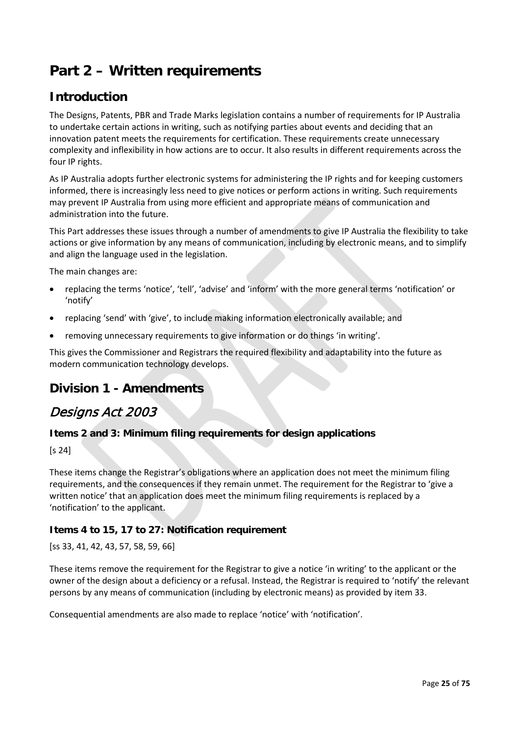# Part 2 – Written requirements

## Introduction

The Designs, Patents, PBR and Trade Marks legislation contains a number of requirements for IP Australia to undertake certain actions in writing, such as notifying parties about events and deciding that an innovation patent meets the requirements for certification. These requirements create unnecessary complexity and inflexibility in how actions are to occur. It also results in different requirements across the four IP rights.

As IP Australia adopts further electronic systems for administering the IP rights and for keeping customers informed, there is increasingly less need to give notices or perform actions in writing. Such requirements may prevent IP Australia from using more efficient and appropriate means of communication and administration into the future.

This Part addresses these issues through a number of amendments to give IP Australia the flexibility to take actions or give information by any means of communication, including by electronic means, and to simplify and align the language used in the legislation.

The main changes are:

- replacing the terms 'notice', 'tell', 'advise' and 'inform' with the more general terms 'notification' or 'notify'
- replacing 'send' with 'give', to include making information electronically available; and
- removing unnecessary requirements to give information or do things 'in writing'.

This gives the Commissioner and Registrars the required flexibility and adaptability into the future as modern communication technology develops.

## Division 1 - Amendments

## *Designs Act 2003*

### Items 2 and 3: Minimum filing requirements for design applications

[s 24]

These items change the Registrar's obligations where an application does not meet the minimum filing requirements, and the consequences if they remain unmet. The requirement for the Registrar to 'give a written notice' that an application does meet the minimum filing requirements is replaced by a 'notification' to the applicant.

### Items 4 to 15, 17 to 27: Notification requirement

[ss 33, 41, 42, 43, 57, 58, 59, 66]

These items remove the requirement for the Registrar to give a notice 'in writing' to the applicant or the owner of the design about a deficiency or a refusal. Instead, the Registrar is required to 'notify' the relevant persons by any means of communication (including by electronic means) as provided by item 33.

Consequential amendments are also made to replace 'notice' with 'notification'.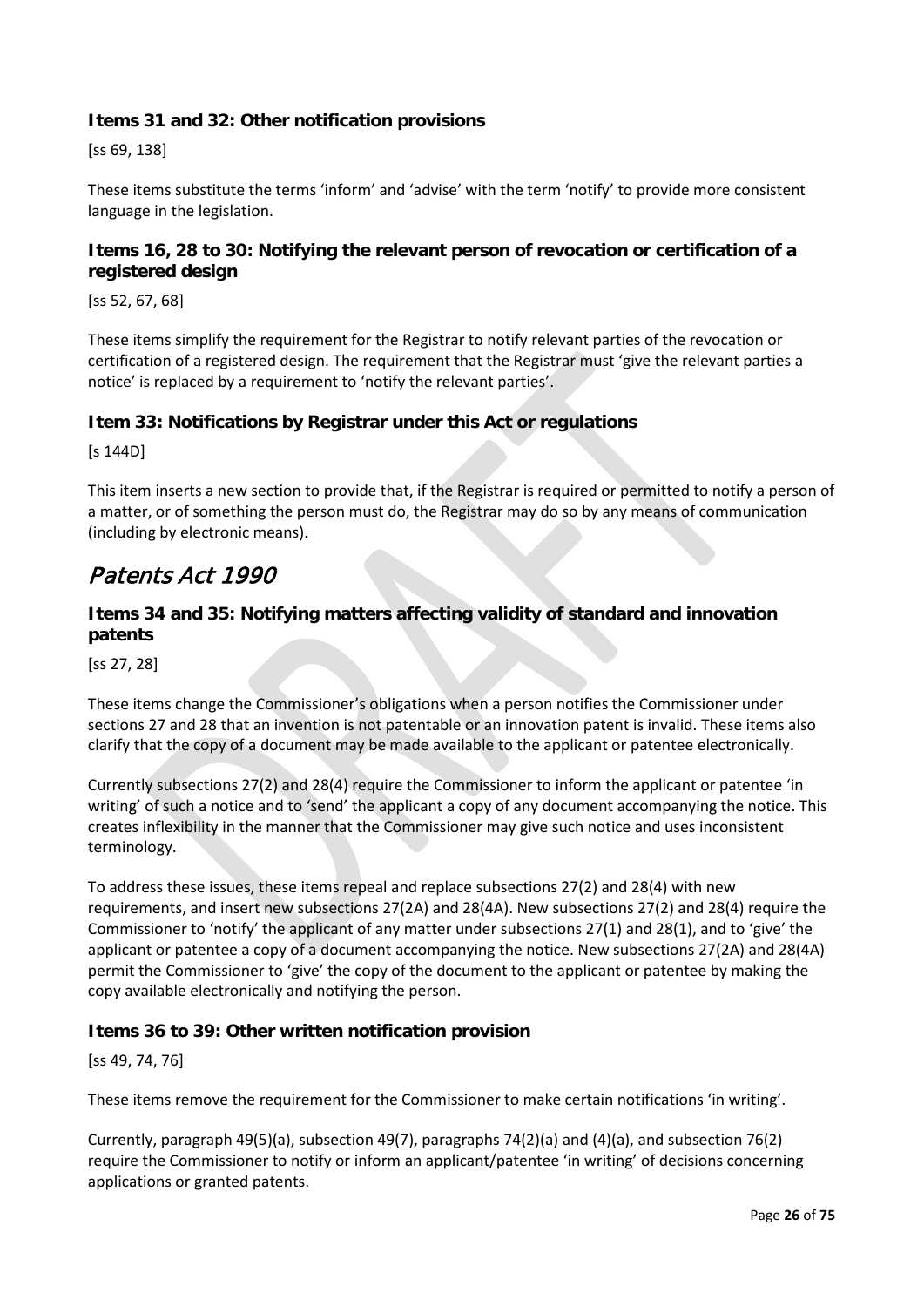### Items 31 and 32: Other notification provisions

[ss 69, 138]

These items substitute the terms 'inform' and 'advise' with the term 'notify' to provide more consistent language in the legislation.

### Items 16, 28 to 30: Notifying the relevant person of revocation or certification of a registered design

[ss 52, 67, 68]

These items simplify the requirement for the Registrar to notify relevant parties of the revocation or certification of a registered design. The requirement that the Registrar must 'give the relevant parties a notice' is replaced by a requirement to 'notify the relevant parties'.

### Item 33: Notifications by Registrar under this Act or regulations

[s 144D]

This item inserts a new section to provide that, if the Registrar is required or permitted to notify a person of a matter, or of something the person must do, the Registrar may do so by any means of communication (including by electronic means).

## *Patents Act 1990*

### Items 34 and 35: Notifying matters affecting validity of standard and innovation patents

[ss 27, 28]

These items change the Commissioner's obligations when a person notifies the Commissioner under sections 27 and 28 that an invention is not patentable or an innovation patent is invalid. These items also clarify that the copy of a document may be made available to the applicant or patentee electronically.

Currently subsections 27(2) and 28(4) require the Commissioner to inform the applicant or patentee 'in writing' of such a notice and to 'send' the applicant a copy of any document accompanying the notice. This creates inflexibility in the manner that the Commissioner may give such notice and uses inconsistent terminology.

To address these issues, these items repeal and replace subsections 27(2) and 28(4) with new requirements, and insert new subsections 27(2A) and 28(4A). New subsections 27(2) and 28(4) require the Commissioner to 'notify' the applicant of any matter under subsections 27(1) and 28(1), and to 'give' the applicant or patentee a copy of a document accompanying the notice. New subsections 27(2A) and 28(4A) permit the Commissioner to 'give' the copy of the document to the applicant or patentee by making the copy available electronically and notifying the person.

### Items 36 to 39: Other written notification provision

[ss 49, 74, 76]

These items remove the requirement for the Commissioner to make certain notifications 'in writing'.

Currently, paragraph 49(5)(a), subsection 49(7), paragraphs 74(2)(a) and (4)(a), and subsection 76(2) require the Commissioner to notify or inform an applicant/patentee 'in writing' of decisions concerning applications or granted patents.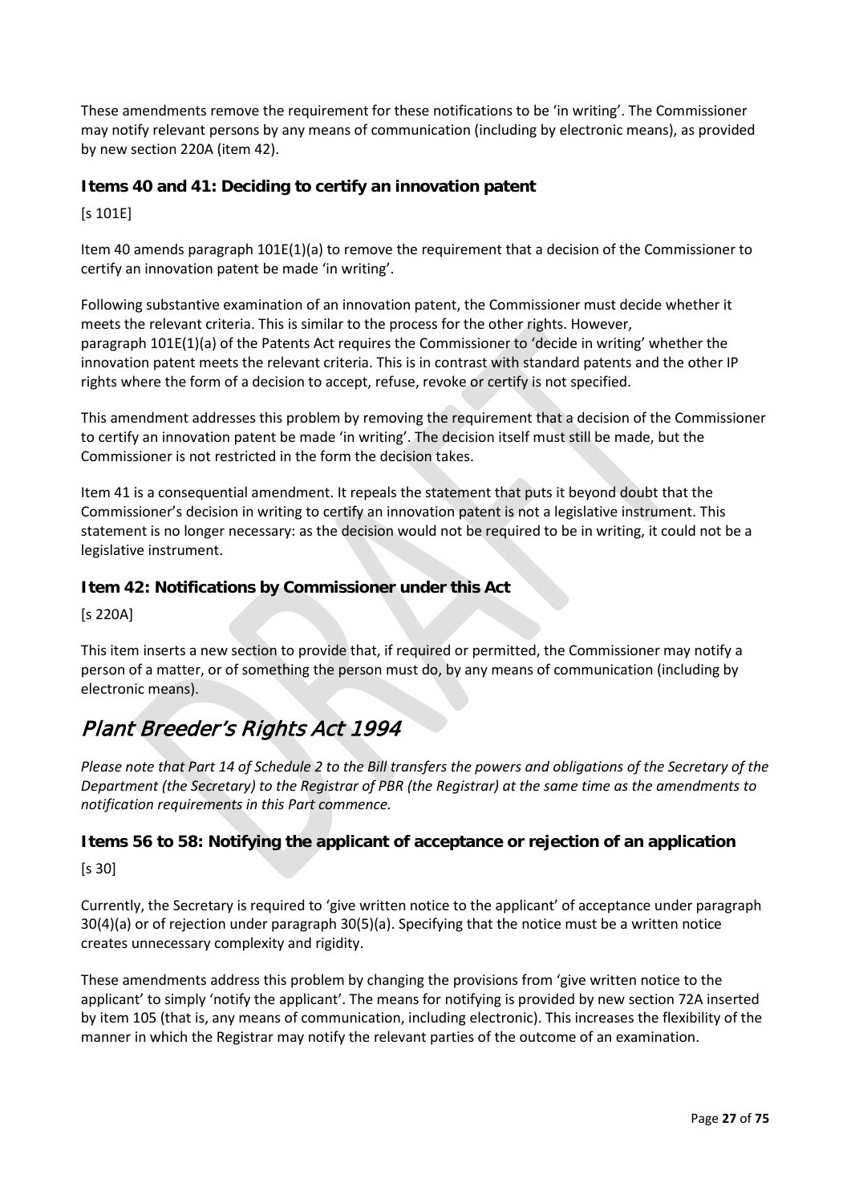These amendments remove the requirement for these notifications to be 'in writing'. The Commissioner may notify relevant persons by any means of communication (including by electronic means), as provided by new section 220A (item 42).

### Items 40 and 41: Deciding to certify an innovation patent

[s 101E]

Item 40 amends paragraph 101E(1)(a) to remove the requirement that a decision of the Commissioner to certify an innovation patent be made 'in writing'.

Following substantive examination of an innovation patent, the Commissioner must decide whether it meets the relevant criteria. This is similar to the process for the other rights. However, paragraph 101E(1)(a) of the Patents Act requires the Commissioner to 'decide in writing' whether the innovation patent meets the relevant criteria. This is in contrast with standard patents and the other IP rights where the form of a decision to accept, refuse, revoke or certify is not specified.

This amendment addresses this problem by removing the requirement that a decision of the Commissioner to certify an innovation patent be made 'in writing'. The decision itself must still be made, but the Commissioner is not restricted in the form the decision takes.

Item 41 is a consequential amendment. It repeals the statement that puts it beyond doubt that the Commissioner's decision in writing to certify an innovation patent is not a legislative instrument. This statement is no longer necessary: as the decision would not be required to be in writing, it could not be a legislative instrument.

### Item 42: Notifications by Commissioner under this Act

[s 220A]

This item inserts a new section to provide that, if required or permitted, the Commissioner may notify a person of a matter, or of something the person must do, by any means of communication (including by electronic means).

## *Plant Breeder's Rights Act 1994*

*Please note that Part 14 of Schedule 2 to the Bill transfers the powers and obligations of the Secretary of the Department (the Secretary) to the Registrar of PBR (the Registrar) at the same time as the amendments to notification requirements in this Part commence.*

### Items 56 to 58: Notifying the applicant of acceptance or rejection of an application

[s 30]

Currently, the Secretary is required to 'give written notice to the applicant' of acceptance under paragraph 30(4)(a) or of rejection under paragraph 30(5)(a). Specifying that the notice must be a written notice creates unnecessary complexity and rigidity.

These amendments address this problem by changing the provisions from 'give written notice to the applicant' to simply 'notify the applicant'. The means for notifying is provided by new section 72A inserted by item 105 (that is, any means of communication, including electronic). This increases the flexibility of the manner in which the Registrar may notify the relevant parties of the outcome of an examination.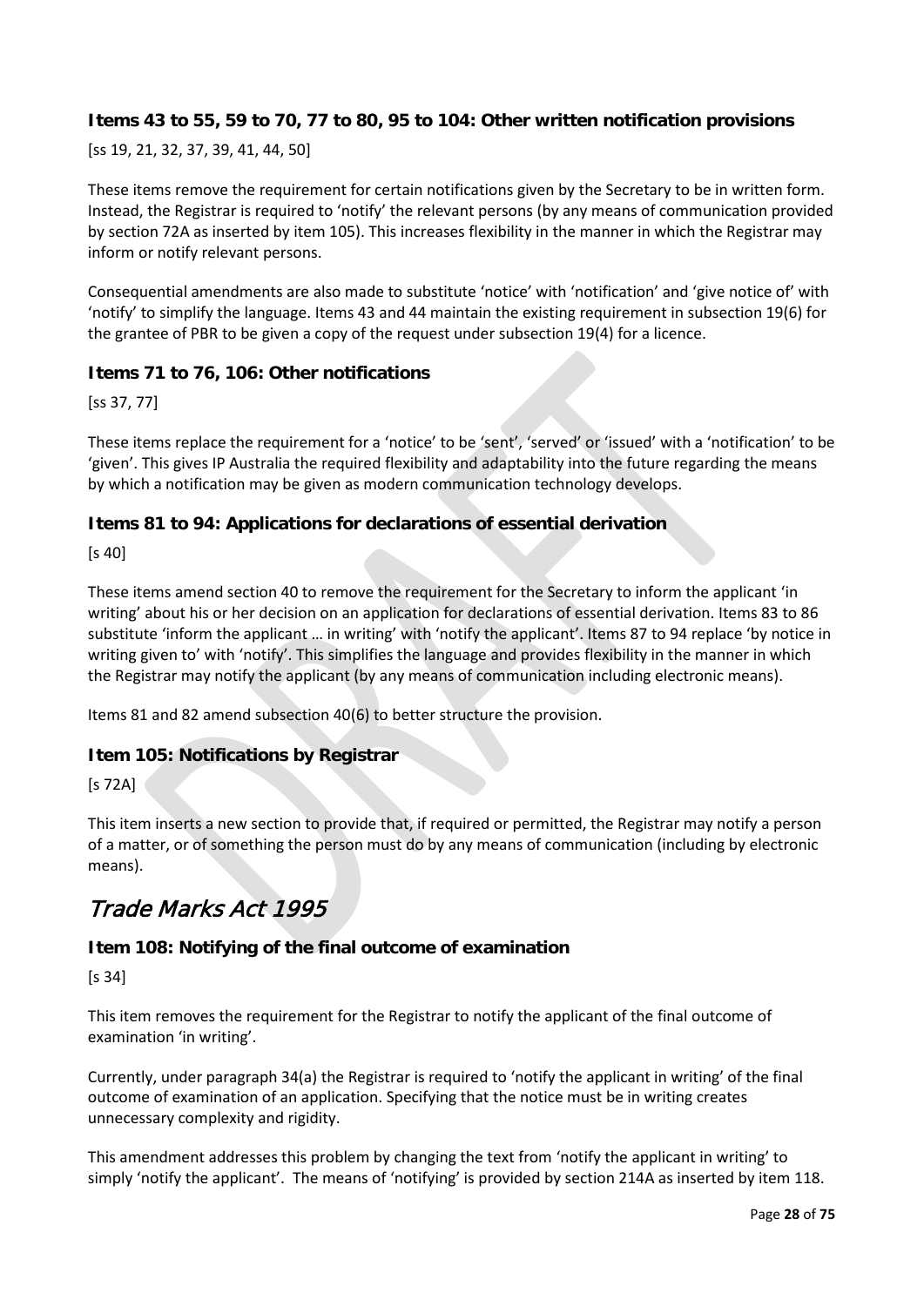### Items 43 to 55, 59 to 70, 77 to 80, 95 to 104: Other written notification provisions

[ss 19, 21, 32, 37, 39, 41, 44, 50]

These items remove the requirement for certain notifications given by the Secretary to be in written form. Instead, the Registrar is required to 'notify' the relevant persons (by any means of communication provided by section 72A as inserted by item 105). This increases flexibility in the manner in which the Registrar may inform or notify relevant persons.

Consequential amendments are also made to substitute 'notice' with 'notification' and 'give notice of' with 'notify' to simplify the language. Items 43 and 44 maintain the existing requirement in subsection 19(6) for the grantee of PBR to be given a copy of the request under subsection 19(4) for a licence.

### Items 71 to 76, 106: Other notifications

[ss 37, 77]

These items replace the requirement for a 'notice' to be 'sent', 'served' or 'issued' with a 'notification' to be 'given'. This gives IP Australia the required flexibility and adaptability into the future regarding the means by which a notification may be given as modern communication technology develops.

### Items 81 to 94: Applications for declarations of essential derivation

[s 40]

These items amend section 40 to remove the requirement for the Secretary to inform the applicant 'in writing' about his or her decision on an application for declarations of essential derivation. Items 83 to 86 substitute 'inform the applicant … in writing' with 'notify the applicant'. Items 87 to 94 replace 'by notice in writing given to' with 'notify'. This simplifies the language and provides flexibility in the manner in which the Registrar may notify the applicant (by any means of communication including electronic means).

Items 81 and 82 amend subsection 40(6) to better structure the provision.

### Item 105: Notifications by Registrar

[s 72A]

This item inserts a new section to provide that, if required or permitted, the Registrar may notify a person of a matter, or of something the person must do by any means of communication (including by electronic means).

## *Trade Marks Act 1995*

### Item 108: Notifying of the final outcome of examination

[s 34]

This item removes the requirement for the Registrar to notify the applicant of the final outcome of examination 'in writing'.

Currently, under paragraph 34(a) the Registrar is required to 'notify the applicant in writing' of the final outcome of examination of an application. Specifying that the notice must be in writing creates unnecessary complexity and rigidity.

This amendment addresses this problem by changing the text from 'notify the applicant in writing' to simply 'notify the applicant'. The means of 'notifying' is provided by section 214A as inserted by item 118.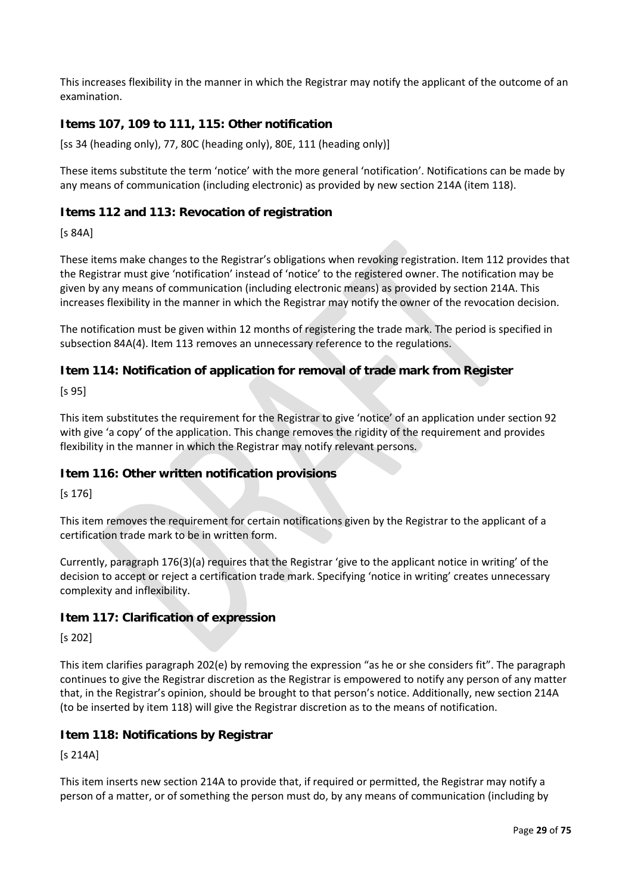This increases flexibility in the manner in which the Registrar may notify the applicant of the outcome of an examination.

### Items 107, 109 to 111, 115: Other notification

[ss 34 (heading only), 77, 80C (heading only), 80E, 111 (heading only)]

These items substitute the term 'notice' with the more general 'notification'. Notifications can be made by any means of communication (including electronic) as provided by new section 214A (item 118).

### Items 112 and 113: Revocation of registration

[s 84A]

These items make changes to the Registrar's obligations when revoking registration. Item 112 provides that the Registrar must give 'notification' instead of 'notice' to the registered owner. The notification may be given by any means of communication (including electronic means) as provided by section 214A. This increases flexibility in the manner in which the Registrar may notify the owner of the revocation decision.

The notification must be given within 12 months of registering the trade mark. The period is specified in subsection 84A(4). Item 113 removes an unnecessary reference to the regulations.

### Item 114: Notification of application for removal of trade mark from Register

[s 95]

This item substitutes the requirement for the Registrar to give 'notice' of an application under section 92 with give 'a copy' of the application. This change removes the rigidity of the requirement and provides flexibility in the manner in which the Registrar may notify relevant persons.

### Item 116: Other written notification provisions

[s 176]

This item removes the requirement for certain notifications given by the Registrar to the applicant of a certification trade mark to be in written form.

Currently, paragraph 176(3)(a) requires that the Registrar 'give to the applicant notice in writing' of the decision to accept or reject a certification trade mark. Specifying 'notice in writing' creates unnecessary complexity and inflexibility.

### Item 117: Clarification of expression

[s 202]

This item clarifies paragraph 202(e) by removing the expression "as he or she considers fit". The paragraph continues to give the Registrar discretion as the Registrar is empowered to notify any person of any matter that, in the Registrar's opinion, should be brought to that person's notice. Additionally, new section 214A (to be inserted by item 118) will give the Registrar discretion as to the means of notification.

### Item 118: Notifications by Registrar

[s 214A]

This item inserts new section 214A to provide that, if required or permitted, the Registrar may notify a person of a matter, or of something the person must do, by any means of communication (including by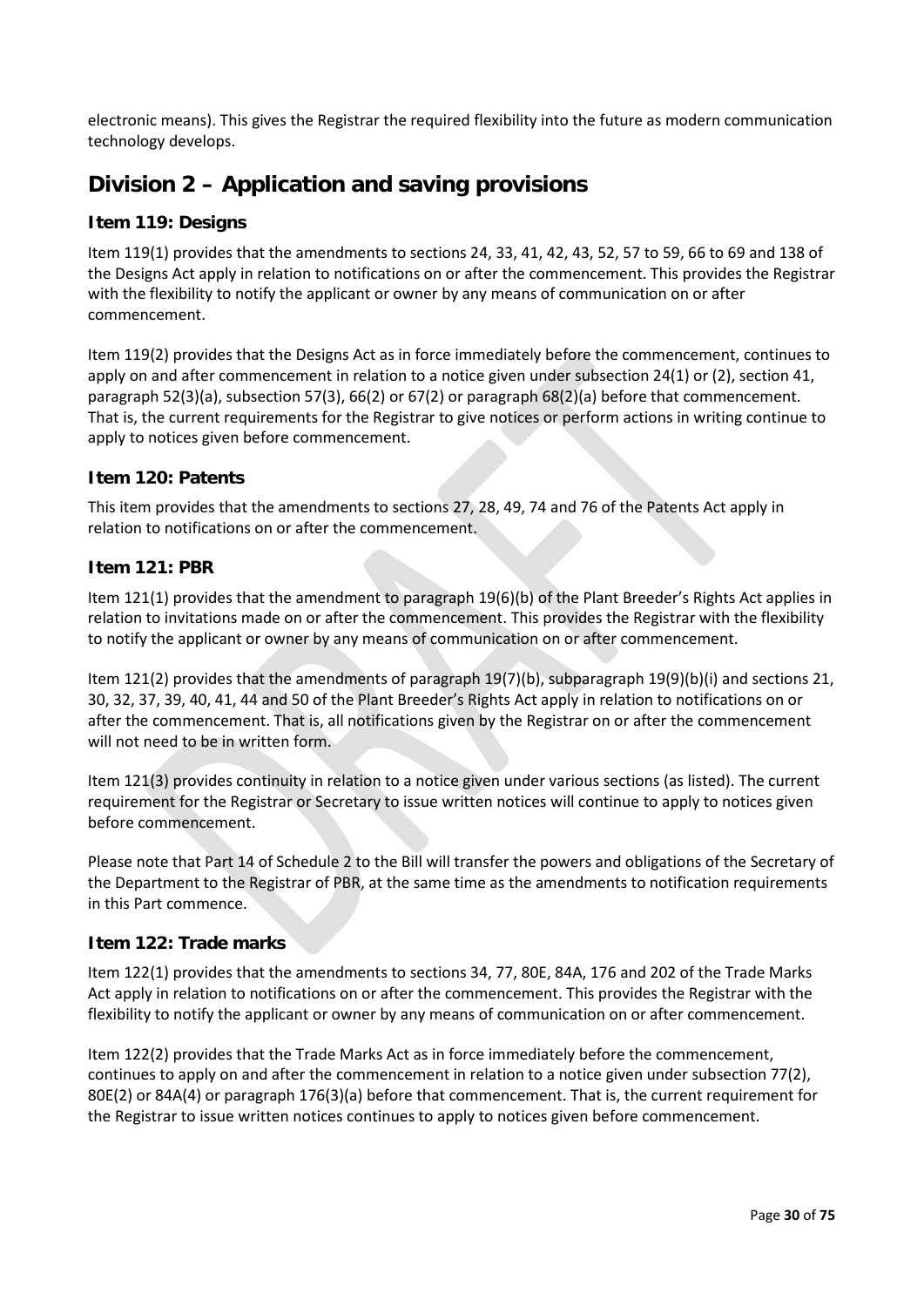electronic means). This gives the Registrar the required flexibility into the future as modern communication technology develops.

## Division 2 – Application and saving provisions

### Item 119: Designs

Item 119(1) provides that the amendments to sections 24, 33, 41, 42, 43, 52, 57 to 59, 66 to 69 and 138 of the Designs Act apply in relation to notifications on or after the commencement. This provides the Registrar with the flexibility to notify the applicant or owner by any means of communication on or after commencement.

Item 119(2) provides that the Designs Act as in force immediately before the commencement, continues to apply on and after commencement in relation to a notice given under subsection 24(1) or (2), section 41, paragraph 52(3)(a), subsection 57(3), 66(2) or 67(2) or paragraph 68(2)(a) before that commencement. That is, the current requirements for the Registrar to give notices or perform actions in writing continue to apply to notices given before commencement.

### Item 120: Patents

This item provides that the amendments to sections 27, 28, 49, 74 and 76 of the Patents Act apply in relation to notifications on or after the commencement.

### Item 121: PBR

Item 121(1) provides that the amendment to paragraph 19(6)(b) of the Plant Breeder's Rights Act applies in relation to invitations made on or after the commencement. This provides the Registrar with the flexibility to notify the applicant or owner by any means of communication on or after commencement.

Item 121(2) provides that the amendments of paragraph 19(7)(b), subparagraph 19(9)(b)(i) and sections 21, 30, 32, 37, 39, 40, 41, 44 and 50 of the Plant Breeder's Rights Act apply in relation to notifications on or after the commencement. That is, all notifications given by the Registrar on or after the commencement will not need to be in written form.

Item 121(3) provides continuity in relation to a notice given under various sections (as listed). The current requirement for the Registrar or Secretary to issue written notices will continue to apply to notices given before commencement.

Please note that Part 14 of Schedule 2 to the Bill will transfer the powers and obligations of the Secretary of the Department to the Registrar of PBR, at the same time as the amendments to notification requirements in this Part commence.

### Item 122: Trade marks

Item 122(1) provides that the amendments to sections 34, 77, 80E, 84A, 176 and 202 of the Trade Marks Act apply in relation to notifications on or after the commencement. This provides the Registrar with the flexibility to notify the applicant or owner by any means of communication on or after commencement.

Item 122(2) provides that the Trade Marks Act as in force immediately before the commencement, continues to apply on and after the commencement in relation to a notice given under subsection 77(2), 80E(2) or 84A(4) or paragraph 176(3)(a) before that commencement. That is, the current requirement for the Registrar to issue written notices continues to apply to notices given before commencement.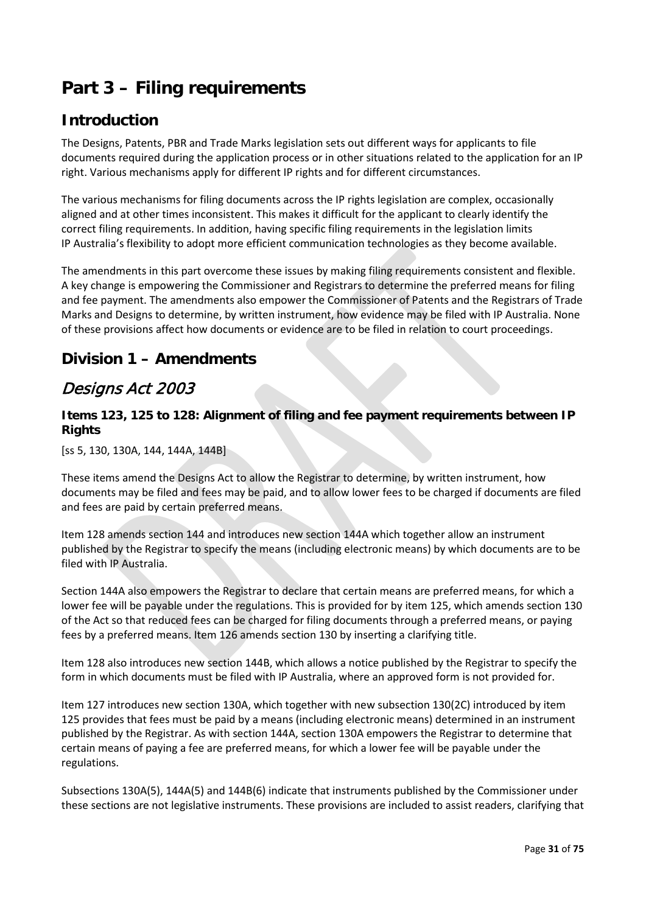# Part 3 – Filing requirements

## Introduction

The Designs, Patents, PBR and Trade Marks legislation sets out different ways for applicants to file documents required during the application process or in other situations related to the application for an IP right. Various mechanisms apply for different IP rights and for different circumstances.

The various mechanisms for filing documents across the IP rights legislation are complex, occasionally aligned and at other times inconsistent. This makes it difficult for the applicant to clearly identify the correct filing requirements. In addition, having specific filing requirements in the legislation limits IP Australia's flexibility to adopt more efficient communication technologies as they become available.

The amendments in this part overcome these issues by making filing requirements consistent and flexible. A key change is empowering the Commissioner and Registrars to determine the preferred means for filing and fee payment. The amendments also empower the Commissioner of Patents and the Registrars of Trade Marks and Designs to determine, by written instrument, how evidence may be filed with IP Australia. None of these provisions affect how documents or evidence are to be filed in relation to court proceedings.

## Division 1 – Amendments

## *Designs Act 2003*

### Items 123, 125 to 128: Alignment of filing and fee payment requirements between IP Rights

[ss 5, 130, 130A, 144, 144A, 144B]

These items amend the Designs Act to allow the Registrar to determine, by written instrument, how documents may be filed and fees may be paid, and to allow lower fees to be charged if documents are filed and fees are paid by certain preferred means.

Item 128 amends section 144 and introduces new section 144A which together allow an instrument published by the Registrar to specify the means (including electronic means) by which documents are to be filed with IP Australia.

Section 144A also empowers the Registrar to declare that certain means are preferred means, for which a lower fee will be payable under the regulations. This is provided for by item 125, which amends section 130 of the Act so that reduced fees can be charged for filing documents through a preferred means, or paying fees by a preferred means. Item 126 amends section 130 by inserting a clarifying title.

Item 128 also introduces new section 144B, which allows a notice published by the Registrar to specify the form in which documents must be filed with IP Australia, where an approved form is not provided for.

Item 127 introduces new section 130A, which together with new subsection 130(2C) introduced by item 125 provides that fees must be paid by a means (including electronic means) determined in an instrument published by the Registrar. As with section 144A, section 130A empowers the Registrar to determine that certain means of paying a fee are preferred means, for which a lower fee will be payable under the regulations.

Subsections 130A(5), 144A(5) and 144B(6) indicate that instruments published by the Commissioner under these sections are not legislative instruments. These provisions are included to assist readers, clarifying that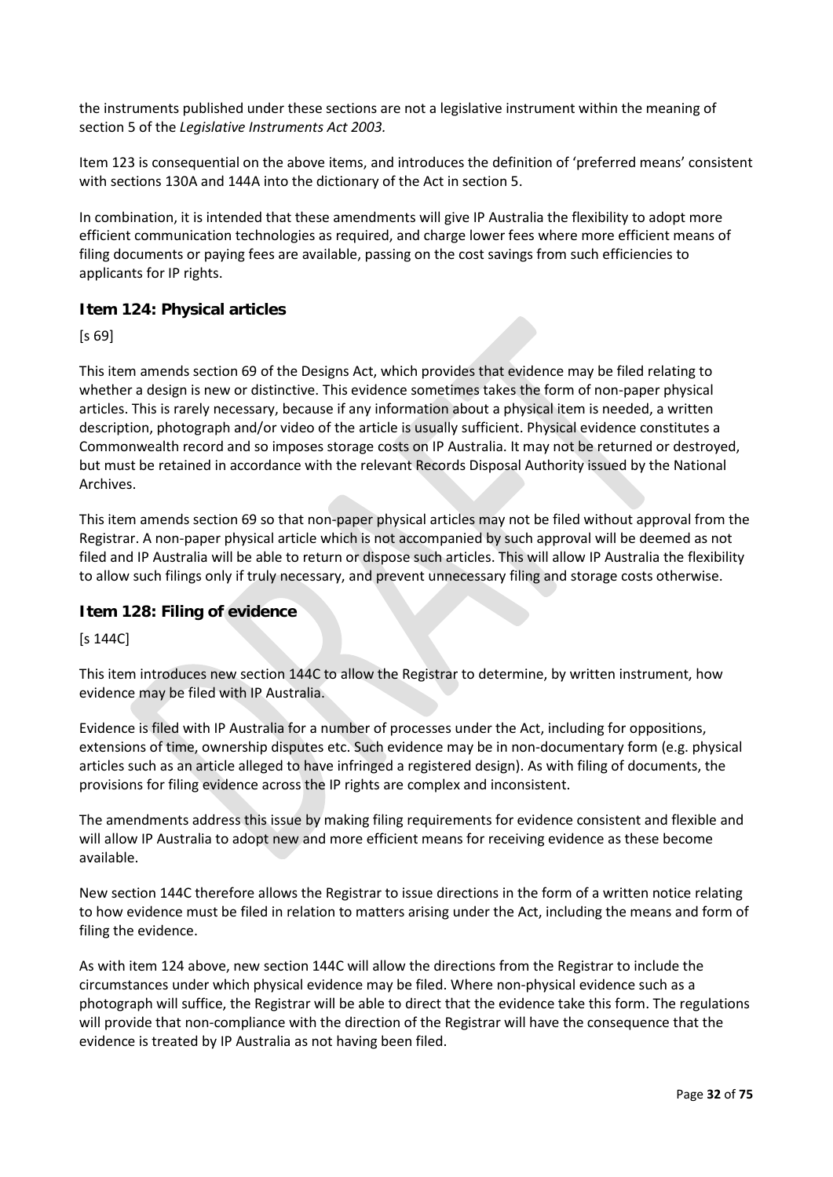the instruments published under these sections are not a legislative instrument within the meaning of section 5 of the *Legislative Instruments Act 2003.*

Item 123 is consequential on the above items, and introduces the definition of 'preferred means' consistent with sections 130A and 144A into the dictionary of the Act in section 5.

In combination, it is intended that these amendments will give IP Australia the flexibility to adopt more efficient communication technologies as required, and charge lower fees where more efficient means of filing documents or paying fees are available, passing on the cost savings from such efficiencies to applicants for IP rights.

### Item 124: Physical articles

[s 69]

This item amends section 69 of the Designs Act, which provides that evidence may be filed relating to whether a design is new or distinctive. This evidence sometimes takes the form of non-paper physical articles. This is rarely necessary, because if any information about a physical item is needed, a written description, photograph and/or video of the article is usually sufficient. Physical evidence constitutes a Commonwealth record and so imposes storage costs on IP Australia. It may not be returned or destroyed, but must be retained in accordance with the relevant Records Disposal Authority issued by the National Archives.

This item amends section 69 so that non-paper physical articles may not be filed without approval from the Registrar. A non-paper physical article which is not accompanied by such approval will be deemed as not filed and IP Australia will be able to return or dispose such articles. This will allow IP Australia the flexibility to allow such filings only if truly necessary, and prevent unnecessary filing and storage costs otherwise.

### Item 128: Filing of evidence

[s 144C]

This item introduces new section 144C to allow the Registrar to determine, by written instrument, how evidence may be filed with IP Australia.

Evidence is filed with IP Australia for a number of processes under the Act, including for oppositions, extensions of time, ownership disputes etc. Such evidence may be in non-documentary form (e.g. physical articles such as an article alleged to have infringed a registered design). As with filing of documents, the provisions for filing evidence across the IP rights are complex and inconsistent.

The amendments address this issue by making filing requirements for evidence consistent and flexible and will allow IP Australia to adopt new and more efficient means for receiving evidence as these become available.

New section 144C therefore allows the Registrar to issue directions in the form of a written notice relating to how evidence must be filed in relation to matters arising under the Act, including the means and form of filing the evidence.

As with item 124 above, new section 144C will allow the directions from the Registrar to include the circumstances under which physical evidence may be filed. Where non-physical evidence such as a photograph will suffice, the Registrar will be able to direct that the evidence take this form. The regulations will provide that non-compliance with the direction of the Registrar will have the consequence that the evidence is treated by IP Australia as not having been filed.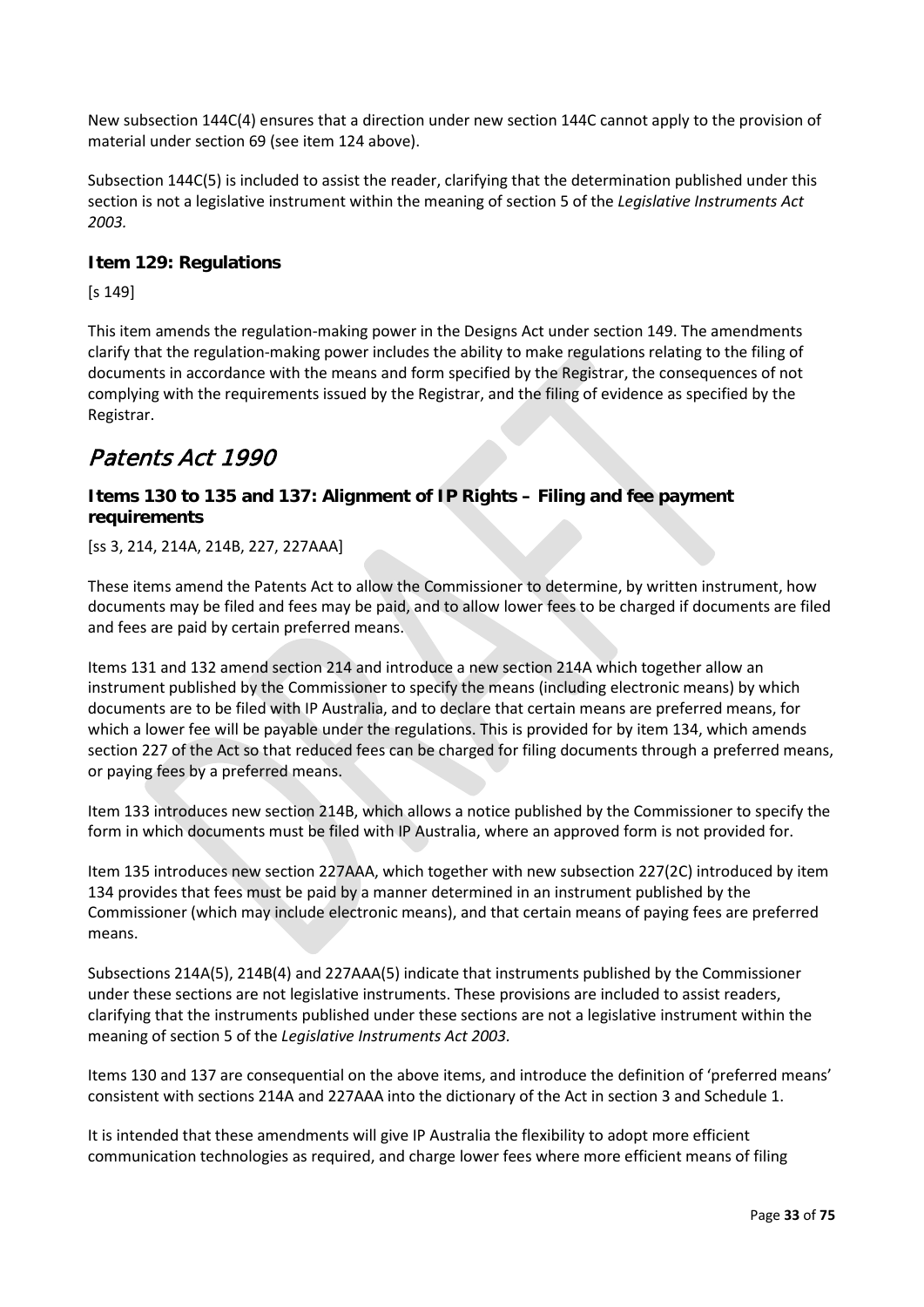New subsection 144C(4) ensures that a direction under new section 144C cannot apply to the provision of material under section 69 (see item 124 above).

Subsection 144C(5) is included to assist the reader, clarifying that the determination published under this section is not a legislative instrument within the meaning of section 5 of the *Legislative Instruments Act 2003.*

### Item 129: Regulations

[s 149]

This item amends the regulation-making power in the Designs Act under section 149. The amendments clarify that the regulation-making power includes the ability to make regulations relating to the filing of documents in accordance with the means and form specified by the Registrar, the consequences of not complying with the requirements issued by the Registrar, and the filing of evidence as specified by the Registrar.

## Patents Act 1990

### Items 130 to 135 and 137: Alignment of IP Rights – Filing and fee payment requirements

[ss 3, 214, 214A, 214B, 227, 227AAA]

These items amend the Patents Act to allow the Commissioner to determine, by written instrument, how documents may be filed and fees may be paid, and to allow lower fees to be charged if documents are filed and fees are paid by certain preferred means.

Items 131 and 132 amend section 214 and introduce a new section 214A which together allow an instrument published by the Commissioner to specify the means (including electronic means) by which documents are to be filed with IP Australia, and to declare that certain means are preferred means, for which a lower fee will be payable under the regulations. This is provided for by item 134, which amends section 227 of the Act so that reduced fees can be charged for filing documents through a preferred means, or paying fees by a preferred means.

Item 133 introduces new section 214B, which allows a notice published by the Commissioner to specify the form in which documents must be filed with IP Australia, where an approved form is not provided for.

Item 135 introduces new section 227AAA, which together with new subsection 227(2C) introduced by item 134 provides that fees must be paid by a manner determined in an instrument published by the Commissioner (which may include electronic means), and that certain means of paying fees are preferred means.

Subsections 214A(5), 214B(4) and 227AAA(5) indicate that instruments published by the Commissioner under these sections are not legislative instruments. These provisions are included to assist readers, clarifying that the instruments published under these sections are not a legislative instrument within the meaning of section 5 of the *Legislative Instruments Act 2003*.

Items 130 and 137 are consequential on the above items, and introduce the definition of 'preferred means' consistent with sections 214A and 227AAA into the dictionary of the Act in section 3 and Schedule 1.

It is intended that these amendments will give IP Australia the flexibility to adopt more efficient communication technologies as required, and charge lower fees where more efficient means of filing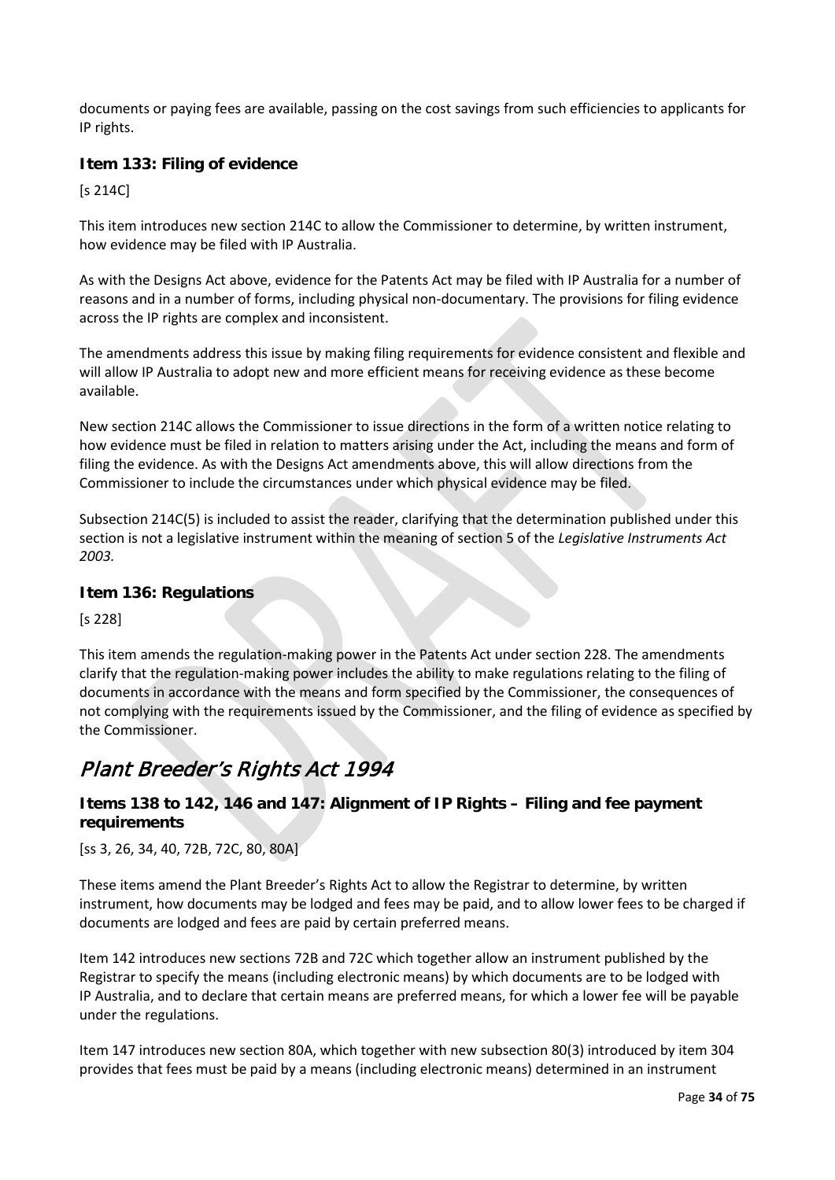documents or paying fees are available, passing on the cost savings from such efficiencies to applicants for IP rights.

### Item 133: Filing of evidence

[s 214C]

This item introduces new section 214C to allow the Commissioner to determine, by written instrument, how evidence may be filed with IP Australia.

As with the Designs Act above, evidence for the Patents Act may be filed with IP Australia for a number of reasons and in a number of forms, including physical non-documentary. The provisions for filing evidence across the IP rights are complex and inconsistent.

The amendments address this issue by making filing requirements for evidence consistent and flexible and will allow IP Australia to adopt new and more efficient means for receiving evidence as these become available.

New section 214C allows the Commissioner to issue directions in the form of a written notice relating to how evidence must be filed in relation to matters arising under the Act, including the means and form of filing the evidence. As with the Designs Act amendments above, this will allow directions from the Commissioner to include the circumstances under which physical evidence may be filed.

Subsection 214C(5) is included to assist the reader, clarifying that the determination published under this section is not a legislative instrument within the meaning of section 5 of the *Legislative Instruments Act 2003.*

### Item 136: Regulations

[s 228]

This item amends the regulation-making power in the Patents Act under section 228. The amendments clarify that the regulation-making power includes the ability to make regulations relating to the filing of documents in accordance with the means and form specified by the Commissioner, the consequences of not complying with the requirements issued by the Commissioner, and the filing of evidence as specified by the Commissioner.

## *Plant Breeder's Rights Act 1994*

### Items 138 to 142, 146 and 147: Alignment of IP Rights – Filing and fee payment requirements

[ss 3, 26, 34, 40, 72B, 72C, 80, 80A]

These items amend the Plant Breeder's Rights Act to allow the Registrar to determine, by written instrument, how documents may be lodged and fees may be paid, and to allow lower fees to be charged if documents are lodged and fees are paid by certain preferred means.

Item 142 introduces new sections 72B and 72C which together allow an instrument published by the Registrar to specify the means (including electronic means) by which documents are to be lodged with IP Australia, and to declare that certain means are preferred means, for which a lower fee will be payable under the regulations.

Item 147 introduces new section 80A, which together with new subsection 80(3) introduced by item 304 provides that fees must be paid by a means (including electronic means) determined in an instrument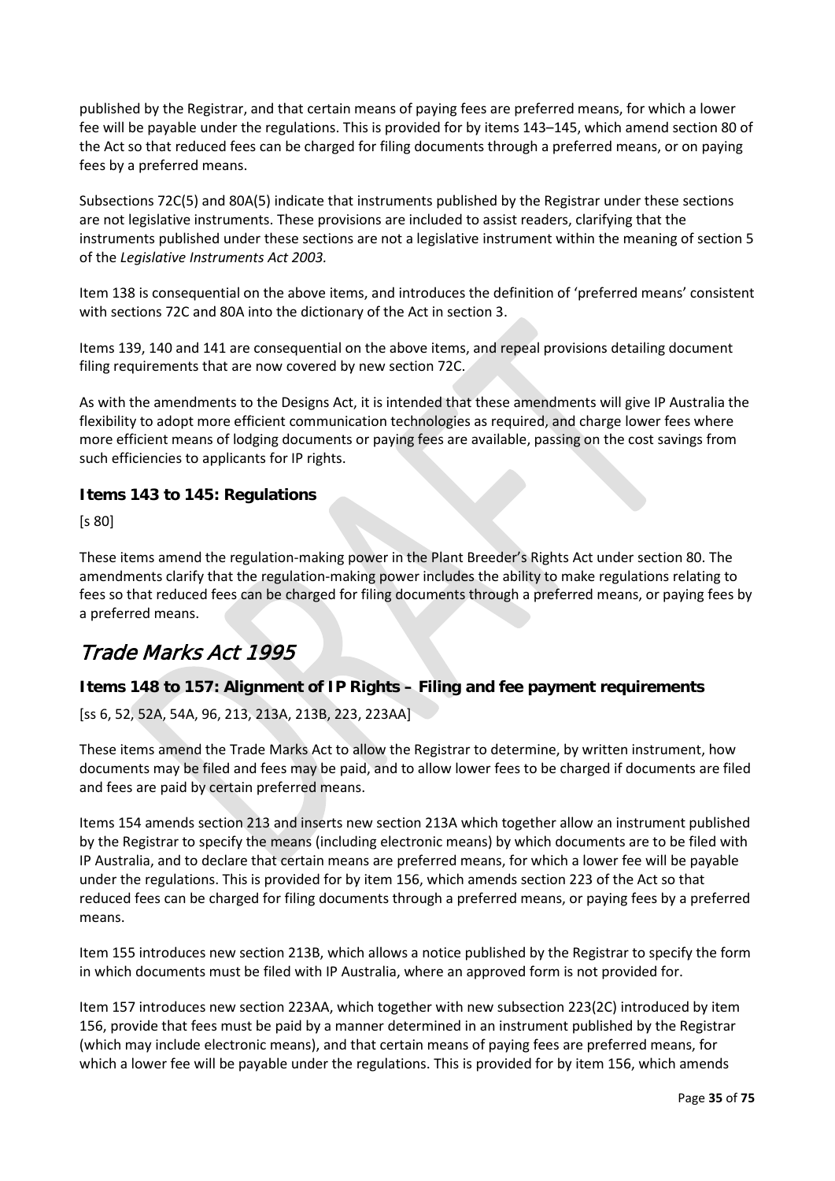published by the Registrar, and that certain means of paying fees are preferred means, for which a lower fee will be payable under the regulations. This is provided for by items 143–145, which amend section 80 of the Act so that reduced fees can be charged for filing documents through a preferred means, or on paying fees by a preferred means.

Subsections 72C(5) and 80A(5) indicate that instruments published by the Registrar under these sections are not legislative instruments. These provisions are included to assist readers, clarifying that the instruments published under these sections are not a legislative instrument within the meaning of section 5 of the *Legislative Instruments Act 2003.*

Item 138 is consequential on the above items, and introduces the definition of 'preferred means' consistent with sections 72C and 80A into the dictionary of the Act in section 3.

Items 139, 140 and 141 are consequential on the above items, and repeal provisions detailing document filing requirements that are now covered by new section 72C.

As with the amendments to the Designs Act, it is intended that these amendments will give IP Australia the flexibility to adopt more efficient communication technologies as required, and charge lower fees where more efficient means of lodging documents or paying fees are available, passing on the cost savings from such efficiencies to applicants for IP rights.

### Items 143 to 145: Regulations

[s 80]

These items amend the regulation-making power in the Plant Breeder's Rights Act under section 80. The amendments clarify that the regulation-making power includes the ability to make regulations relating to fees so that reduced fees can be charged for filing documents through a preferred means, or paying fees by a preferred means.

## *Trade Marks Act 1995*

### Items 148 to 157: Alignment of IP Rights – Filing and fee payment requirements

[ss 6, 52, 52A, 54A, 96, 213, 213A, 213B, 223, 223AA]

These items amend the Trade Marks Act to allow the Registrar to determine, by written instrument, how documents may be filed and fees may be paid, and to allow lower fees to be charged if documents are filed and fees are paid by certain preferred means.

Items 154 amends section 213 and inserts new section 213A which together allow an instrument published by the Registrar to specify the means (including electronic means) by which documents are to be filed with IP Australia, and to declare that certain means are preferred means, for which a lower fee will be payable under the regulations. This is provided for by item 156, which amends section 223 of the Act so that reduced fees can be charged for filing documents through a preferred means, or paying fees by a preferred means.

Item 155 introduces new section 213B, which allows a notice published by the Registrar to specify the form in which documents must be filed with IP Australia, where an approved form is not provided for.

Item 157 introduces new section 223AA, which together with new subsection 223(2C) introduced by item 156, provide that fees must be paid by a manner determined in an instrument published by the Registrar (which may include electronic means), and that certain means of paying fees are preferred means, for which a lower fee will be payable under the regulations. This is provided for by item 156, which amends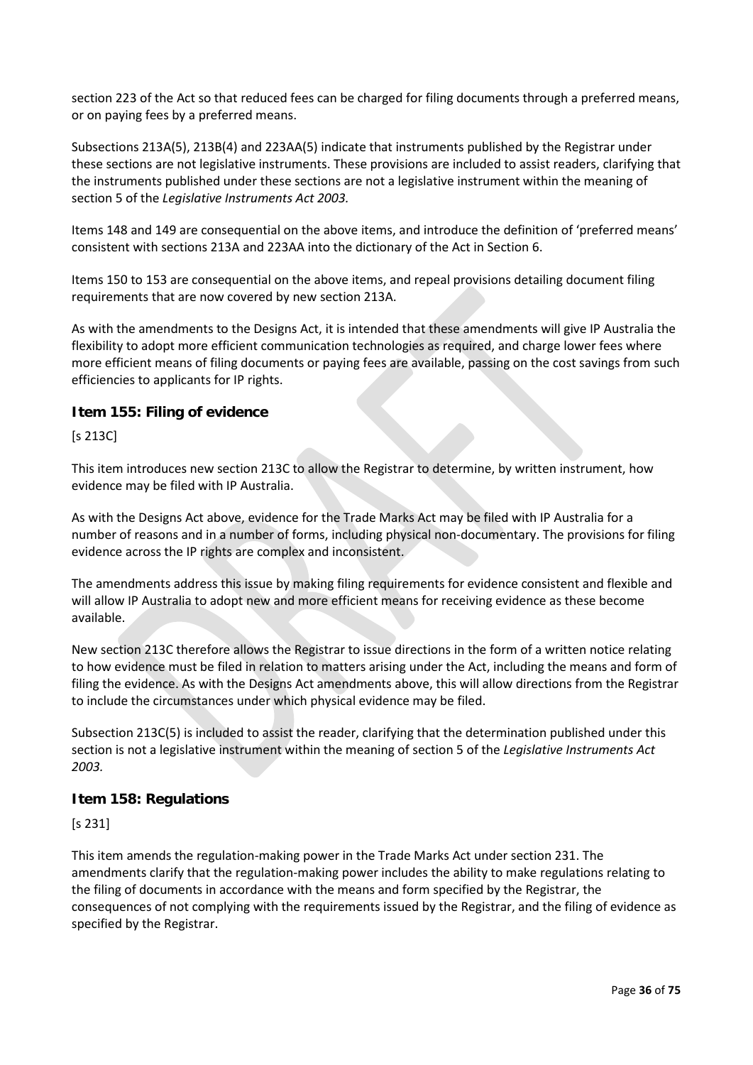section 223 of the Act so that reduced fees can be charged for filing documents through a preferred means, or on paying fees by a preferred means.

Subsections 213A(5), 213B(4) and 223AA(5) indicate that instruments published by the Registrar under these sections are not legislative instruments. These provisions are included to assist readers, clarifying that the instruments published under these sections are not a legislative instrument within the meaning of section 5 of the *Legislative Instruments Act 2003.*

Items 148 and 149 are consequential on the above items, and introduce the definition of 'preferred means' consistent with sections 213A and 223AA into the dictionary of the Act in Section 6.

Items 150 to 153 are consequential on the above items, and repeal provisions detailing document filing requirements that are now covered by new section 213A.

As with the amendments to the Designs Act, it is intended that these amendments will give IP Australia the flexibility to adopt more efficient communication technologies as required, and charge lower fees where more efficient means of filing documents or paying fees are available, passing on the cost savings from such efficiencies to applicants for IP rights.

### Item 155: Filing of evidence

[s 213C]

This item introduces new section 213C to allow the Registrar to determine, by written instrument, how evidence may be filed with IP Australia.

As with the Designs Act above, evidence for the Trade Marks Act may be filed with IP Australia for a number of reasons and in a number of forms, including physical non-documentary. The provisions for filing evidence across the IP rights are complex and inconsistent.

The amendments address this issue by making filing requirements for evidence consistent and flexible and will allow IP Australia to adopt new and more efficient means for receiving evidence as these become available.

New section 213C therefore allows the Registrar to issue directions in the form of a written notice relating to how evidence must be filed in relation to matters arising under the Act, including the means and form of filing the evidence. As with the Designs Act amendments above, this will allow directions from the Registrar to include the circumstances under which physical evidence may be filed.

Subsection 213C(5) is included to assist the reader, clarifying that the determination published under this section is not a legislative instrument within the meaning of section 5 of the *Legislative Instruments Act 2003.*

### Item 158: Regulations

[s 231]

This item amends the regulation-making power in the Trade Marks Act under section 231. The amendments clarify that the regulation-making power includes the ability to make regulations relating to the filing of documents in accordance with the means and form specified by the Registrar, the consequences of not complying with the requirements issued by the Registrar, and the filing of evidence as specified by the Registrar.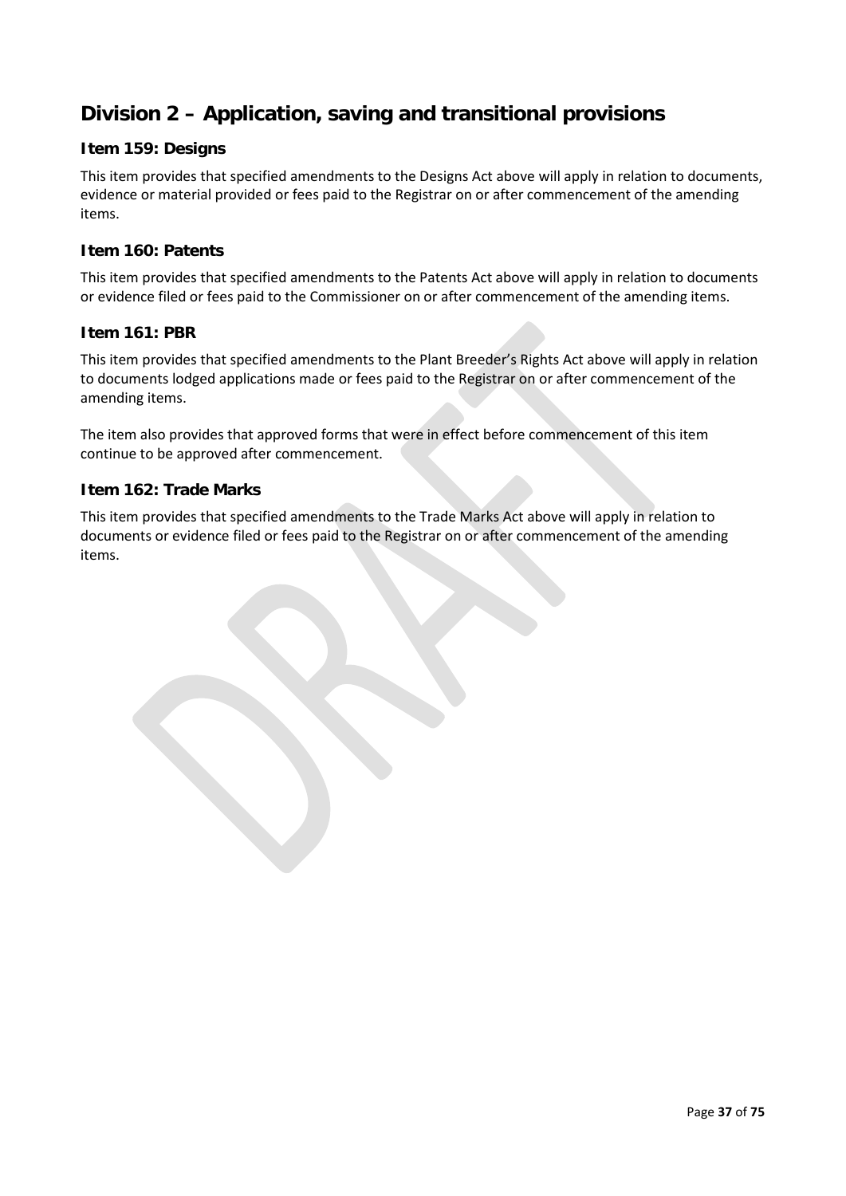## Division 2 – Application, saving and transitional provisions

### Item 159: Designs

This item provides that specified amendments to the Designs Act above will apply in relation to documents, evidence or material provided or fees paid to the Registrar on or after commencement of the amending items.

### Item 160: Patents

This item provides that specified amendments to the Patents Act above will apply in relation to documents or evidence filed or fees paid to the Commissioner on or after commencement of the amending items.

### Item 161: PBR

This item provides that specified amendments to the Plant Breeder's Rights Act above will apply in relation to documents lodged applications made or fees paid to the Registrar on or after commencement of the amending items.

The item also provides that approved forms that were in effect before commencement of this item continue to be approved after commencement.

### Item 162: Trade Marks

This item provides that specified amendments to the Trade Marks Act above will apply in relation to documents or evidence filed or fees paid to the Registrar on or after commencement of the amending items.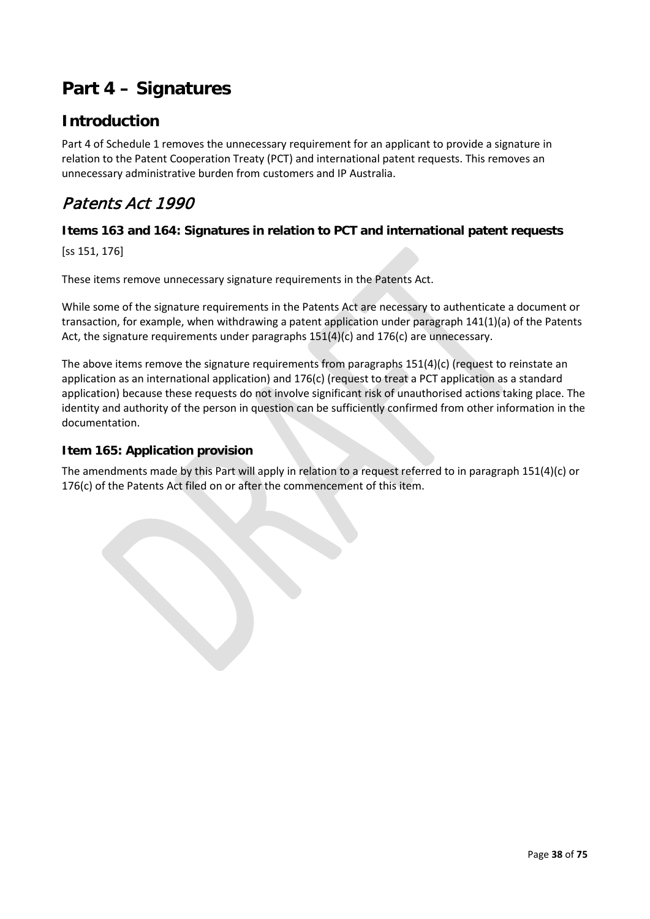# Part 4 – Signatures

## Introduction

Part 4 of Schedule 1 removes the unnecessary requirement for an applicant to provide a signature in relation to the Patent Cooperation Treaty (PCT) and international patent requests. This removes an unnecessary administrative burden from customers and IP Australia.

## *Patents Act 1990*

### Items 163 and 164: Signatures in relation to PCT and international patent requests

[ss 151, 176]

These items remove unnecessary signature requirements in the Patents Act.

While some of the signature requirements in the Patents Act are necessary to authenticate a document or transaction, for example, when withdrawing a patent application under paragraph 141(1)(a) of the Patents Act, the signature requirements under paragraphs 151(4)(c) and 176(c) are unnecessary.

The above items remove the signature requirements from paragraphs 151(4)(c) (request to reinstate an application as an international application) and 176(c) (request to treat a PCT application as a standard application) because these requests do not involve significant risk of unauthorised actions taking place. The identity and authority of the person in question can be sufficiently confirmed from other information in the documentation.

### Item 165: Application provision

The amendments made by this Part will apply in relation to a request referred to in paragraph 151(4)(c) or 176(c) of the Patents Act filed on or after the commencement of this item.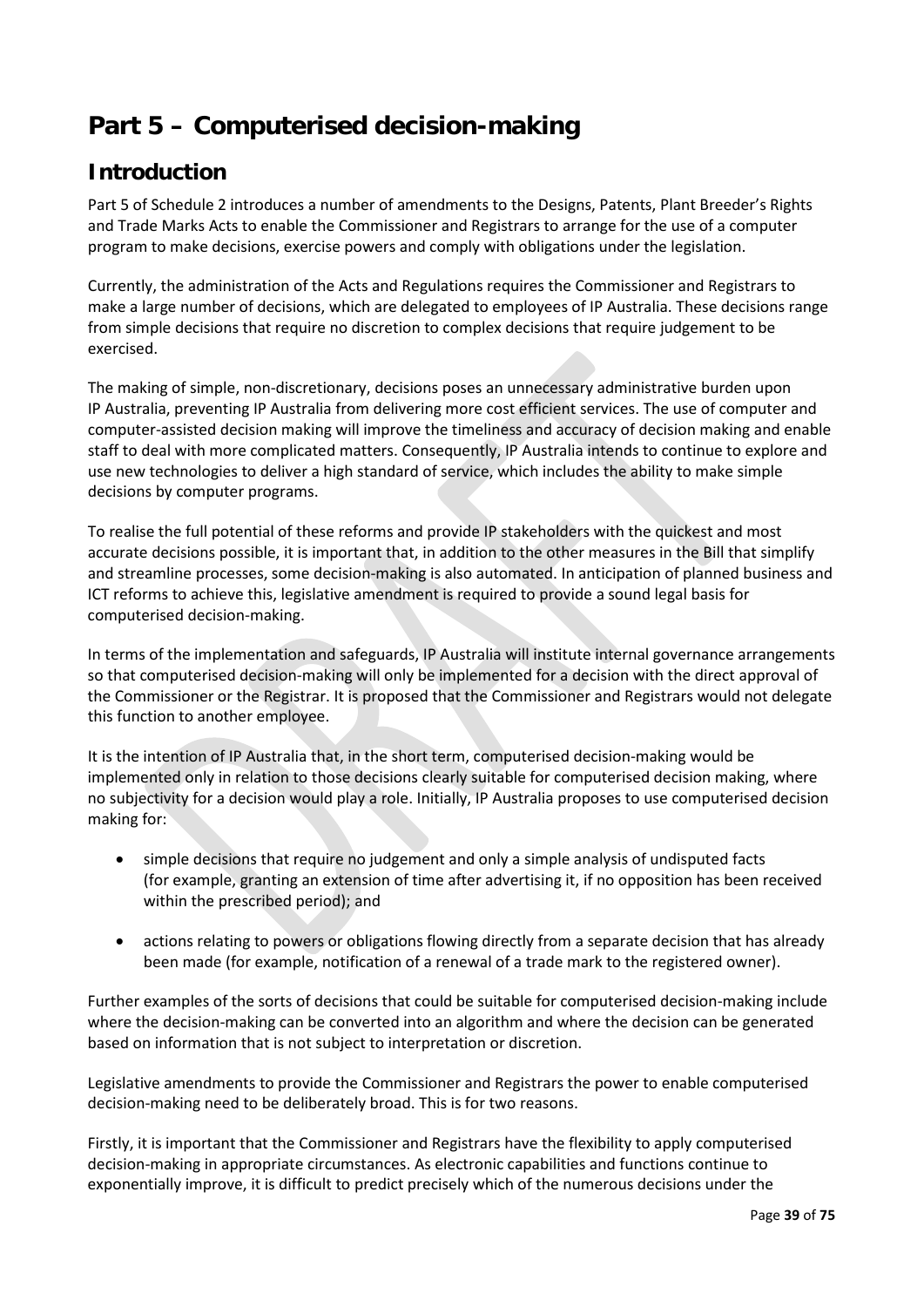# Part 5 – Computerised decision-making

## Introduction

Part 5 of Schedule 2 introduces a number of amendments to the Designs, Patents, Plant Breeder's Rights and Trade Marks Acts to enable the Commissioner and Registrars to arrange for the use of a computer program to make decisions, exercise powers and comply with obligations under the legislation.

Currently, the administration of the Acts and Regulations requires the Commissioner and Registrars to make a large number of decisions, which are delegated to employees of IP Australia. These decisions range from simple decisions that require no discretion to complex decisions that require judgement to be exercised.

The making of simple, non-discretionary, decisions poses an unnecessary administrative burden upon IP Australia, preventing IP Australia from delivering more cost efficient services. The use of computer and computer-assisted decision making will improve the timeliness and accuracy of decision making and enable staff to deal with more complicated matters. Consequently, IP Australia intends to continue to explore and use new technologies to deliver a high standard of service, which includes the ability to make simple decisions by computer programs.

To realise the full potential of these reforms and provide IP stakeholders with the quickest and most accurate decisions possible, it is important that, in addition to the other measures in the Bill that simplify and streamline processes, some decision-making is also automated. In anticipation of planned business and ICT reforms to achieve this, legislative amendment is required to provide a sound legal basis for computerised decision-making.

In terms of the implementation and safeguards, IP Australia will institute internal governance arrangements so that computerised decision-making will only be implemented for a decision with the direct approval of the Commissioner or the Registrar. It is proposed that the Commissioner and Registrars would not delegate this function to another employee.

It is the intention of IP Australia that, in the short term, computerised decision-making would be implemented only in relation to those decisions clearly suitable for computerised decision making, where no subjectivity for a decision would play a role. Initially, IP Australia proposes to use computerised decision making for:

- simple decisions that require no judgement and only a simple analysis of undisputed facts (for example, granting an extension of time after advertising it, if no opposition has been received within the prescribed period); and
- actions relating to powers or obligations flowing directly from a separate decision that has already been made (for example, notification of a renewal of a trade mark to the registered owner).

Further examples of the sorts of decisions that could be suitable for computerised decision-making include where the decision-making can be converted into an algorithm and where the decision can be generated based on information that is not subject to interpretation or discretion.

Legislative amendments to provide the Commissioner and Registrars the power to enable computerised decision-making need to be deliberately broad. This is for two reasons.

Firstly, it is important that the Commissioner and Registrars have the flexibility to apply computerised decision-making in appropriate circumstances. As electronic capabilities and functions continue to exponentially improve, it is difficult to predict precisely which of the numerous decisions under the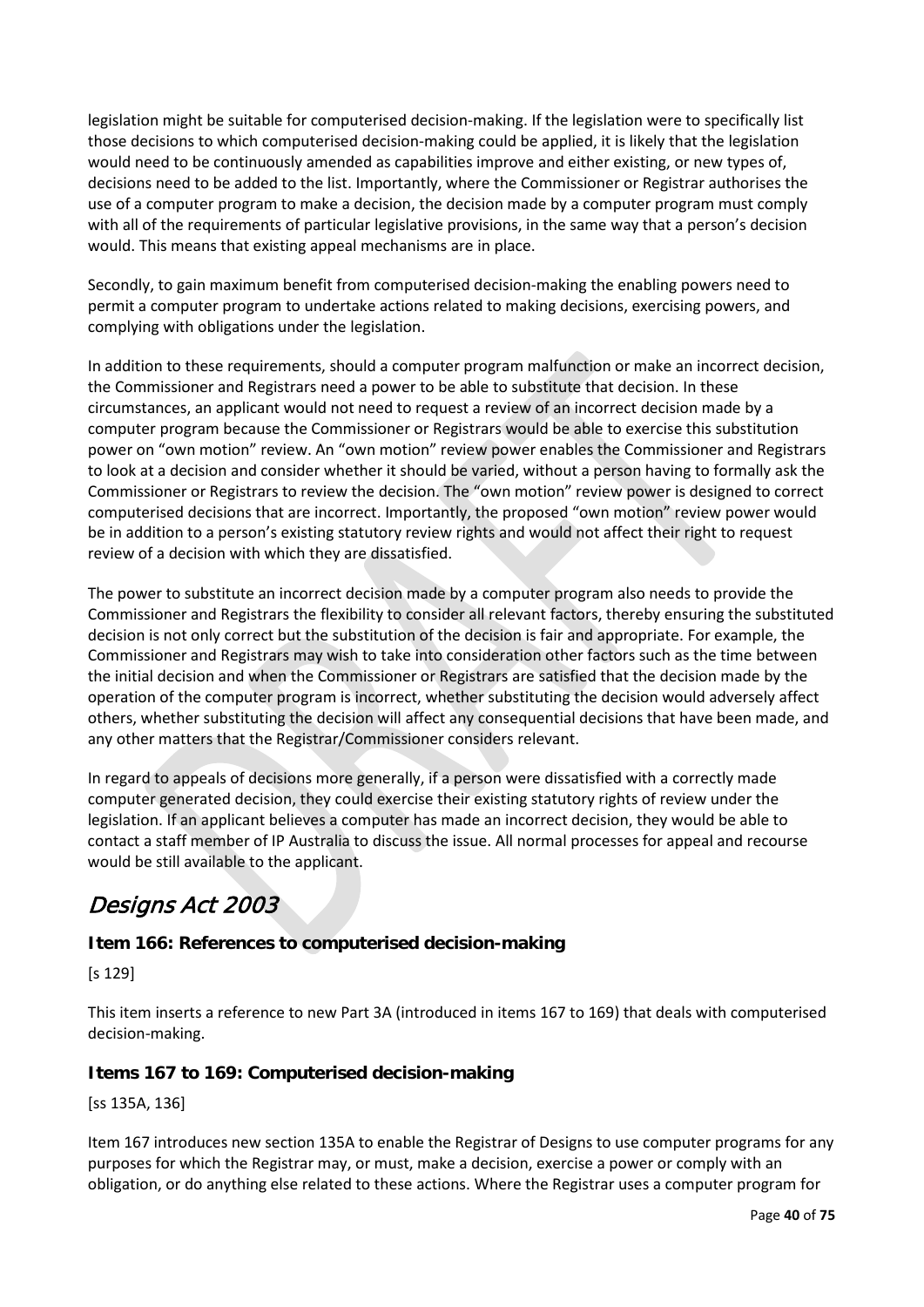legislation might be suitable for computerised decision-making. If the legislation were to specifically list those decisions to which computerised decision-making could be applied, it is likely that the legislation would need to be continuously amended as capabilities improve and either existing, or new types of, decisions need to be added to the list. Importantly, where the Commissioner or Registrar authorises the use of a computer program to make a decision, the decision made by a computer program must comply with all of the requirements of particular legislative provisions, in the same way that a person's decision would. This means that existing appeal mechanisms are in place.

Secondly, to gain maximum benefit from computerised decision-making the enabling powers need to permit a computer program to undertake actions related to making decisions, exercising powers, and complying with obligations under the legislation.

In addition to these requirements, should a computer program malfunction or make an incorrect decision, the Commissioner and Registrars need a power to be able to substitute that decision. In these circumstances, an applicant would not need to request a review of an incorrect decision made by a computer program because the Commissioner or Registrars would be able to exercise this substitution power on "own motion" review. An "own motion" review power enables the Commissioner and Registrars to look at a decision and consider whether it should be varied, without a person having to formally ask the Commissioner or Registrars to review the decision. The "own motion" review power is designed to correct computerised decisions that are incorrect. Importantly, the proposed "own motion" review power would be in addition to a person's existing statutory review rights and would not affect their right to request review of a decision with which they are dissatisfied.

The power to substitute an incorrect decision made by a computer program also needs to provide the Commissioner and Registrars the flexibility to consider all relevant factors, thereby ensuring the substituted decision is not only correct but the substitution of the decision is fair and appropriate. For example, the Commissioner and Registrars may wish to take into consideration other factors such as the time between the initial decision and when the Commissioner or Registrars are satisfied that the decision made by the operation of the computer program is incorrect, whether substituting the decision would adversely affect others, whether substituting the decision will affect any consequential decisions that have been made, and any other matters that the Registrar/Commissioner considers relevant.

In regard to appeals of decisions more generally, if a person were dissatisfied with a correctly made computer generated decision, they could exercise their existing statutory rights of review under the legislation. If an applicant believes a computer has made an incorrect decision, they would be able to contact a staff member of IP Australia to discuss the issue. All normal processes for appeal and recourse would be still available to the applicant.

## *Designs Act 2003*

### Item 166: References to computerised decision-making

[s 129]

This item inserts a reference to new Part 3A (introduced in items 167 to 169) that deals with computerised decision-making.

### Items 167 to 169: Computerised decision-making

[ss 135A, 136]

Item 167 introduces new section 135A to enable the Registrar of Designs to use computer programs for any purposes for which the Registrar may, or must, make a decision, exercise a power or comply with an obligation, or do anything else related to these actions. Where the Registrar uses a computer program for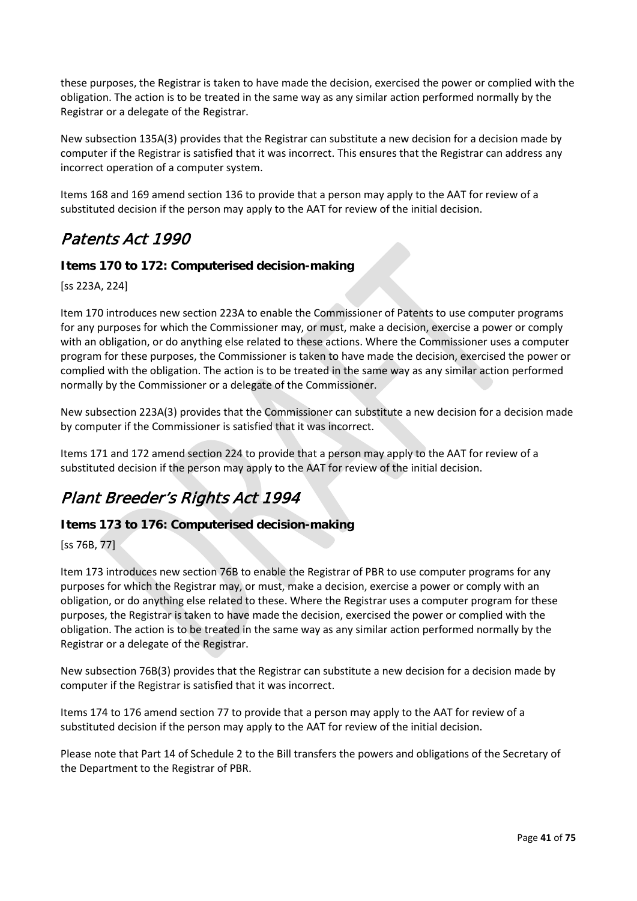these purposes, the Registrar is taken to have made the decision, exercised the power or complied with the obligation. The action is to be treated in the same way as any similar action performed normally by the Registrar or a delegate of the Registrar.

New subsection 135A(3) provides that the Registrar can substitute a new decision for a decision made by computer if the Registrar is satisfied that it was incorrect. This ensures that the Registrar can address any incorrect operation of a computer system.

Items 168 and 169 amend section 136 to provide that a person may apply to the AAT for review of a substituted decision if the person may apply to the AAT for review of the initial decision.

## *Patents Act 1990*

### Items 170 to 172: Computerised decision-making

[ss 223A, 224]

Item 170 introduces new section 223A to enable the Commissioner of Patents to use computer programs for any purposes for which the Commissioner may, or must, make a decision, exercise a power or comply with an obligation, or do anything else related to these actions. Where the Commissioner uses a computer program for these purposes, the Commissioner is taken to have made the decision, exercised the power or complied with the obligation. The action is to be treated in the same way as any similar action performed normally by the Commissioner or a delegate of the Commissioner.

New subsection 223A(3) provides that the Commissioner can substitute a new decision for a decision made by computer if the Commissioner is satisfied that it was incorrect.

Items 171 and 172 amend section 224 to provide that a person may apply to the AAT for review of a substituted decision if the person may apply to the AAT for review of the initial decision.

## *Plant Breeder's Rights Act 1994*

### Items 173 to 176: Computerised decision-making

[ss 76B, 77]

Item 173 introduces new section 76B to enable the Registrar of PBR to use computer programs for any purposes for which the Registrar may, or must, make a decision, exercise a power or comply with an obligation, or do anything else related to these. Where the Registrar uses a computer program for these purposes, the Registrar is taken to have made the decision, exercised the power or complied with the obligation. The action is to be treated in the same way as any similar action performed normally by the Registrar or a delegate of the Registrar.

New subsection 76B(3) provides that the Registrar can substitute a new decision for a decision made by computer if the Registrar is satisfied that it was incorrect.

Items 174 to 176 amend section 77 to provide that a person may apply to the AAT for review of a substituted decision if the person may apply to the AAT for review of the initial decision.

Please note that Part 14 of Schedule 2 to the Bill transfers the powers and obligations of the Secretary of the Department to the Registrar of PBR.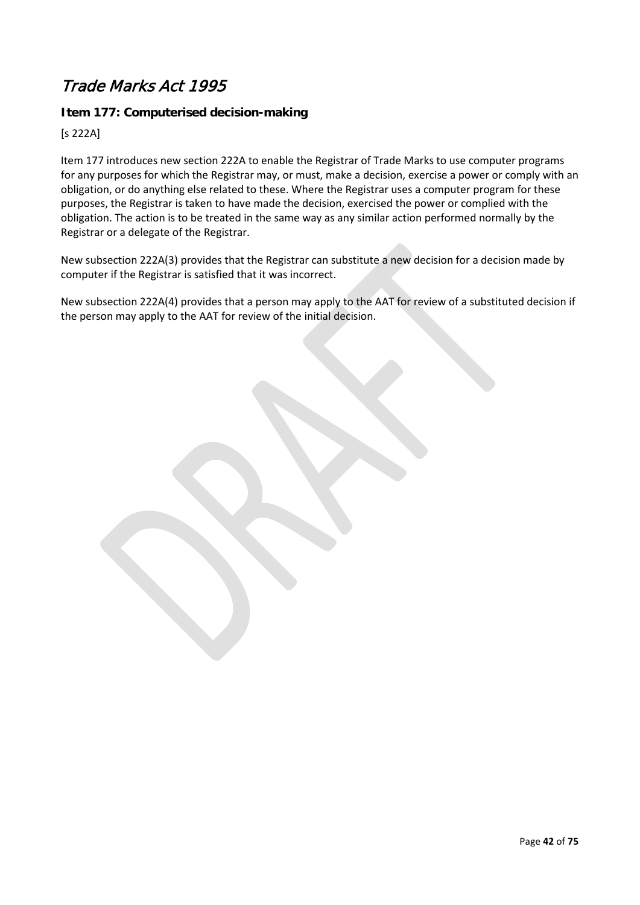# *Trade Marks Act 1995*

### Item 177: Computerised decision-making

[s 222A]

Item 177 introduces new section 222A to enable the Registrar of Trade Marks to use computer programs for any purposes for which the Registrar may, or must, make a decision, exercise a power or comply with an obligation, or do anything else related to these. Where the Registrar uses a computer program for these purposes, the Registrar is taken to have made the decision, exercised the power or complied with the obligation. The action is to be treated in the same way as any similar action performed normally by the Registrar or a delegate of the Registrar.

New subsection 222A(3) provides that the Registrar can substitute a new decision for a decision made by computer if the Registrar is satisfied that it was incorrect.

New subsection 222A(4) provides that a person may apply to the AAT for review of a substituted decision if the person may apply to the AAT for review of the initial decision.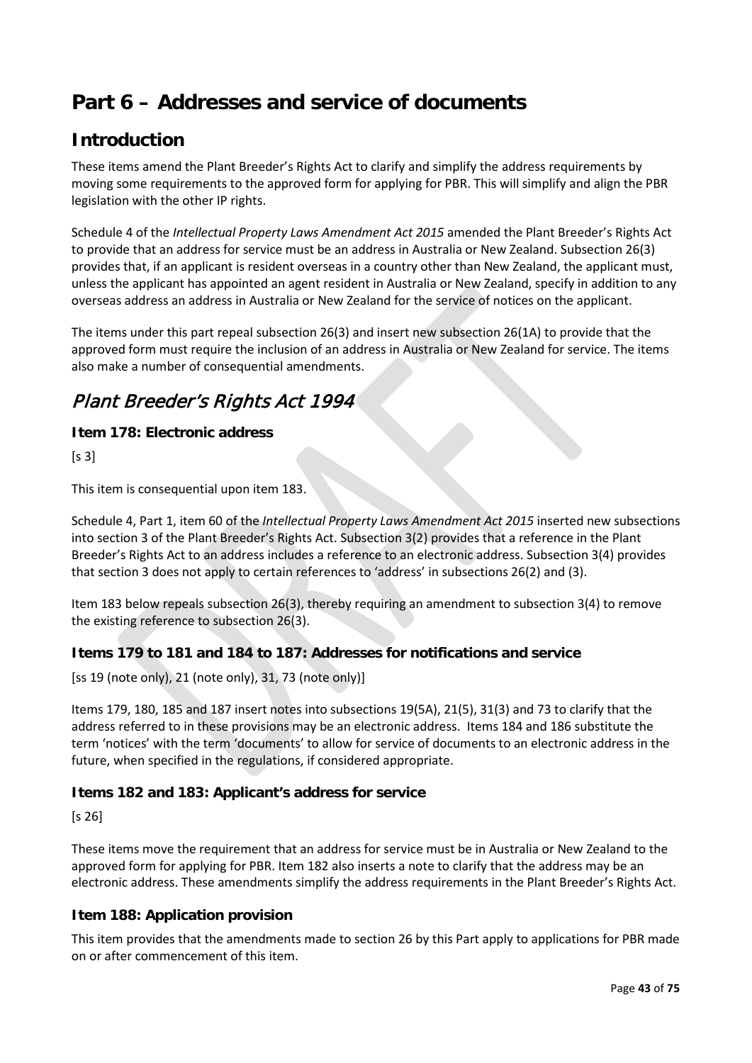# Part 6 – Addresses and service of documents

## Introduction

These items amend the Plant Breeder's Rights Act to clarify and simplify the address requirements by moving some requirements to the approved form for applying for PBR. This will simplify and align the PBR legislation with the other IP rights.

Schedule 4 of the *Intellectual Property Laws Amendment Act 2015* amended the Plant Breeder's Rights Act to provide that an address for service must be an address in Australia or New Zealand. Subsection 26(3) provides that, if an applicant is resident overseas in a country other than New Zealand, the applicant must, unless the applicant has appointed an agent resident in Australia or New Zealand, specify in addition to any overseas address an address in Australia or New Zealand for the service of notices on the applicant.

The items under this part repeal subsection 26(3) and insert new subsection 26(1A) to provide that the approved form must require the inclusion of an address in Australia or New Zealand for service. The items also make a number of consequential amendments.

## *Plant Breeder's Rights Act 1994*

### Item 178: Electronic address

[s 3]

This item is consequential upon item 183.

Schedule 4, Part 1, item 60 of the *Intellectual Property Laws Amendment Act 2015* inserted new subsections into section 3 of the Plant Breeder's Rights Act. Subsection 3(2) provides that a reference in the Plant Breeder's Rights Act to an address includes a reference to an electronic address. Subsection 3(4) provides that section 3 does not apply to certain references to 'address' in subsections 26(2) and (3).

Item 183 below repeals subsection 26(3), thereby requiring an amendment to subsection 3(4) to remove the existing reference to subsection 26(3).

### Items 179 to 181 and 184 to 187: Addresses for notifications and service

[ss 19 (note only), 21 (note only), 31, 73 (note only)]

Items 179, 180, 185 and 187 insert notes into subsections 19(5A), 21(5), 31(3) and 73 to clarify that the address referred to in these provisions may be an electronic address. Items 184 and 186 substitute the term 'notices' with the term 'documents' to allow for service of documents to an electronic address in the future, when specified in the regulations, if considered appropriate.

### Items 182 and 183: Applicant's address for service

[s 26]

These items move the requirement that an address for service must be in Australia or New Zealand to the approved form for applying for PBR. Item 182 also inserts a note to clarify that the address may be an electronic address. These amendments simplify the address requirements in the Plant Breeder's Rights Act.

### Item 188: Application provision

This item provides that the amendments made to section 26 by this Part apply to applications for PBR made on or after commencement of this item.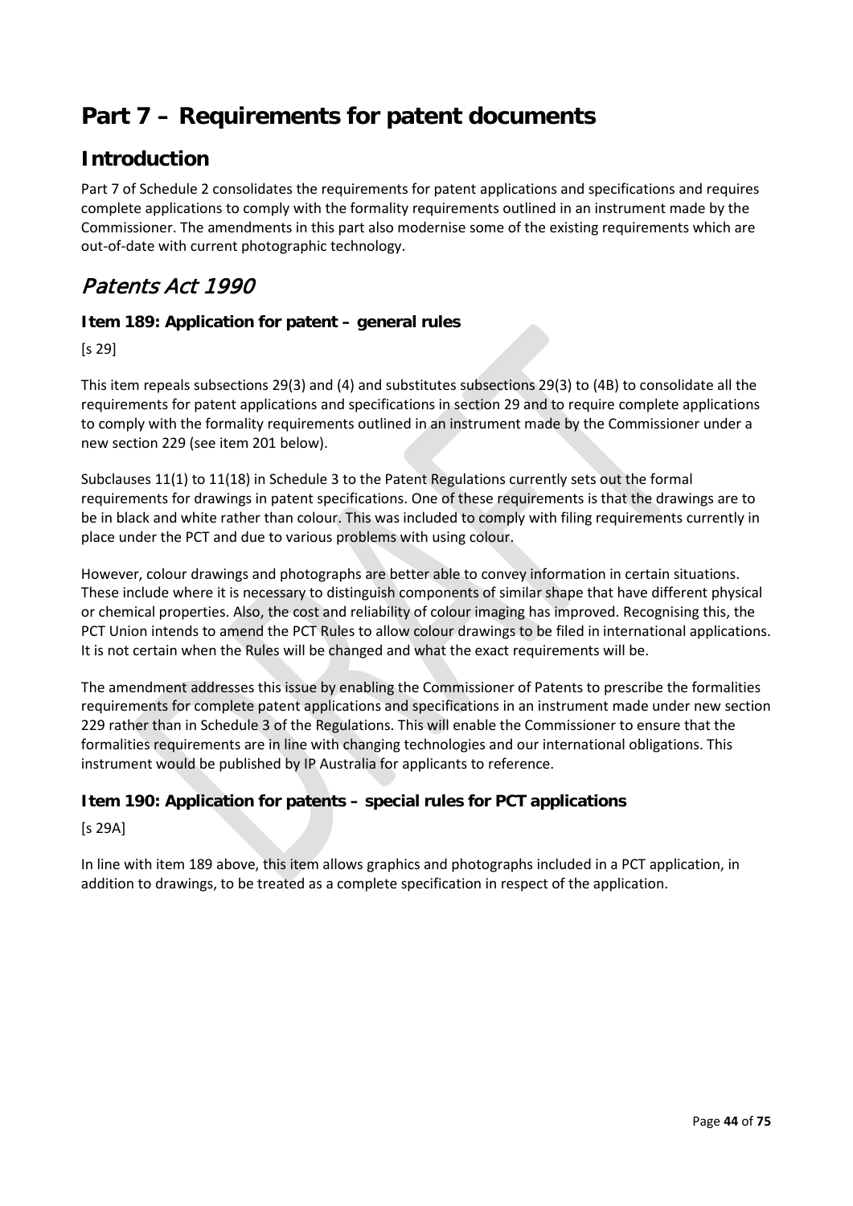# Part 7 – Requirements for patent documents

## Introduction

Part 7 of Schedule 2 consolidates the requirements for patent applications and specifications and requires complete applications to comply with the formality requirements outlined in an instrument made by the Commissioner. The amendments in this part also modernise some of the existing requirements which are out-of-date with current photographic technology.

## *Patents Act 1990*

### Item 189: Application for patent – general rules

[s 29]

This item repeals subsections 29(3) and (4) and substitutes subsections 29(3) to (4B) to consolidate all the requirements for patent applications and specifications in section 29 and to require complete applications to comply with the formality requirements outlined in an instrument made by the Commissioner under a new section 229 (see item 201 below).

Subclauses 11(1) to 11(18) in Schedule 3 to the Patent Regulations currently sets out the formal requirements for drawings in patent specifications. One of these requirements is that the drawings are to be in black and white rather than colour. This was included to comply with filing requirements currently in place under the PCT and due to various problems with using colour.

However, colour drawings and photographs are better able to convey information in certain situations. These include where it is necessary to distinguish components of similar shape that have different physical or chemical properties. Also, the cost and reliability of colour imaging has improved. Recognising this, the PCT Union intends to amend the PCT Rules to allow colour drawings to be filed in international applications. It is not certain when the Rules will be changed and what the exact requirements will be.

The amendment addresses this issue by enabling the Commissioner of Patents to prescribe the formalities requirements for complete patent applications and specifications in an instrument made under new section 229 rather than in Schedule 3 of the Regulations. This will enable the Commissioner to ensure that the formalities requirements are in line with changing technologies and our international obligations. This instrument would be published by IP Australia for applicants to reference.

### Item 190: Application for patents – special rules for PCT applications

[s 29A]

In line with item 189 above, this item allows graphics and photographs included in a PCT application, in addition to drawings, to be treated as a complete specification in respect of the application.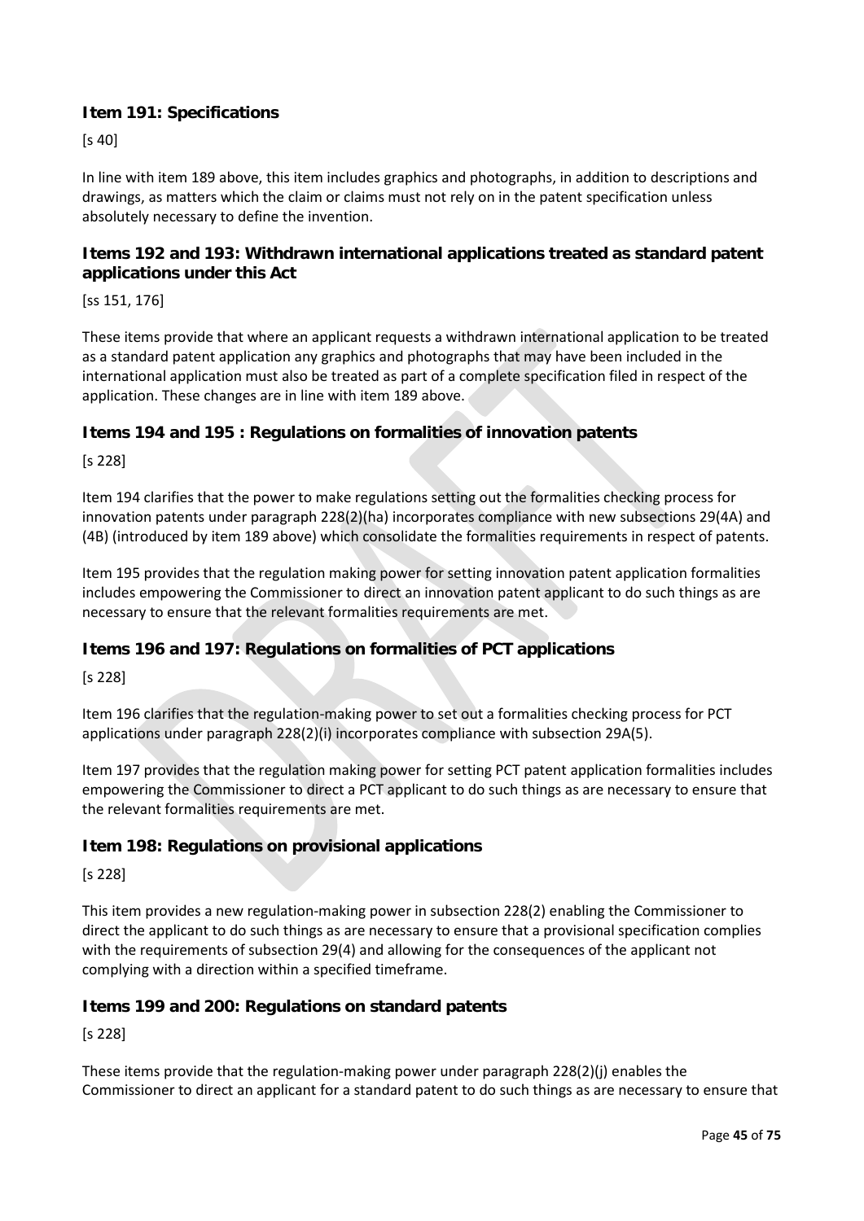### Item 191: Specifications

[s 40]

In line with item 189 above, this item includes graphics and photographs, in addition to descriptions and drawings, as matters which the claim or claims must not rely on in the patent specification unless absolutely necessary to define the invention.

### Items 192 and 193: Withdrawn international applications treated as standard patent applications under this Act

[ss 151, 176]

These items provide that where an applicant requests a withdrawn international application to be treated as a standard patent application any graphics and photographs that may have been included in the international application must also be treated as part of a complete specification filed in respect of the application. These changes are in line with item 189 above.

### Items 194 and 195 : Regulations on formalities of innovation patents

[s 228]

Item 194 clarifies that the power to make regulations setting out the formalities checking process for innovation patents under paragraph 228(2)(ha) incorporates compliance with new subsections 29(4A) and (4B) (introduced by item 189 above) which consolidate the formalities requirements in respect of patents.

Item 195 provides that the regulation making power for setting innovation patent application formalities includes empowering the Commissioner to direct an innovation patent applicant to do such things as are necessary to ensure that the relevant formalities requirements are met.

### Items 196 and 197: Regulations on formalities of PCT applications

[s 228]

Item 196 clarifies that the regulation-making power to set out a formalities checking process for PCT applications under paragraph 228(2)(i) incorporates compliance with subsection 29A(5).

Item 197 provides that the regulation making power for setting PCT patent application formalities includes empowering the Commissioner to direct a PCT applicant to do such things as are necessary to ensure that the relevant formalities requirements are met.

### Item 198: Regulations on provisional applications

[s 228]

This item provides a new regulation-making power in subsection 228(2) enabling the Commissioner to direct the applicant to do such things as are necessary to ensure that a provisional specification complies with the requirements of subsection 29(4) and allowing for the consequences of the applicant not complying with a direction within a specified timeframe.

### Items 199 and 200: Regulations on standard patents

[s 228]

These items provide that the regulation-making power under paragraph 228(2)(j) enables the Commissioner to direct an applicant for a standard patent to do such things as are necessary to ensure that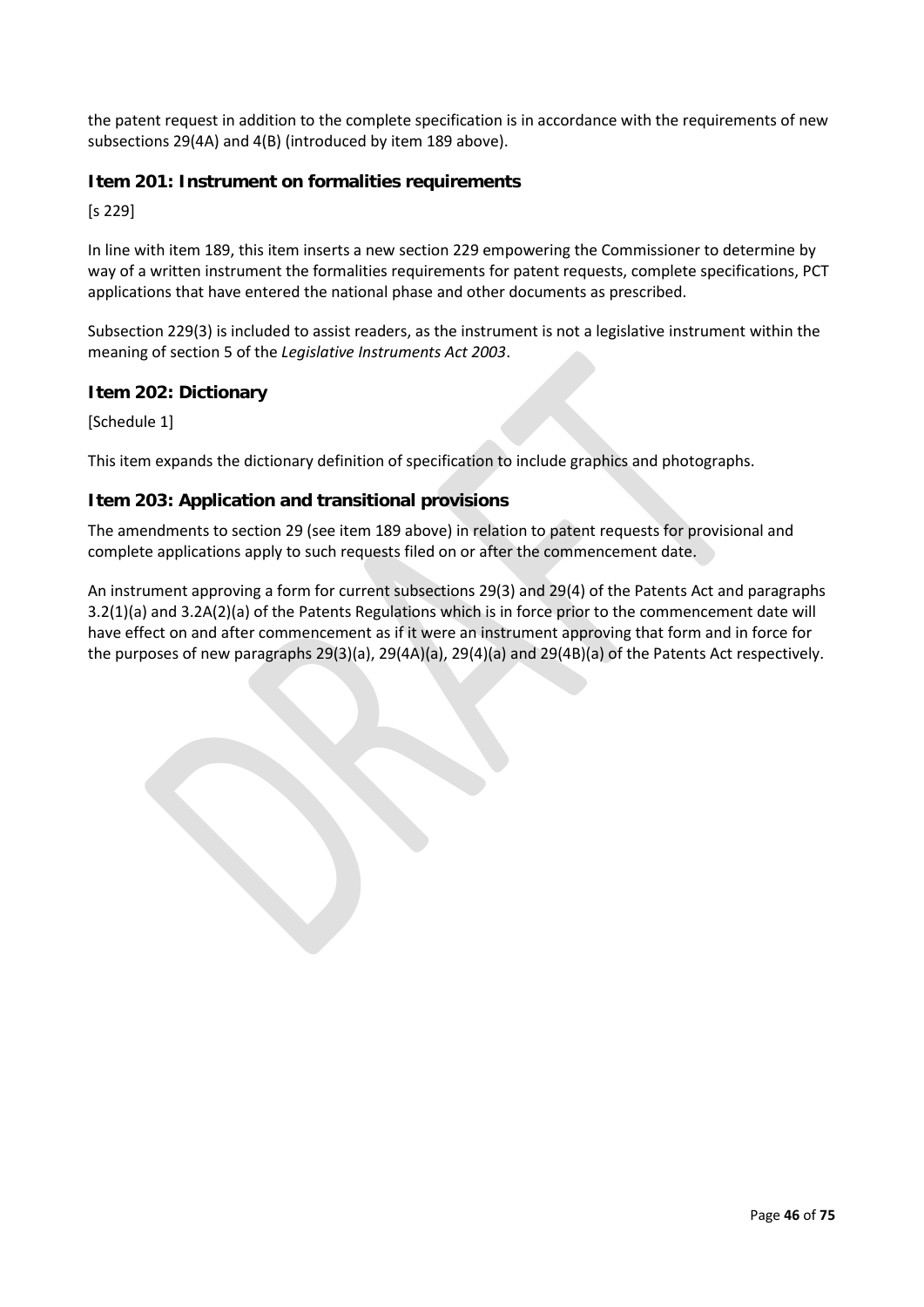the patent request in addition to the complete specification is in accordance with the requirements of new subsections 29(4A) and 4(B) (introduced by item 189 above).

### Item 201: Instrument on formalities requirements

[s 229]

In line with item 189, this item inserts a new section 229 empowering the Commissioner to determine by way of a written instrument the formalities requirements for patent requests, complete specifications, PCT applications that have entered the national phase and other documents as prescribed.

Subsection 229(3) is included to assist readers, as the instrument is not a legislative instrument within the meaning of section 5 of the *Legislative Instruments Act 2003*.

### Item 202: Dictionary

[Schedule 1]

This item expands the dictionary definition of specification to include graphics and photographs.

### Item 203: Application and transitional provisions

The amendments to section 29 (see item 189 above) in relation to patent requests for provisional and complete applications apply to such requests filed on or after the commencement date.

An instrument approving a form for current subsections 29(3) and 29(4) of the Patents Act and paragraphs 3.2(1)(a) and 3.2A(2)(a) of the Patents Regulations which is in force prior to the commencement date will have effect on and after commencement as if it were an instrument approving that form and in force for the purposes of new paragraphs 29(3)(a), 29(4A)(a), 29(4)(a) and 29(4B)(a) of the Patents Act respectively.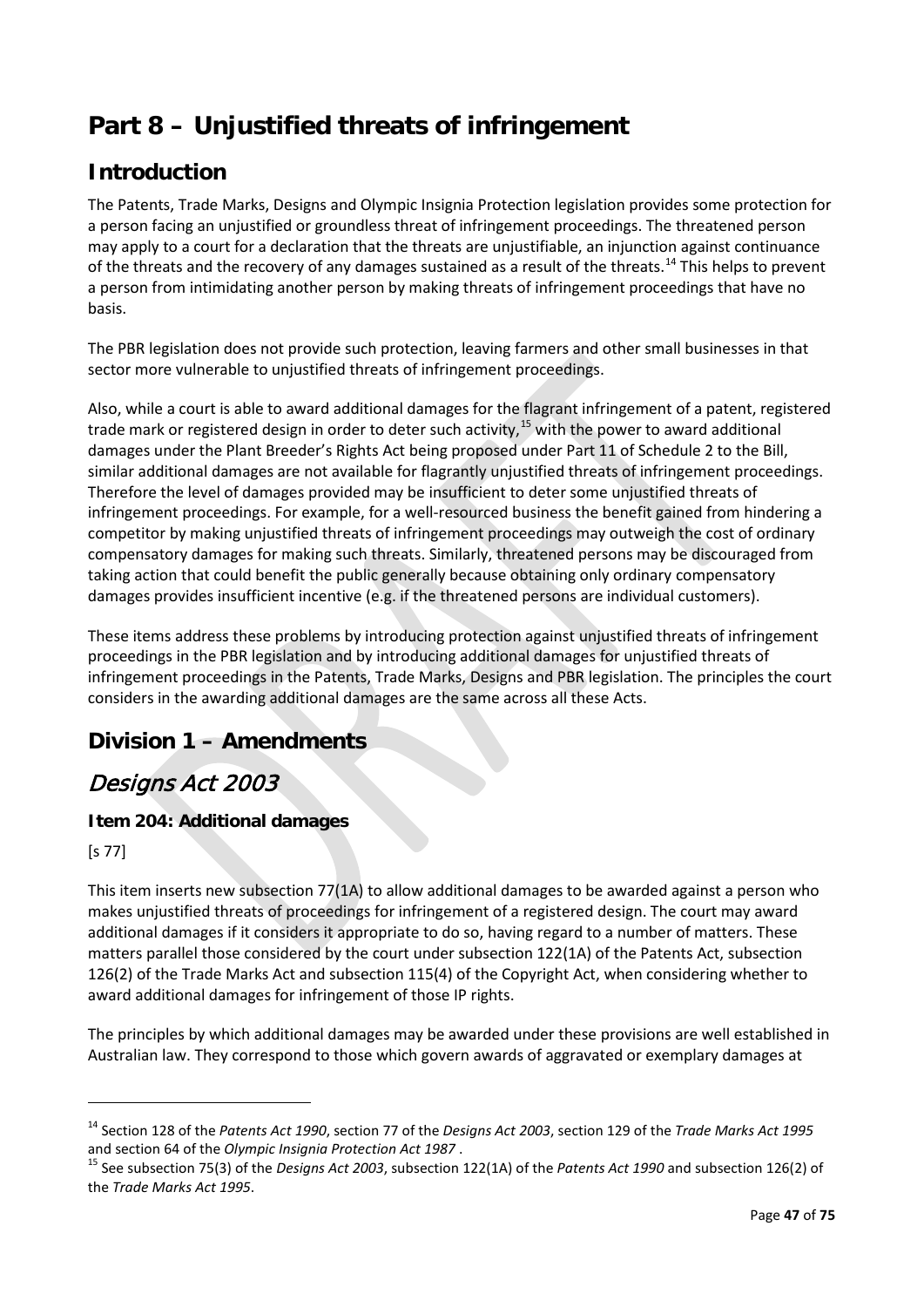# Part 8 – Unjustified threats of infringement

## Introduction

The Patents, Trade Marks, Designs and Olympic Insignia Protection legislation provides some protection for a person facing an unjustified or groundless threat of infringement proceedings. The threatened person may apply to a court for a declaration that the threats are unjustifiable, an injunction against continuance of the threats and the recovery of any damages sustained as a result of the threats.[14] This helps to prevent a person from intimidating another person by making threats of infringement proceedings that have no basis.

The PBR legislation does not provide such protection, leaving farmers and other small businesses in that sector more vulnerable to unjustified threats of infringement proceedings.

Also, while a court is able to award additional damages for the flagrant infringement of a patent, registered trade mark or registered design in order to deter such activity,[15] with the power to award additional damages under the Plant Breeder's Rights Act being proposed under Part 11 of Schedule 2 to the Bill, similar additional damages are not available for flagrantly unjustified threats of infringement proceedings. Therefore the level of damages provided may be insufficient to deter some unjustified threats of infringement proceedings. For example, for a well-resourced business the benefit gained from hindering a competitor by making unjustified threats of infringement proceedings may outweigh the cost of ordinary compensatory damages for making such threats. Similarly, threatened persons may be discouraged from taking action that could benefit the public generally because obtaining only ordinary compensatory damages provides insufficient incentive (e.g. if the threatened persons are individual customers).

These items address these problems by introducing protection against unjustified threats of infringement proceedings in the PBR legislation and by introducing additional damages for unjustified threats of infringement proceedings in the Patents, Trade Marks, Designs and PBR legislation. The principles the court considers in the awarding additional damages are the same across all these Acts.

## Division 1 – Amendments

## *Designs Act 2003*

### Item 204: Additional damages

[s 77]

This item inserts new subsection 77(1A) to allow additional damages to be awarded against a person who makes unjustified threats of proceedings for infringement of a registered design. The court may award additional damages if it considers it appropriate to do so, having regard to a number of matters. These matters parallel those considered by the court under subsection 122(1A) of the Patents Act, subsection 126(2) of the Trade Marks Act and subsection 115(4) of the Copyright Act, when considering whether to award additional damages for infringement of those IP rights.

The principles by which additional damages may be awarded under these provisions are well established in Australian law. They correspond to those which govern awards of aggravated or exemplary damages at

---

[14] Section 128 of the *Patents Act 1990*, section 77 of the *Designs Act 2003*, section 129 of the *Trade Marks Act 1995* and section 64 of the *Olympic Insignia Protection Act 1987* .

[15] See subsection 75(3) of the *Designs Act 2003*, subsection 122(1A) of the *Patents Act 1990* and subsection 126(2) of the *Trade Marks Act 1995*.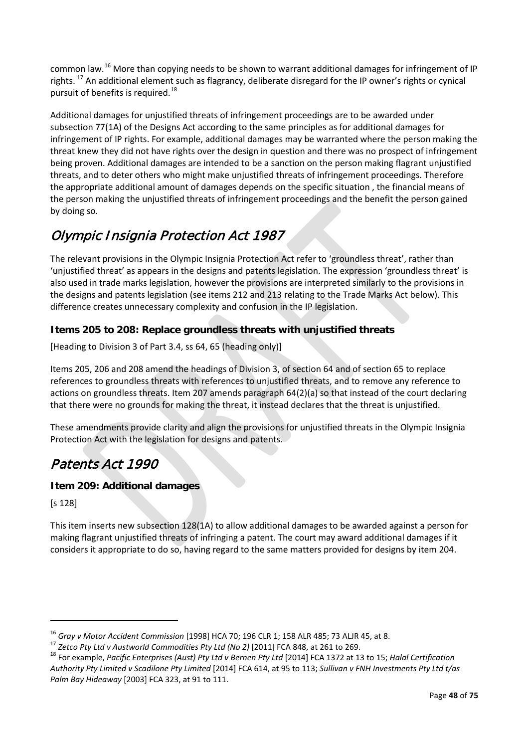common law.[16] More than copying needs to be shown to warrant additional damages for infringement of IP rights. [17] An additional element such as flagrancy, deliberate disregard for the IP owner's rights or cynical pursuit of benefits is required.[18]

Additional damages for unjustified threats of infringement proceedings are to be awarded under subsection 77(1A) of the Designs Act according to the same principles as for additional damages for infringement of IP rights. For example, additional damages may be warranted where the person making the threat knew they did not have rights over the design in question and there was no prospect of infringement being proven. Additional damages are intended to be a sanction on the person making flagrant unjustified threats, and to deter others who might make unjustified threats of infringement proceedings. Therefore the appropriate additional amount of damages depends on the specific situation , the financial means of the person making the unjustified threats of infringement proceedings and the benefit the person gained by doing so.

## *Olympic Insignia Protection Act 1987*

The relevant provisions in the Olympic Insignia Protection Act refer to 'groundless threat', rather than 'unjustified threat' as appears in the designs and patents legislation. The expression 'groundless threat' is also used in trade marks legislation, however the provisions are interpreted similarly to the provisions in the designs and patents legislation (see items 212 and 213 relating to the Trade Marks Act below). This difference creates unnecessary complexity and confusion in the IP legislation.

### Items 205 to 208: Replace groundless threats with unjustified threats

[Heading to Division 3 of Part 3.4, ss 64, 65 (heading only)]

Items 205, 206 and 208 amend the headings of Division 3, of section 64 and of section 65 to replace references to groundless threats with references to unjustified threats, and to remove any reference to actions on groundless threats. Item 207 amends paragraph 64(2)(a) so that instead of the court declaring that there were no grounds for making the threat, it instead declares that the threat is unjustified.

These amendments provide clarity and align the provisions for unjustified threats in the Olympic Insignia Protection Act with the legislation for designs and patents.

## *Patents Act 1990*

### Item 209: Additional damages

[s 128]

This item inserts new subsection 128(1A) to allow additional damages to be awarded against a person for making flagrant unjustified threats of infringing a patent. The court may award additional damages if it considers it appropriate to do so, having regard to the same matters provided for designs by item 204.

---

[16] *Gray v Motor Accident Commission* [1998] HCA 70; 196 CLR 1; 158 ALR 485; 73 ALJR 45, at 8.

[17] *Zetco Pty Ltd v Austworld Commodities Pty Ltd (No 2)* [2011] FCA 848, at 261 to 269.

[18] For example, *Pacific Enterprises (Aust) Pty Ltd v Bernen Pty Ltd* [2014] FCA 1372 at 13 to 15; *Halal Certification Authority Pty Limited v Scadilone Pty Limited* [2014] FCA 614, at 95 to 113; *Sullivan v FNH Investments Pty Ltd t/as Palm Bay Hideaway* [2003] FCA 323, at 91 to 111.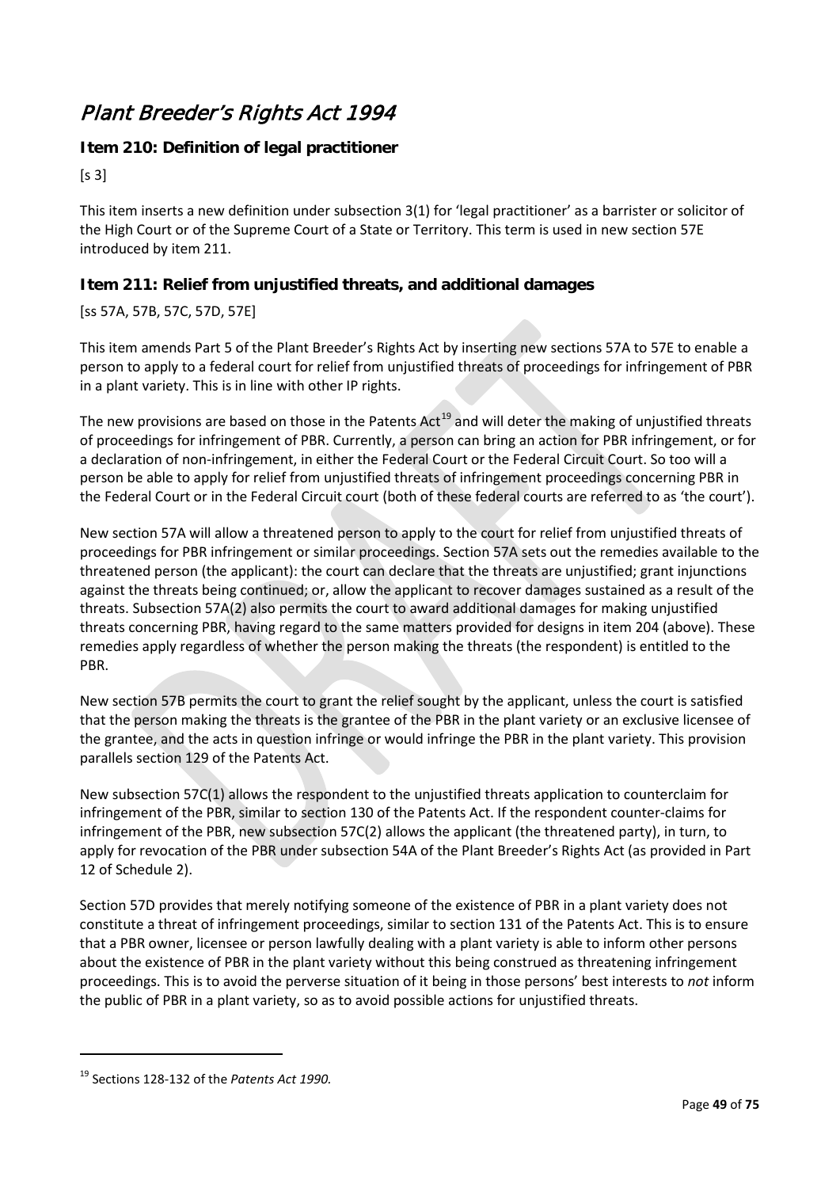# *Plant Breeder's Rights Act 1994*

### Item 210: Definition of legal practitioner

[s 3]

This item inserts a new definition under subsection 3(1) for 'legal practitioner' as a barrister or solicitor of the High Court or of the Supreme Court of a State or Territory. This term is used in new section 57E introduced by item 211.

### Item 211: Relief from unjustified threats, and additional damages

[ss 57A, 57B, 57C, 57D, 57E]

This item amends Part 5 of the Plant Breeder's Rights Act by inserting new sections 57A to 57E to enable a person to apply to a federal court for relief from unjustified threats of proceedings for infringement of PBR in a plant variety. This is in line with other IP rights.

The new provisions are based on those in the Patents Act[19] and will deter the making of unjustified threats of proceedings for infringement of PBR. Currently, a person can bring an action for PBR infringement, or for a declaration of non-infringement, in either the Federal Court or the Federal Circuit Court. So too will a person be able to apply for relief from unjustified threats of infringement proceedings concerning PBR in the Federal Court or in the Federal Circuit court (both of these federal courts are referred to as 'the court').

New section 57A will allow a threatened person to apply to the court for relief from unjustified threats of proceedings for PBR infringement or similar proceedings. Section 57A sets out the remedies available to the threatened person (the applicant): the court can declare that the threats are unjustified; grant injunctions against the threats being continued; or, allow the applicant to recover damages sustained as a result of the threats. Subsection 57A(2) also permits the court to award additional damages for making unjustified threats concerning PBR, having regard to the same matters provided for designs in item 204 (above). These remedies apply regardless of whether the person making the threats (the respondent) is entitled to the PBR.

New section 57B permits the court to grant the relief sought by the applicant, unless the court is satisfied that the person making the threats is the grantee of the PBR in the plant variety or an exclusive licensee of the grantee, and the acts in question infringe or would infringe the PBR in the plant variety. This provision parallels section 129 of the Patents Act.

New subsection 57C(1) allows the respondent to the unjustified threats application to counterclaim for infringement of the PBR, similar to section 130 of the Patents Act. If the respondent counter-claims for infringement of the PBR, new subsection 57C(2) allows the applicant (the threatened party), in turn, to apply for revocation of the PBR under subsection 54A of the Plant Breeder's Rights Act (as provided in Part 12 of Schedule 2).

Section 57D provides that merely notifying someone of the existence of PBR in a plant variety does not constitute a threat of infringement proceedings, similar to section 131 of the Patents Act. This is to ensure that a PBR owner, licensee or person lawfully dealing with a plant variety is able to inform other persons about the existence of PBR in the plant variety without this being construed as threatening infringement proceedings. This is to avoid the perverse situation of it being in those persons' best interests to *not* inform the public of PBR in a plant variety, so as to avoid possible actions for unjustified threats.

---

[19] Sections 128-132 of the *Patents Act 1990.*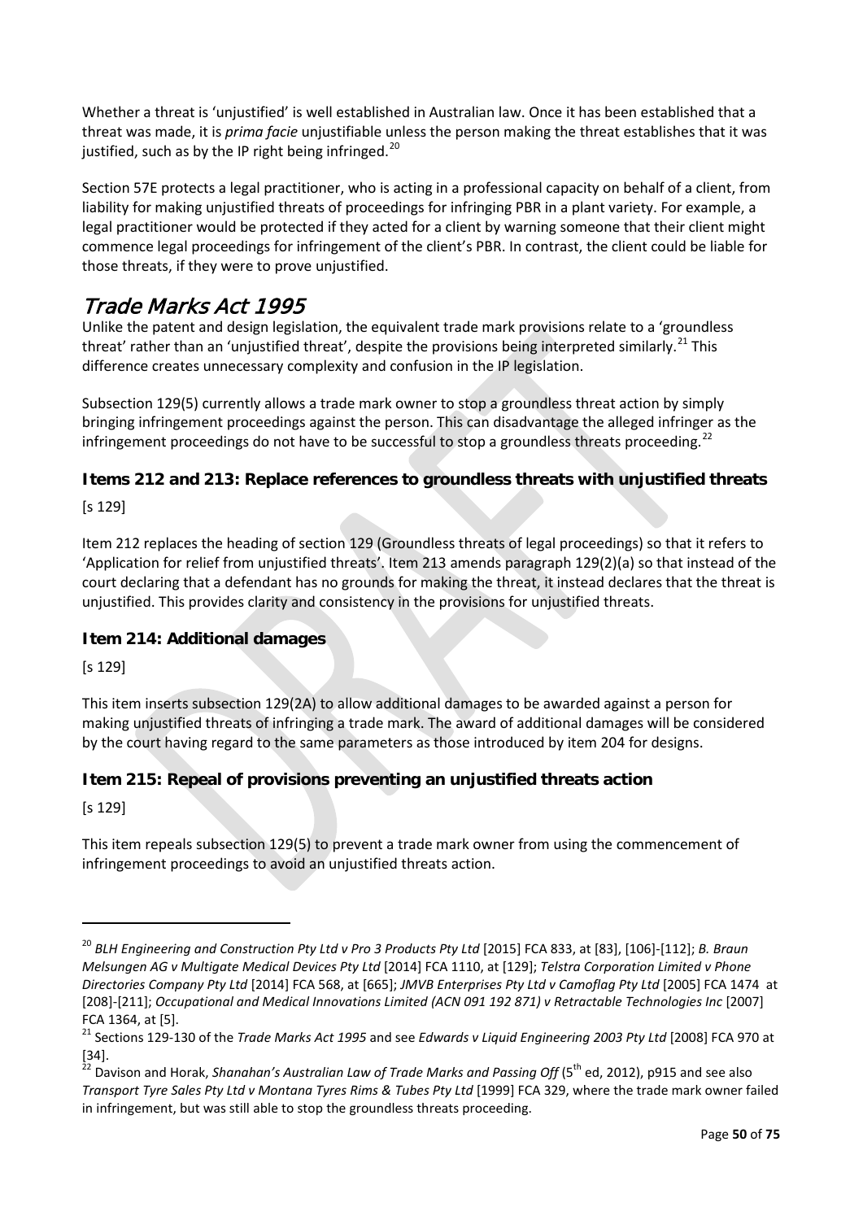Whether a threat is 'unjustified' is well established in Australian law. Once it has been established that a threat was made, it is *prima facie* unjustifiable unless the person making the threat establishes that it was justified, such as by the IP right being infringed.[20]

Section 57E protects a legal practitioner, who is acting in a professional capacity on behalf of a client, from liability for making unjustified threats of proceedings for infringing PBR in a plant variety. For example, a legal practitioner would be protected if they acted for a client by warning someone that their client might commence legal proceedings for infringement of the client's PBR. In contrast, the client could be liable for those threats, if they were to prove unjustified.

## *Trade Marks Act 1995*

Unlike the patent and design legislation, the equivalent trade mark provisions relate to a 'groundless threat' rather than an 'unjustified threat', despite the provisions being interpreted similarly.[21] This difference creates unnecessary complexity and confusion in the IP legislation.

Subsection 129(5) currently allows a trade mark owner to stop a groundless threat action by simply bringing infringement proceedings against the person. This can disadvantage the alleged infringer as the infringement proceedings do not have to be successful to stop a groundless threats proceeding.[22]

### Items 212 and 213: Replace references to groundless threats with unjustified threats

[s 129]

Item 212 replaces the heading of section 129 (Groundless threats of legal proceedings) so that it refers to 'Application for relief from unjustified threats'. Item 213 amends paragraph 129(2)(a) so that instead of the court declaring that a defendant has no grounds for making the threat, it instead declares that the threat is unjustified. This provides clarity and consistency in the provisions for unjustified threats.

### Item 214: Additional damages

[s 129]

This item inserts subsection 129(2A) to allow additional damages to be awarded against a person for making unjustified threats of infringing a trade mark. The award of additional damages will be considered by the court having regard to the same parameters as those introduced by item 204 for designs.

### Item 215: Repeal of provisions preventing an unjustified threats action

[s 129]

This item repeals subsection 129(5) to prevent a trade mark owner from using the commencement of infringement proceedings to avoid an unjustified threats action.

---

[20] *BLH Engineering and Construction Pty Ltd v Pro 3 Products Pty Ltd* [2015] FCA 833, at [83], [106]-[112]; *B. Braun Melsungen AG v Multigate Medical Devices Pty Ltd* [2014] FCA 1110, at [129]; *Telstra Corporation Limited v Phone Directories Company Pty Ltd* [2014] FCA 568, at [665]; *JMVB Enterprises Pty Ltd v Camoflag Pty Ltd* [2005] FCA 1474 at [208]-[211]; *Occupational and Medical Innovations Limited (ACN 091 192 871) v Retractable Technologies Inc* [2007] FCA 1364, at [5].

[21] Sections 129-130 of the *Trade Marks Act 1995* and see *Edwards v Liquid Engineering 2003 Pty Ltd* [2008] FCA 970 at [34].

[22] Davison and Horak, *Shanahan's Australian Law of Trade Marks and Passing Off* (5th ed, 2012), p915 and see also *Transport Tyre Sales Pty Ltd v Montana Tyres Rims & Tubes Pty Ltd* [1999] FCA 329, where the trade mark owner failed in infringement, but was still able to stop the groundless threats proceeding.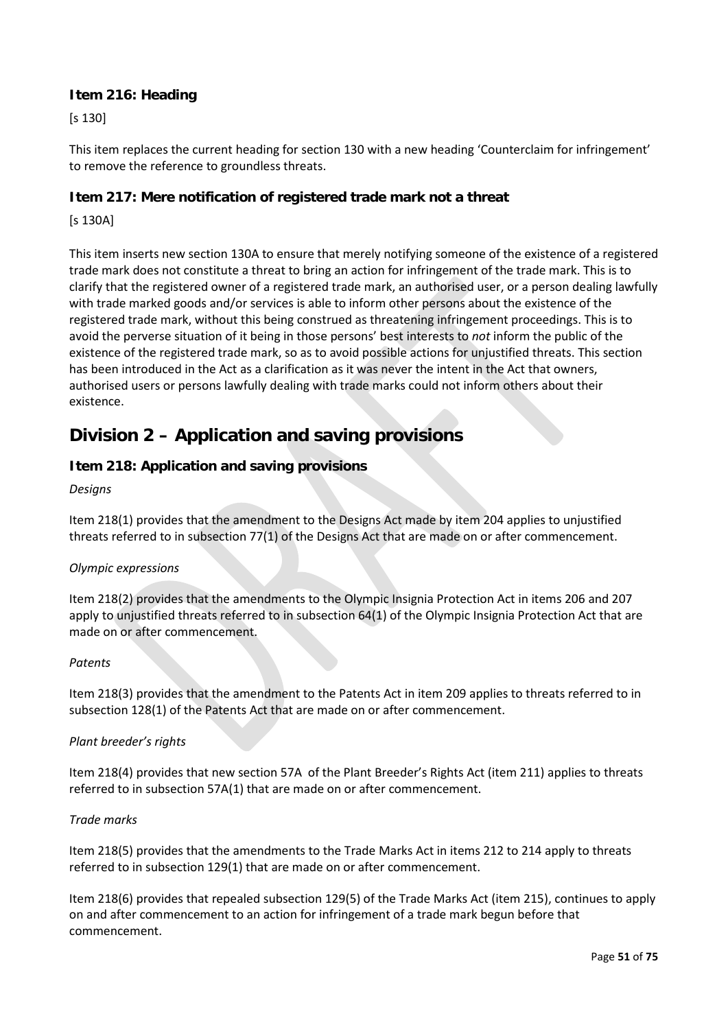### Item 216: Heading

[s 130]

This item replaces the current heading for section 130 with a new heading 'Counterclaim for infringement' to remove the reference to groundless threats.

### Item 217: Mere notification of registered trade mark not a threat

[s 130A]

This item inserts new section 130A to ensure that merely notifying someone of the existence of a registered trade mark does not constitute a threat to bring an action for infringement of the trade mark. This is to clarify that the registered owner of a registered trade mark, an authorised user, or a person dealing lawfully with trade marked goods and/or services is able to inform other persons about the existence of the registered trade mark, without this being construed as threatening infringement proceedings. This is to avoid the perverse situation of it being in those persons' best interests to *not* inform the public of the existence of the registered trade mark, so as to avoid possible actions for unjustified threats. This section has been introduced in the Act as a clarification as it was never the intent in the Act that owners, authorised users or persons lawfully dealing with trade marks could not inform others about their existence.

## Division 2 – Application and saving provisions

### Item 218: Application and saving provisions

*Designs*

Item 218(1) provides that the amendment to the Designs Act made by item 204 applies to unjustified threats referred to in subsection 77(1) of the Designs Act that are made on or after commencement.

*Olympic expressions*

Item 218(2) provides that the amendments to the Olympic Insignia Protection Act in items 206 and 207 apply to unjustified threats referred to in subsection 64(1) of the Olympic Insignia Protection Act that are made on or after commencement.

*Patents*

Item 218(3) provides that the amendment to the Patents Act in item 209 applies to threats referred to in subsection 128(1) of the Patents Act that are made on or after commencement.

*Plant breeder's rights*

Item 218(4) provides that new section 57A of the Plant Breeder's Rights Act (item 211) applies to threats referred to in subsection 57A(1) that are made on or after commencement.

*Trade marks*

Item 218(5) provides that the amendments to the Trade Marks Act in items 212 to 214 apply to threats referred to in subsection 129(1) that are made on or after commencement.

Item 218(6) provides that repealed subsection 129(5) of the Trade Marks Act (item 215), continues to apply on and after commencement to an action for infringement of a trade mark begun before that commencement.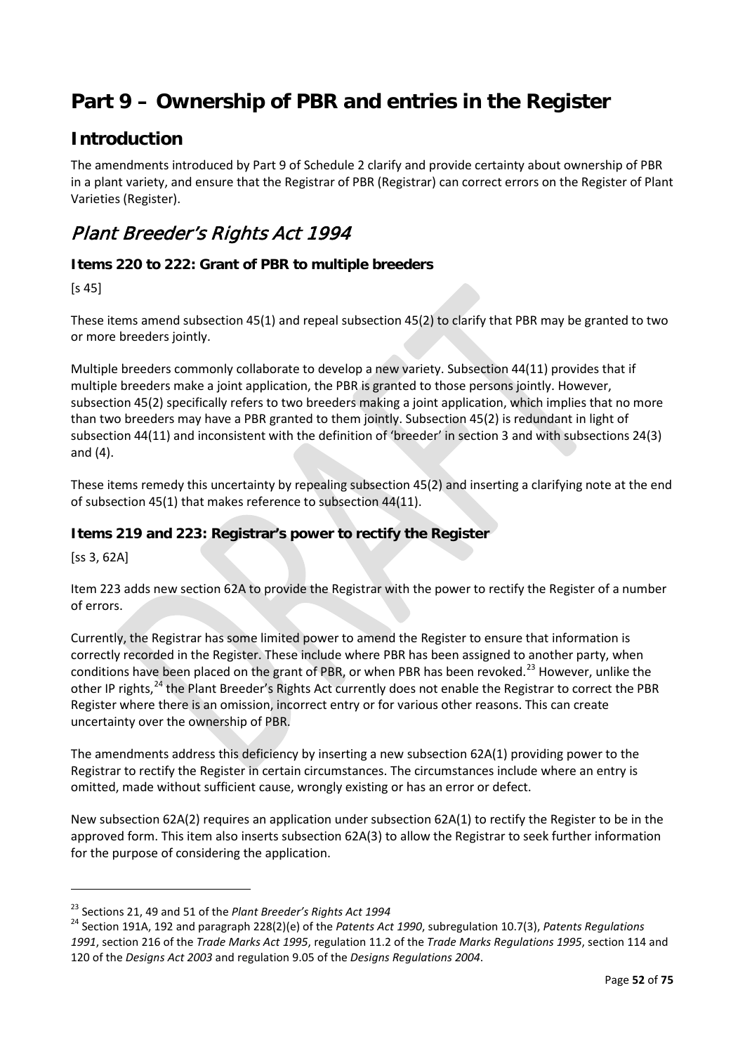# Part 9 – Ownership of PBR and entries in the Register

## Introduction

The amendments introduced by Part 9 of Schedule 2 clarify and provide certainty about ownership of PBR in a plant variety, and ensure that the Registrar of PBR (Registrar) can correct errors on the Register of Plant Varieties (Register).

## *Plant Breeder's Rights Act 1994*

### Items 220 to 222: Grant of PBR to multiple breeders

[s 45]

These items amend subsection 45(1) and repeal subsection 45(2) to clarify that PBR may be granted to two or more breeders jointly.

Multiple breeders commonly collaborate to develop a new variety. Subsection 44(11) provides that if multiple breeders make a joint application, the PBR is granted to those persons jointly. However, subsection 45(2) specifically refers to two breeders making a joint application, which implies that no more than two breeders may have a PBR granted to them jointly. Subsection 45(2) is redundant in light of subsection 44(11) and inconsistent with the definition of 'breeder' in section 3 and with subsections 24(3) and (4).

These items remedy this uncertainty by repealing subsection 45(2) and inserting a clarifying note at the end of subsection 45(1) that makes reference to subsection 44(11).

### Items 219 and 223: Registrar's power to rectify the Register

[ss 3, 62A]

Item 223 adds new section 62A to provide the Registrar with the power to rectify the Register of a number of errors.

Currently, the Registrar has some limited power to amend the Register to ensure that information is correctly recorded in the Register. These include where PBR has been assigned to another party, when conditions have been placed on the grant of PBR, or when PBR has been revoked.[23] However, unlike the other IP rights,[24] the Plant Breeder's Rights Act currently does not enable the Registrar to correct the PBR Register where there is an omission, incorrect entry or for various other reasons. This can create uncertainty over the ownership of PBR.

The amendments address this deficiency by inserting a new subsection 62A(1) providing power to the Registrar to rectify the Register in certain circumstances. The circumstances include where an entry is omitted, made without sufficient cause, wrongly existing or has an error or defect.

New subsection 62A(2) requires an application under subsection 62A(1) to rectify the Register to be in the approved form. This item also inserts subsection 62A(3) to allow the Registrar to seek further information for the purpose of considering the application.

---

[23] Sections 21, 49 and 51 of the *Plant Breeder's Rights Act 1994*

[24] Section 191A, 192 and paragraph 228(2)(e) of the *Patents Act 1990*, subregulation 10.7(3), *Patents Regulations 1991*, section 216 of the *Trade Marks Act 1995*, regulation 11.2 of the *Trade Marks Regulations 1995*, section 114 and 120 of the *Designs Act 2003* and regulation 9.05 of the *Designs Regulations 2004*.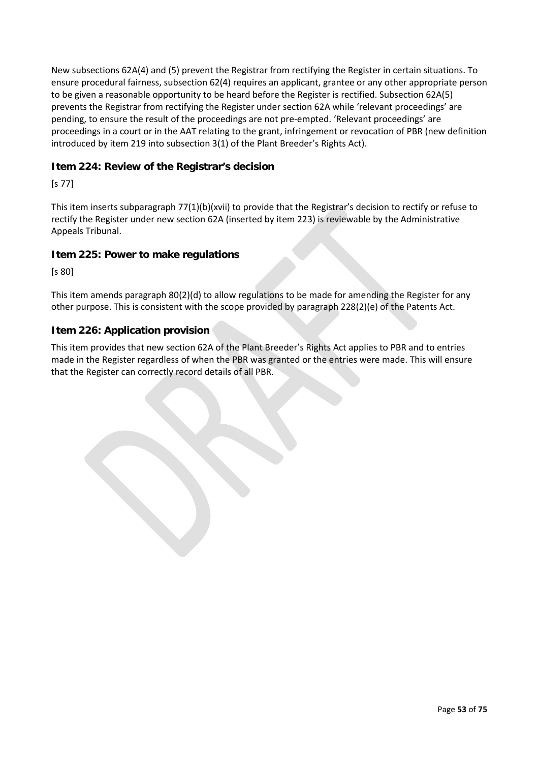New subsections 62A(4) and (5) prevent the Registrar from rectifying the Register in certain situations. To ensure procedural fairness, subsection 62(4) requires an applicant, grantee or any other appropriate person to be given a reasonable opportunity to be heard before the Register is rectified. Subsection 62A(5) prevents the Registrar from rectifying the Register under section 62A while 'relevant proceedings' are pending, to ensure the result of the proceedings are not pre-empted. 'Relevant proceedings' are proceedings in a court or in the AAT relating to the grant, infringement or revocation of PBR (new definition introduced by item 219 into subsection 3(1) of the Plant Breeder's Rights Act).

### Item 224: Review of the Registrar's decision

[s 77]

This item inserts subparagraph 77(1)(b)(xvii) to provide that the Registrar's decision to rectify or refuse to rectify the Register under new section 62A (inserted by item 223) is reviewable by the Administrative Appeals Tribunal.

### Item 225: Power to make regulations

[s 80]

This item amends paragraph 80(2)(d) to allow regulations to be made for amending the Register for any other purpose. This is consistent with the scope provided by paragraph 228(2)(e) of the Patents Act.

### Item 226: Application provision

This item provides that new section 62A of the Plant Breeder's Rights Act applies to PBR and to entries made in the Register regardless of when the PBR was granted or the entries were made. This will ensure that the Register can correctly record details of all PBR.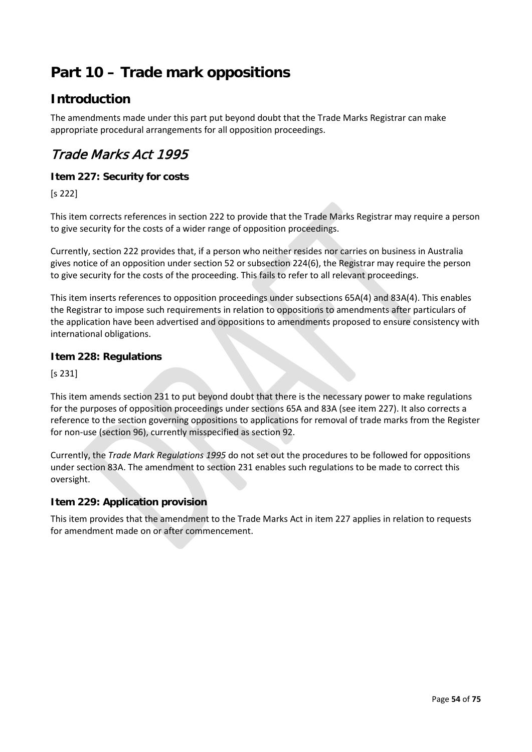# Part 10 – Trade mark oppositions

## Introduction

The amendments made under this part put beyond doubt that the Trade Marks Registrar can make appropriate procedural arrangements for all opposition proceedings.

## *Trade Marks Act 1995*

### Item 227: Security for costs

[s 222]

This item corrects references in section 222 to provide that the Trade Marks Registrar may require a person to give security for the costs of a wider range of opposition proceedings.

Currently, section 222 provides that, if a person who neither resides nor carries on business in Australia gives notice of an opposition under section 52 or subsection 224(6), the Registrar may require the person to give security for the costs of the proceeding. This fails to refer to all relevant proceedings.

This item inserts references to opposition proceedings under subsections 65A(4) and 83A(4). This enables the Registrar to impose such requirements in relation to oppositions to amendments after particulars of the application have been advertised and oppositions to amendments proposed to ensure consistency with international obligations.

### Item 228: Regulations

[s 231]

This item amends section 231 to put beyond doubt that there is the necessary power to make regulations for the purposes of opposition proceedings under sections 65A and 83A (see item 227). It also corrects a reference to the section governing oppositions to applications for removal of trade marks from the Register for non-use (section 96), currently misspecified as section 92.

Currently, the *Trade Mark Regulations 1995* do not set out the procedures to be followed for oppositions under section 83A. The amendment to section 231 enables such regulations to be made to correct this oversight.

### Item 229: Application provision

This item provides that the amendment to the Trade Marks Act in item 227 applies in relation to requests for amendment made on or after commencement.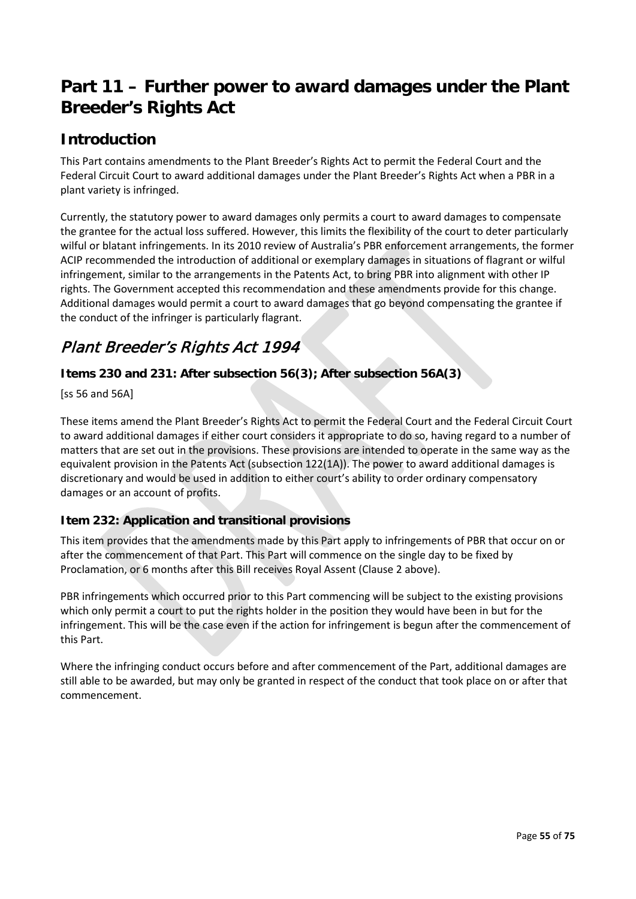# Part 11 – Further power to award damages under the Plant Breeder's Rights Act

## Introduction

This Part contains amendments to the Plant Breeder's Rights Act to permit the Federal Court and the Federal Circuit Court to award additional damages under the Plant Breeder's Rights Act when a PBR in a plant variety is infringed.

Currently, the statutory power to award damages only permits a court to award damages to compensate the grantee for the actual loss suffered. However, this limits the flexibility of the court to deter particularly wilful or blatant infringements. In its 2010 review of Australia's PBR enforcement arrangements, the former ACIP recommended the introduction of additional or exemplary damages in situations of flagrant or wilful infringement, similar to the arrangements in the Patents Act, to bring PBR into alignment with other IP rights. The Government accepted this recommendation and these amendments provide for this change. Additional damages would permit a court to award damages that go beyond compensating the grantee if the conduct of the infringer is particularly flagrant.

## *Plant Breeder's Rights Act 1994*

### Items 230 and 231: After subsection 56(3); After subsection 56A(3)

[ss 56 and 56A]

These items amend the Plant Breeder's Rights Act to permit the Federal Court and the Federal Circuit Court to award additional damages if either court considers it appropriate to do so, having regard to a number of matters that are set out in the provisions. These provisions are intended to operate in the same way as the equivalent provision in the Patents Act (subsection 122(1A)). The power to award additional damages is discretionary and would be used in addition to either court's ability to order ordinary compensatory damages or an account of profits.

### Item 232: Application and transitional provisions

This item provides that the amendments made by this Part apply to infringements of PBR that occur on or after the commencement of that Part. This Part will commence on the single day to be fixed by Proclamation, or 6 months after this Bill receives Royal Assent (Clause 2 above).

PBR infringements which occurred prior to this Part commencing will be subject to the existing provisions which only permit a court to put the rights holder in the position they would have been in but for the infringement. This will be the case even if the action for infringement is begun after the commencement of this Part.

Where the infringing conduct occurs before and after commencement of the Part, additional damages are still able to be awarded, but may only be granted in respect of the conduct that took place on or after that commencement.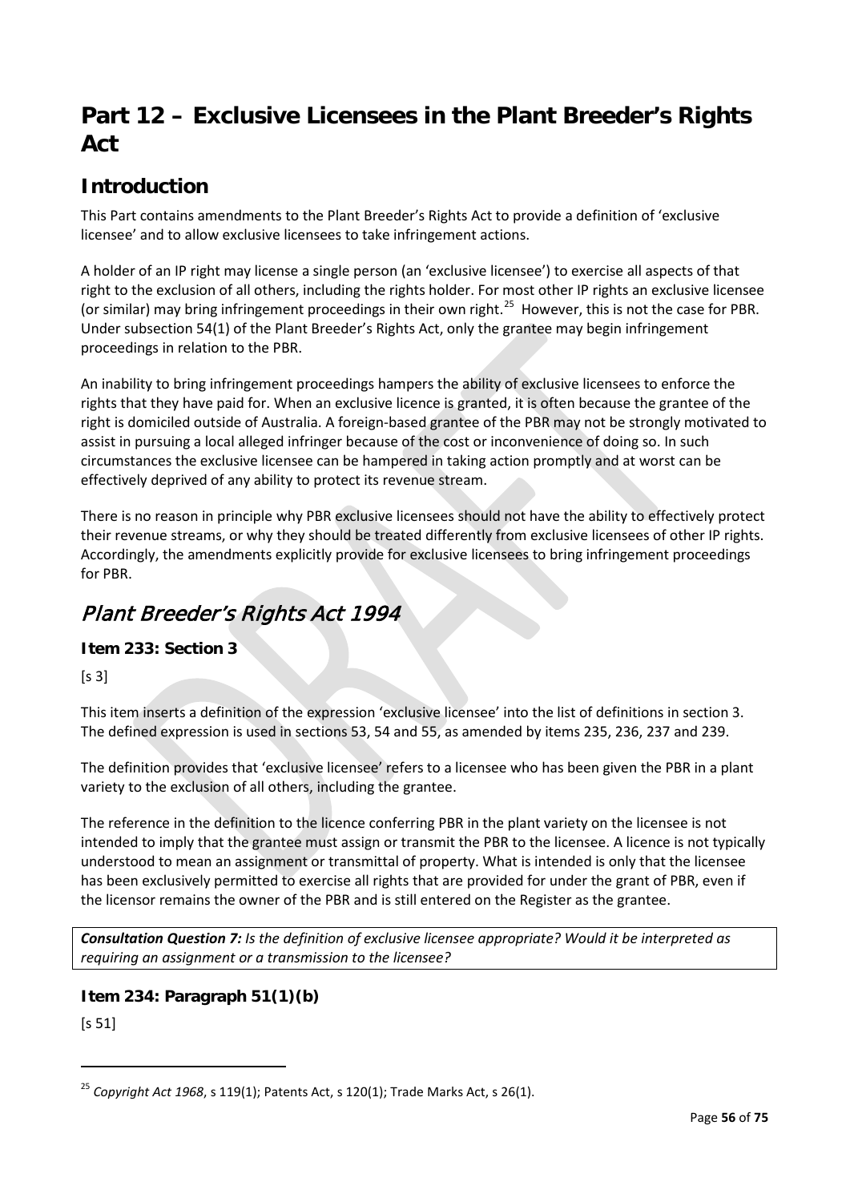# Part 12 – Exclusive Licensees in the Plant Breeder's Rights Act

## Introduction

This Part contains amendments to the Plant Breeder's Rights Act to provide a definition of 'exclusive licensee' and to allow exclusive licensees to take infringement actions.

A holder of an IP right may license a single person (an 'exclusive licensee') to exercise all aspects of that right to the exclusion of all others, including the rights holder. For most other IP rights an exclusive licensee (or similar) may bring infringement proceedings in their own right.[25] However, this is not the case for PBR. Under subsection 54(1) of the Plant Breeder's Rights Act, only the grantee may begin infringement proceedings in relation to the PBR.

An inability to bring infringement proceedings hampers the ability of exclusive licensees to enforce the rights that they have paid for. When an exclusive licence is granted, it is often because the grantee of the right is domiciled outside of Australia. A foreign-based grantee of the PBR may not be strongly motivated to assist in pursuing a local alleged infringer because of the cost or inconvenience of doing so. In such circumstances the exclusive licensee can be hampered in taking action promptly and at worst can be effectively deprived of any ability to protect its revenue stream.

There is no reason in principle why PBR exclusive licensees should not have the ability to effectively protect their revenue streams, or why they should be treated differently from exclusive licensees of other IP rights. Accordingly, the amendments explicitly provide for exclusive licensees to bring infringement proceedings for PBR.

## *Plant Breeder's Rights Act 1994*

### Item 233: Section 3

[s 3]

This item inserts a definition of the expression 'exclusive licensee' into the list of definitions in section 3. The defined expression is used in sections 53, 54 and 55, as amended by items 235, 236, 237 and 239.

The definition provides that 'exclusive licensee' refers to a licensee who has been given the PBR in a plant variety to the exclusion of all others, including the grantee.

The reference in the definition to the licence conferring PBR in the plant variety on the licensee is not intended to imply that the grantee must assign or transmit the PBR to the licensee. A licence is not typically understood to mean an assignment or transmittal of property. What is intended is only that the licensee has been exclusively permitted to exercise all rights that are provided for under the grant of PBR, even if the licensor remains the owner of the PBR and is still entered on the Register as the grantee.

***Consultation Question 7:*** *Is the definition of exclusive licensee appropriate? Would it be interpreted as requiring an assignment or a transmission to the licensee?*

### Item 234: Paragraph 51(1)(b)

[s 51]

---

[25] *Copyright Act 1968*, s 119(1); Patents Act, s 120(1); Trade Marks Act, s 26(1).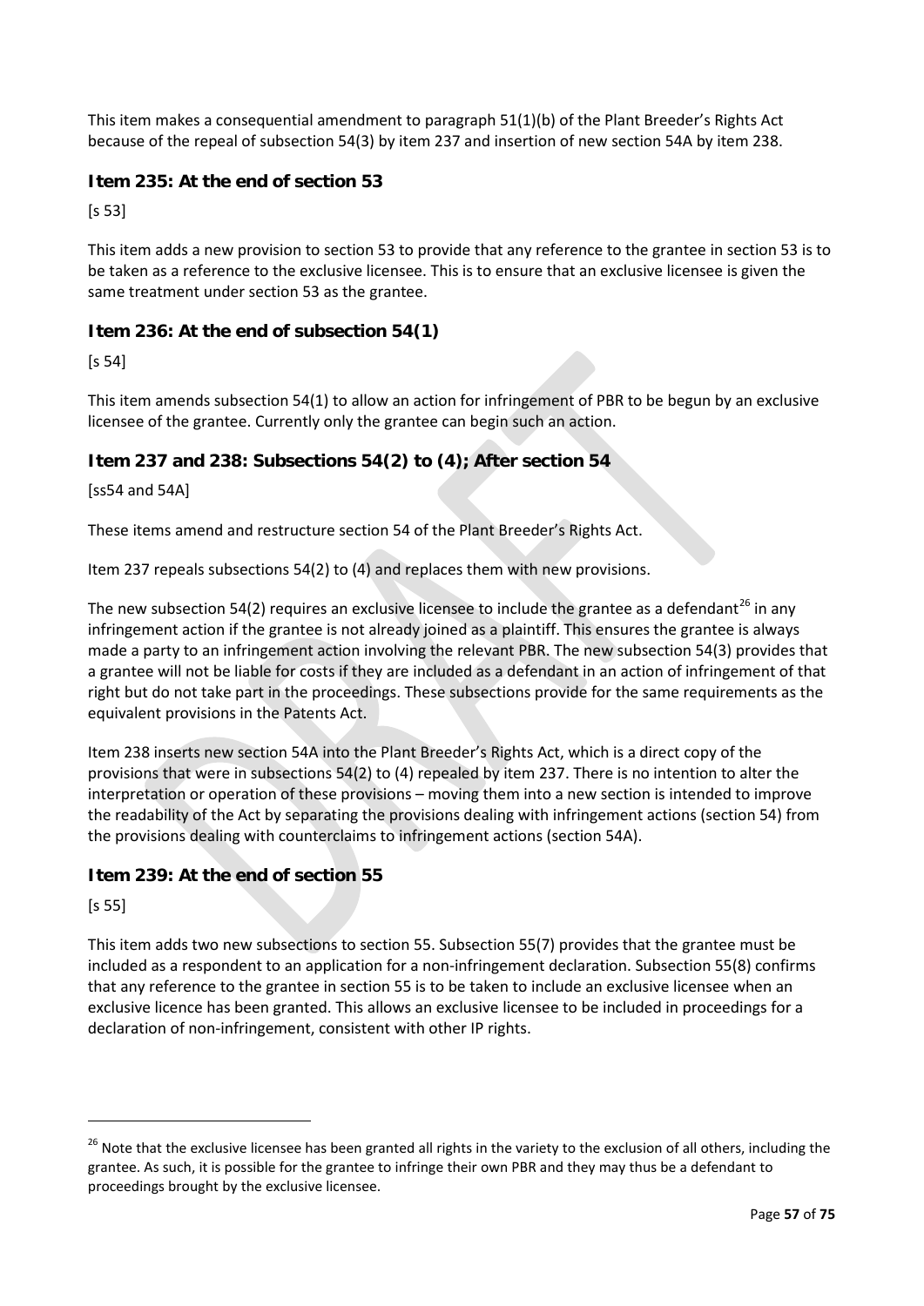This item makes a consequential amendment to paragraph 51(1)(b) of the Plant Breeder's Rights Act because of the repeal of subsection 54(3) by item 237 and insertion of new section 54A by item 238.

### Item 235: At the end of section 53

[s 53]

This item adds a new provision to section 53 to provide that any reference to the grantee in section 53 is to be taken as a reference to the exclusive licensee. This is to ensure that an exclusive licensee is given the same treatment under section 53 as the grantee.

### Item 236: At the end of subsection 54(1)

[s 54]

This item amends subsection 54(1) to allow an action for infringement of PBR to be begun by an exclusive licensee of the grantee. Currently only the grantee can begin such an action.

### Item 237 and 238: Subsections 54(2) to (4); After section 54

[ss54 and 54A]

These items amend and restructure section 54 of the Plant Breeder's Rights Act.

Item 237 repeals subsections 54(2) to (4) and replaces them with new provisions.

The new subsection 54(2) requires an exclusive licensee to include the grantee as a defendant[26] in any infringement action if the grantee is not already joined as a plaintiff. This ensures the grantee is always made a party to an infringement action involving the relevant PBR. The new subsection 54(3) provides that a grantee will not be liable for costs if they are included as a defendant in an action of infringement of that right but do not take part in the proceedings. These subsections provide for the same requirements as the equivalent provisions in the Patents Act.

Item 238 inserts new section 54A into the Plant Breeder's Rights Act, which is a direct copy of the provisions that were in subsections 54(2) to (4) repealed by item 237. There is no intention to alter the interpretation or operation of these provisions – moving them into a new section is intended to improve the readability of the Act by separating the provisions dealing with infringement actions (section 54) from the provisions dealing with counterclaims to infringement actions (section 54A).

### Item 239: At the end of section 55

[s 55]

This item adds two new subsections to section 55. Subsection 55(7) provides that the grantee must be included as a respondent to an application for a non-infringement declaration. Subsection 55(8) confirms that any reference to the grantee in section 55 is to be taken to include an exclusive licensee when an exclusive licence has been granted. This allows an exclusive licensee to be included in proceedings for a declaration of non-infringement, consistent with other IP rights.

---

[26] Note that the exclusive licensee has been granted all rights in the variety to the exclusion of all others, including the grantee. As such, it is possible for the grantee to infringe their own PBR and they may thus be a defendant to proceedings brought by the exclusive licensee.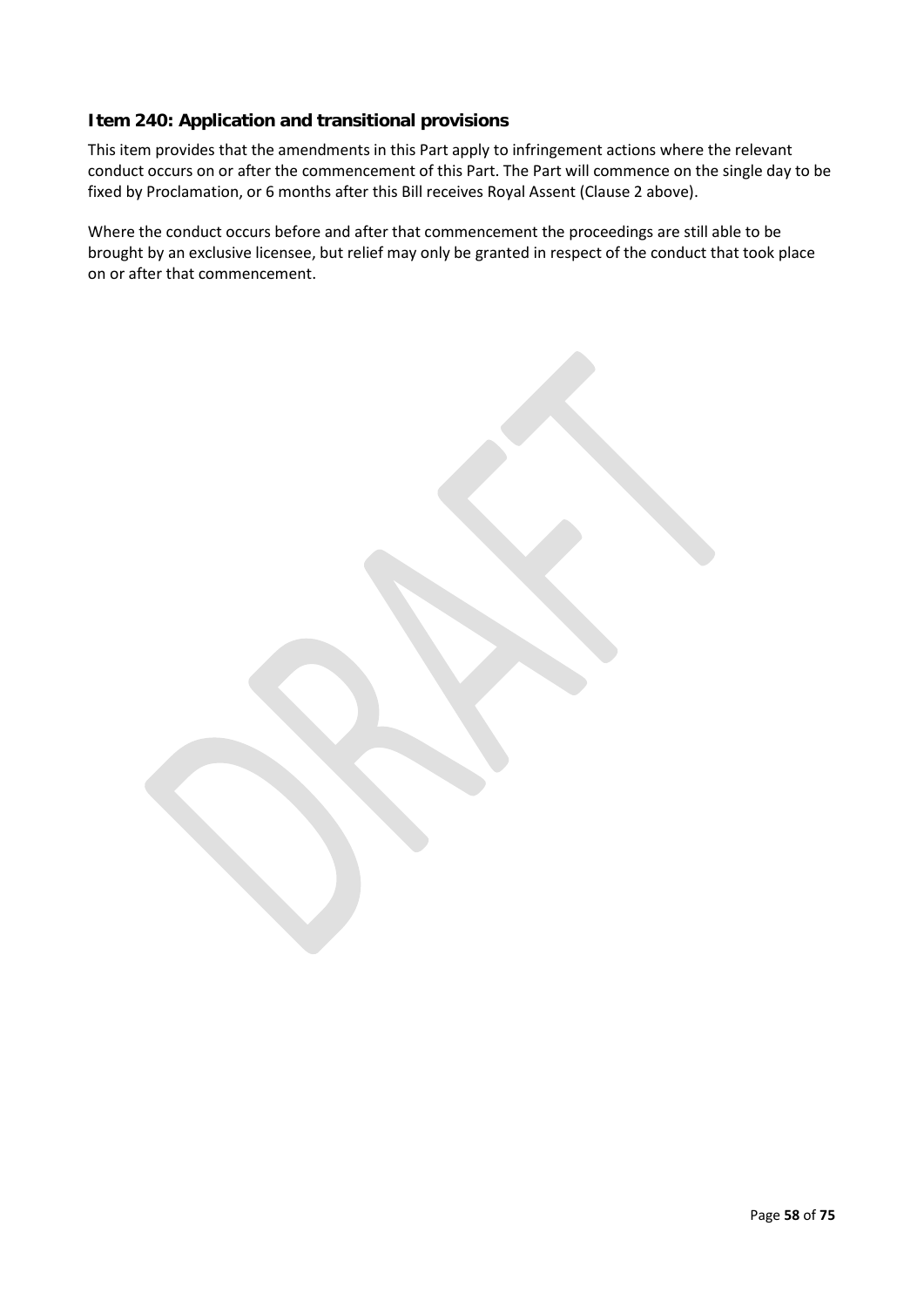### Item 240: Application and transitional provisions

This item provides that the amendments in this Part apply to infringement actions where the relevant conduct occurs on or after the commencement of this Part. The Part will commence on the single day to be fixed by Proclamation, or 6 months after this Bill receives Royal Assent (Clause 2 above).

Where the conduct occurs before and after that commencement the proceedings are still able to be brought by an exclusive licensee, but relief may only be granted in respect of the conduct that took place on or after that commencement.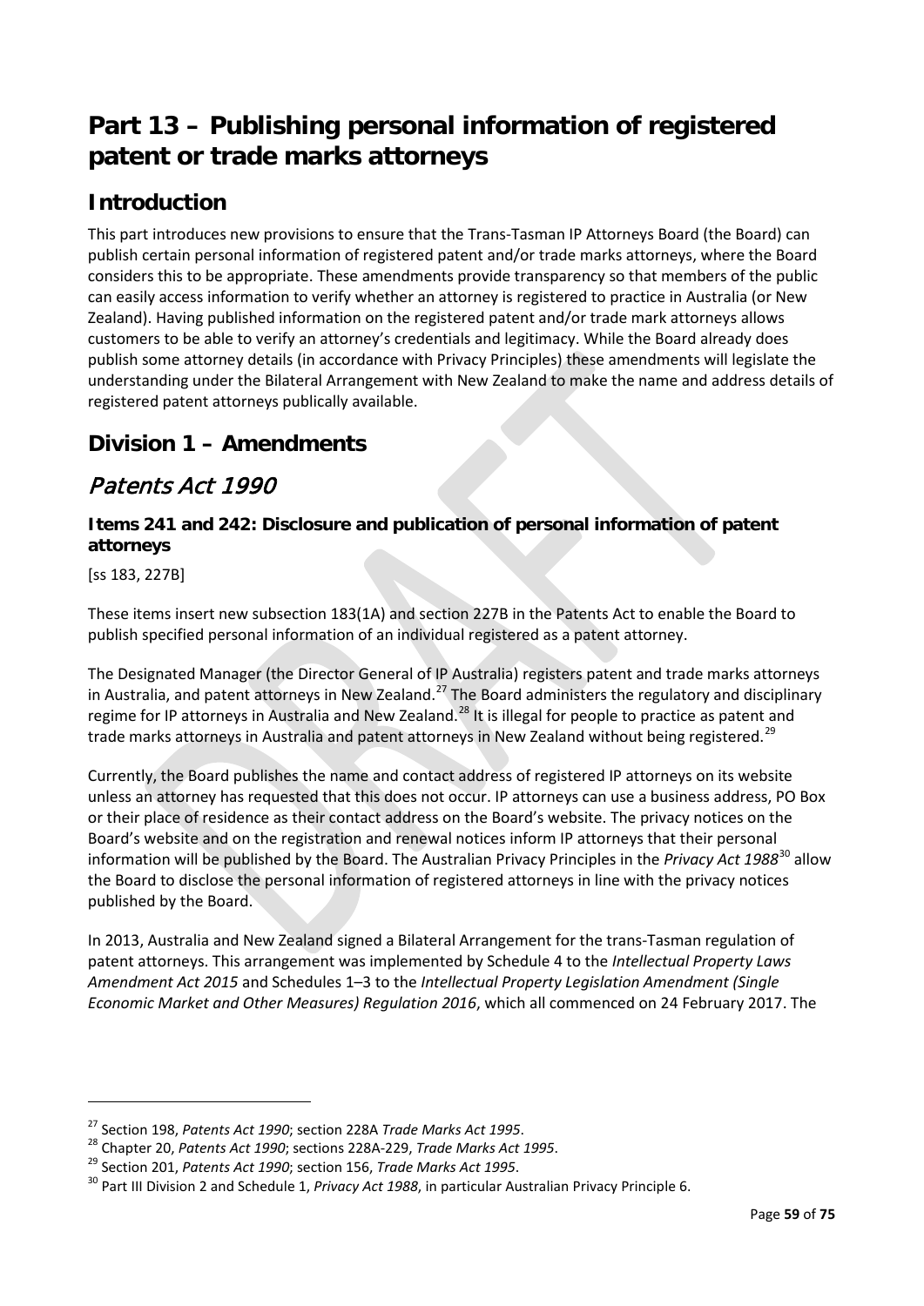# Part 13 – Publishing personal information of registered patent or trade marks attorneys

## Introduction

This part introduces new provisions to ensure that the Trans-Tasman IP Attorneys Board (the Board) can publish certain personal information of registered patent and/or trade marks attorneys, where the Board considers this to be appropriate. These amendments provide transparency so that members of the public can easily access information to verify whether an attorney is registered to practice in Australia (or New Zealand). Having published information on the registered patent and/or trade mark attorneys allows customers to be able to verify an attorney's credentials and legitimacy. While the Board already does publish some attorney details (in accordance with Privacy Principles) these amendments will legislate the understanding under the Bilateral Arrangement with New Zealand to make the name and address details of registered patent attorneys publically available.

## Division 1 – Amendments

## *Patents Act 1990*

### Items 241 and 242: Disclosure and publication of personal information of patent attorneys

[ss 183, 227B]

These items insert new subsection 183(1A) and section 227B in the Patents Act to enable the Board to publish specified personal information of an individual registered as a patent attorney.

The Designated Manager (the Director General of IP Australia) registers patent and trade marks attorneys in Australia, and patent attorneys in New Zealand.[27] The Board administers the regulatory and disciplinary regime for IP attorneys in Australia and New Zealand.[28] It is illegal for people to practice as patent and trade marks attorneys in Australia and patent attorneys in New Zealand without being registered.[29]

Currently, the Board publishes the name and contact address of registered IP attorneys on its website unless an attorney has requested that this does not occur. IP attorneys can use a business address, PO Box or their place of residence as their contact address on the Board's website. The privacy notices on the Board's website and on the registration and renewal notices inform IP attorneys that their personal information will be published by the Board. The Australian Privacy Principles in the *Privacy Act 1988*[30] allow the Board to disclose the personal information of registered attorneys in line with the privacy notices published by the Board.

In 2013, Australia and New Zealand signed a Bilateral Arrangement for the trans-Tasman regulation of patent attorneys. This arrangement was implemented by Schedule 4 to the *Intellectual Property Laws Amendment Act 2015* and Schedules 1–3 to the *Intellectual Property Legislation Amendment (Single Economic Market and Other Measures) Regulation 2016*, which all commenced on 24 February 2017. The

---

[27] Section 198, *Patents Act 1990*; section 228A *Trade Marks Act 1995*.

[28] Chapter 20, *Patents Act 1990*; sections 228A-229, *Trade Marks Act 1995*.

[29] Section 201, *Patents Act 1990*; section 156, *Trade Marks Act 1995*.

[30] Part III Division 2 and Schedule 1, *Privacy Act 1988*, in particular Australian Privacy Principle 6.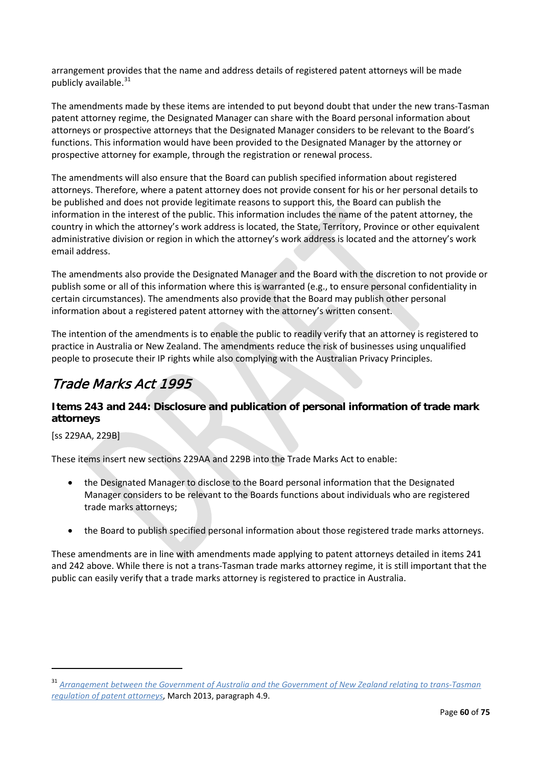arrangement provides that the name and address details of registered patent attorneys will be made publicly available.[31]

The amendments made by these items are intended to put beyond doubt that under the new trans-Tasman patent attorney regime, the Designated Manager can share with the Board personal information about attorneys or prospective attorneys that the Designated Manager considers to be relevant to the Board's functions. This information would have been provided to the Designated Manager by the attorney or prospective attorney for example, through the registration or renewal process.

The amendments will also ensure that the Board can publish specified information about registered attorneys. Therefore, where a patent attorney does not provide consent for his or her personal details to be published and does not provide legitimate reasons to support this, the Board can publish the information in the interest of the public. This information includes the name of the patent attorney, the country in which the attorney's work address is located, the State, Territory, Province or other equivalent administrative division or region in which the attorney's work address is located and the attorney's work email address.

The amendments also provide the Designated Manager and the Board with the discretion to not provide or publish some or all of this information where this is warranted (e.g., to ensure personal confidentiality in certain circumstances). The amendments also provide that the Board may publish other personal information about a registered patent attorney with the attorney's written consent.

The intention of the amendments is to enable the public to readily verify that an attorney is registered to practice in Australia or New Zealand. The amendments reduce the risk of businesses using unqualified people to prosecute their IP rights while also complying with the Australian Privacy Principles.

## *Trade Marks Act 1995*

### Items 243 and 244: Disclosure and publication of personal information of trade mark attorneys

[ss 229AA, 229B]

These items insert new sections 229AA and 229B into the Trade Marks Act to enable:

- the Designated Manager to disclose to the Board personal information that the Designated Manager considers to be relevant to the Boards functions about individuals who are registered trade marks attorneys;
- the Board to publish specified personal information about those registered trade marks attorneys.

These amendments are in line with amendments made applying to patent attorneys detailed in items 241 and 242 above. While there is not a trans-Tasman trade marks attorney regime, it is still important that the public can easily verify that a trade marks attorney is registered to practice in Australia.

---

[31] *Arrangement between the Government of Australia and the Government of New Zealand relating to trans-Tasman regulation of patent attorneys*, March 2013, paragraph 4.9.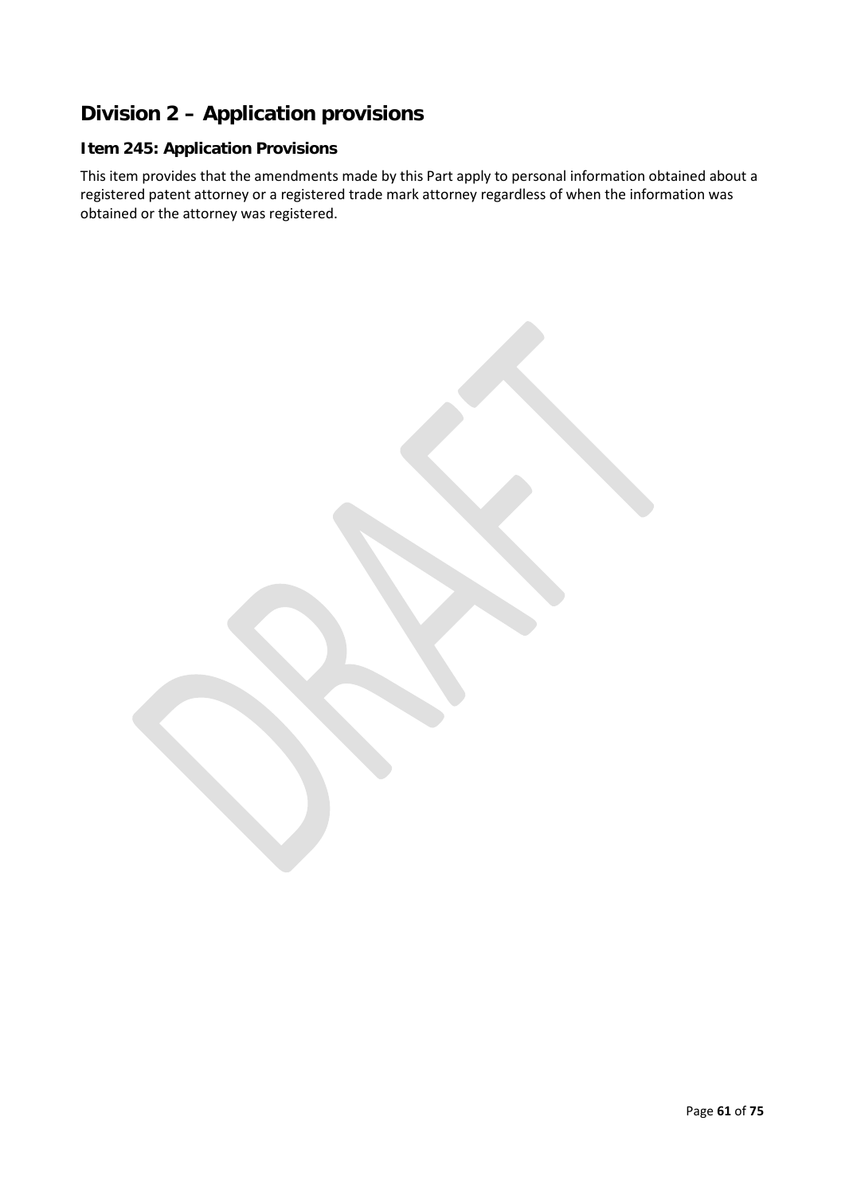## Division 2 – Application provisions

### Item 245: Application Provisions

This item provides that the amendments made by this Part apply to personal information obtained about a registered patent attorney or a registered trade mark attorney regardless of when the information was obtained or the attorney was registered.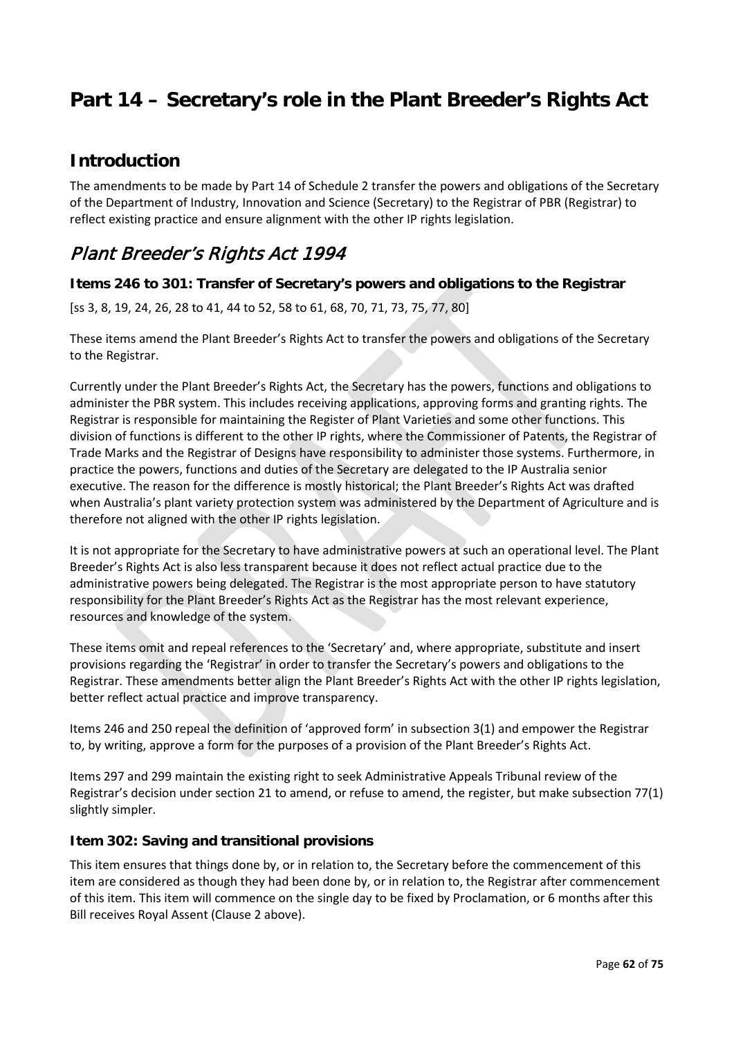# Part 14 – Secretary's role in the Plant Breeder's Rights Act

## Introduction

The amendments to be made by Part 14 of Schedule 2 transfer the powers and obligations of the Secretary of the Department of Industry, Innovation and Science (Secretary) to the Registrar of PBR (Registrar) to reflect existing practice and ensure alignment with the other IP rights legislation.

## *Plant Breeder's Rights Act 1994*

### Items 246 to 301: Transfer of Secretary's powers and obligations to the Registrar

[ss 3, 8, 19, 24, 26, 28 to 41, 44 to 52, 58 to 61, 68, 70, 71, 73, 75, 77, 80]

These items amend the Plant Breeder's Rights Act to transfer the powers and obligations of the Secretary to the Registrar.

Currently under the Plant Breeder's Rights Act, the Secretary has the powers, functions and obligations to administer the PBR system. This includes receiving applications, approving forms and granting rights. The Registrar is responsible for maintaining the Register of Plant Varieties and some other functions. This division of functions is different to the other IP rights, where the Commissioner of Patents, the Registrar of Trade Marks and the Registrar of Designs have responsibility to administer those systems. Furthermore, in practice the powers, functions and duties of the Secretary are delegated to the IP Australia senior executive. The reason for the difference is mostly historical; the Plant Breeder's Rights Act was drafted when Australia's plant variety protection system was administered by the Department of Agriculture and is therefore not aligned with the other IP rights legislation.

It is not appropriate for the Secretary to have administrative powers at such an operational level. The Plant Breeder's Rights Act is also less transparent because it does not reflect actual practice due to the administrative powers being delegated. The Registrar is the most appropriate person to have statutory responsibility for the Plant Breeder's Rights Act as the Registrar has the most relevant experience, resources and knowledge of the system.

These items omit and repeal references to the 'Secretary' and, where appropriate, substitute and insert provisions regarding the 'Registrar' in order to transfer the Secretary's powers and obligations to the Registrar. These amendments better align the Plant Breeder's Rights Act with the other IP rights legislation, better reflect actual practice and improve transparency.

Items 246 and 250 repeal the definition of 'approved form' in subsection 3(1) and empower the Registrar to, by writing, approve a form for the purposes of a provision of the Plant Breeder's Rights Act.

Items 297 and 299 maintain the existing right to seek Administrative Appeals Tribunal review of the Registrar's decision under section 21 to amend, or refuse to amend, the register, but make subsection 77(1) slightly simpler.

### Item 302: Saving and transitional provisions

This item ensures that things done by, or in relation to, the Secretary before the commencement of this item are considered as though they had been done by, or in relation to, the Registrar after commencement of this item. This item will commence on the single day to be fixed by Proclamation, or 6 months after this Bill receives Royal Assent (Clause 2 above).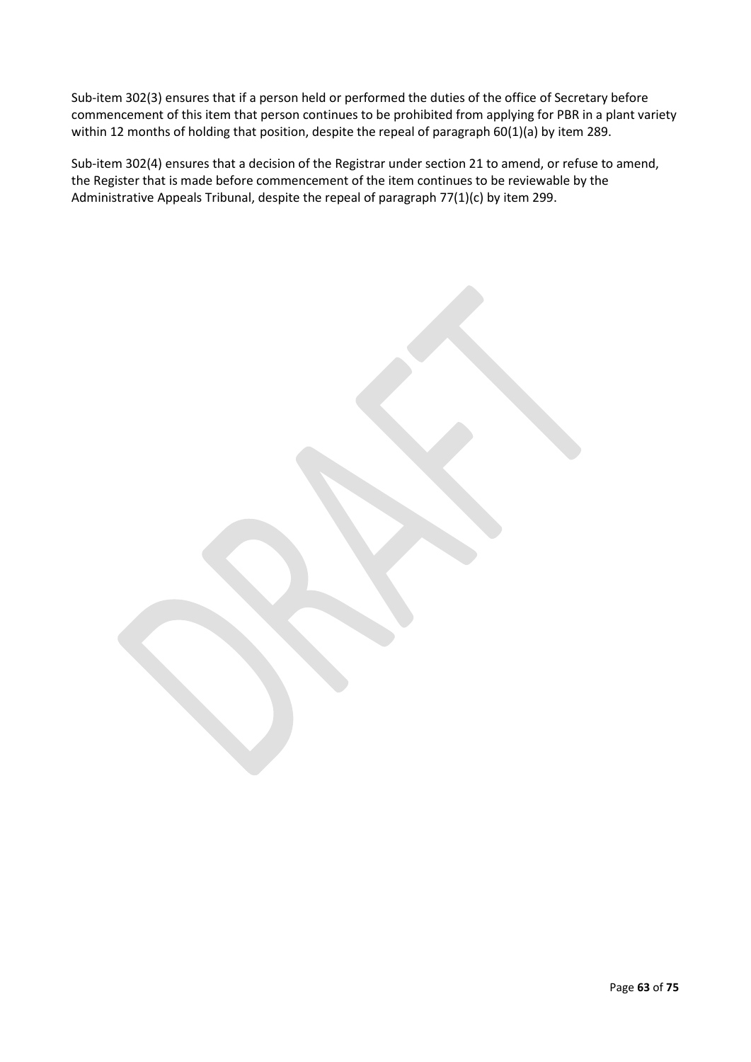Sub-item 302(3) ensures that if a person held or performed the duties of the office of Secretary before commencement of this item that person continues to be prohibited from applying for PBR in a plant variety within 12 months of holding that position, despite the repeal of paragraph 60(1)(a) by item 289.

Sub-item 302(4) ensures that a decision of the Registrar under section 21 to amend, or refuse to amend, the Register that is made before commencement of the item continues to be reviewable by the Administrative Appeals Tribunal, despite the repeal of paragraph 77(1)(c) by item 299.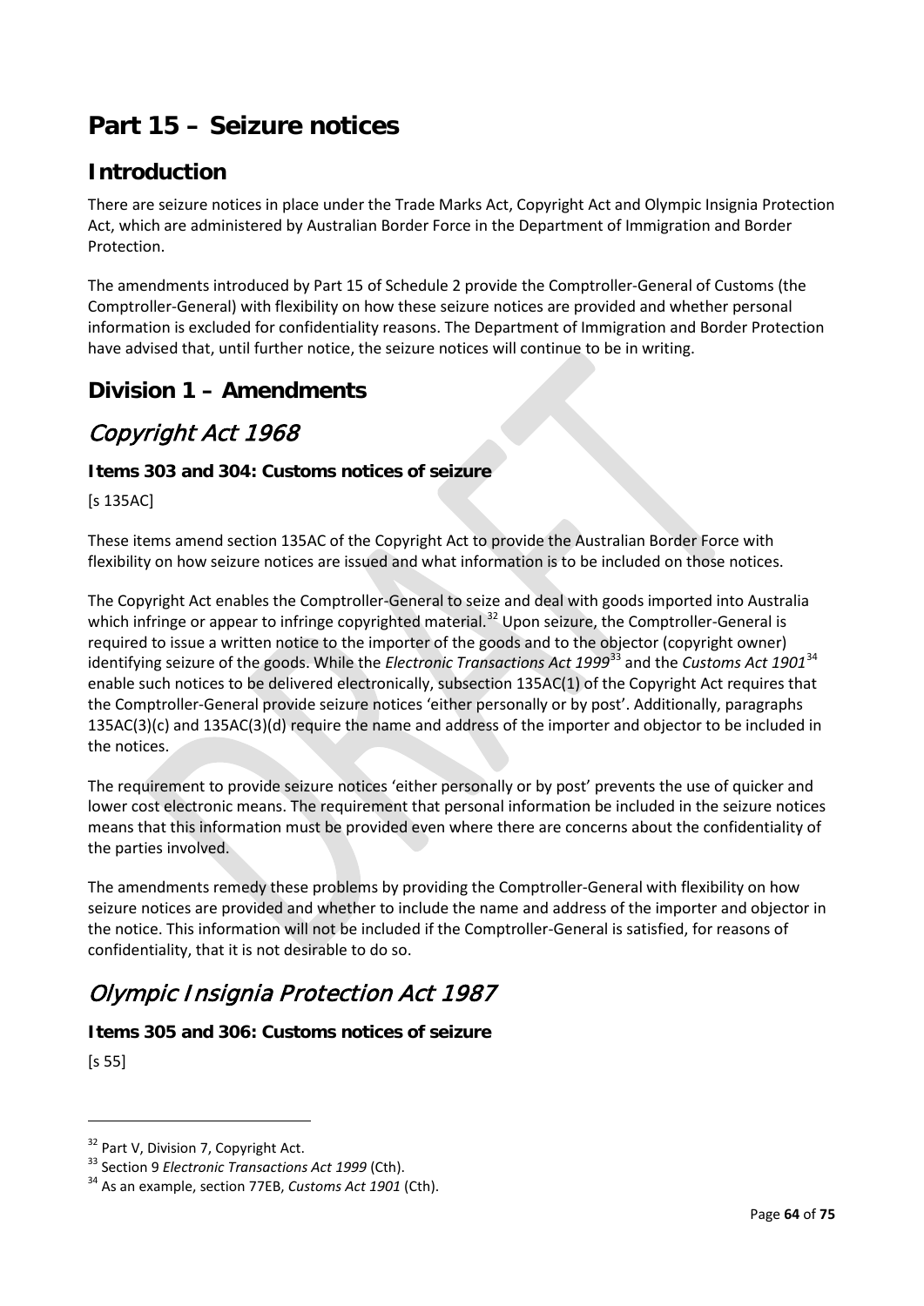# Part 15 – Seizure notices

## Introduction

There are seizure notices in place under the Trade Marks Act, Copyright Act and Olympic Insignia Protection Act, which are administered by Australian Border Force in the Department of Immigration and Border Protection.

The amendments introduced by Part 15 of Schedule 2 provide the Comptroller-General of Customs (the Comptroller-General) with flexibility on how these seizure notices are provided and whether personal information is excluded for confidentiality reasons. The Department of Immigration and Border Protection have advised that, until further notice, the seizure notices will continue to be in writing.

## Division 1 – Amendments

## *Copyright Act 1968*

### Items 303 and 304: Customs notices of seizure

[s 135AC]

These items amend section 135AC of the Copyright Act to provide the Australian Border Force with flexibility on how seizure notices are issued and what information is to be included on those notices.

The Copyright Act enables the Comptroller-General to seize and deal with goods imported into Australia which infringe or appear to infringe copyrighted material.[32] Upon seizure, the Comptroller-General is required to issue a written notice to the importer of the goods and to the objector (copyright owner) identifying seizure of the goods. While the *Electronic Transactions Act 1999*[33] and the *Customs Act 1901*[34] enable such notices to be delivered electronically, subsection 135AC(1) of the Copyright Act requires that the Comptroller-General provide seizure notices 'either personally or by post'. Additionally, paragraphs 135AC(3)(c) and 135AC(3)(d) require the name and address of the importer and objector to be included in the notices.

The requirement to provide seizure notices 'either personally or by post' prevents the use of quicker and lower cost electronic means. The requirement that personal information be included in the seizure notices means that this information must be provided even where there are concerns about the confidentiality of the parties involved.

The amendments remedy these problems by providing the Comptroller-General with flexibility on how seizure notices are provided and whether to include the name and address of the importer and objector in the notice. This information will not be included if the Comptroller-General is satisfied, for reasons of confidentiality, that it is not desirable to do so.

## *Olympic Insignia Protection Act 1987*

### Items 305 and 306: Customs notices of seizure

[s 55]

---

[32] Part V, Division 7, Copyright Act.

[33] Section 9 *Electronic Transactions Act 1999* (Cth).

[34] As an example, section 77EB, *Customs Act 1901* (Cth).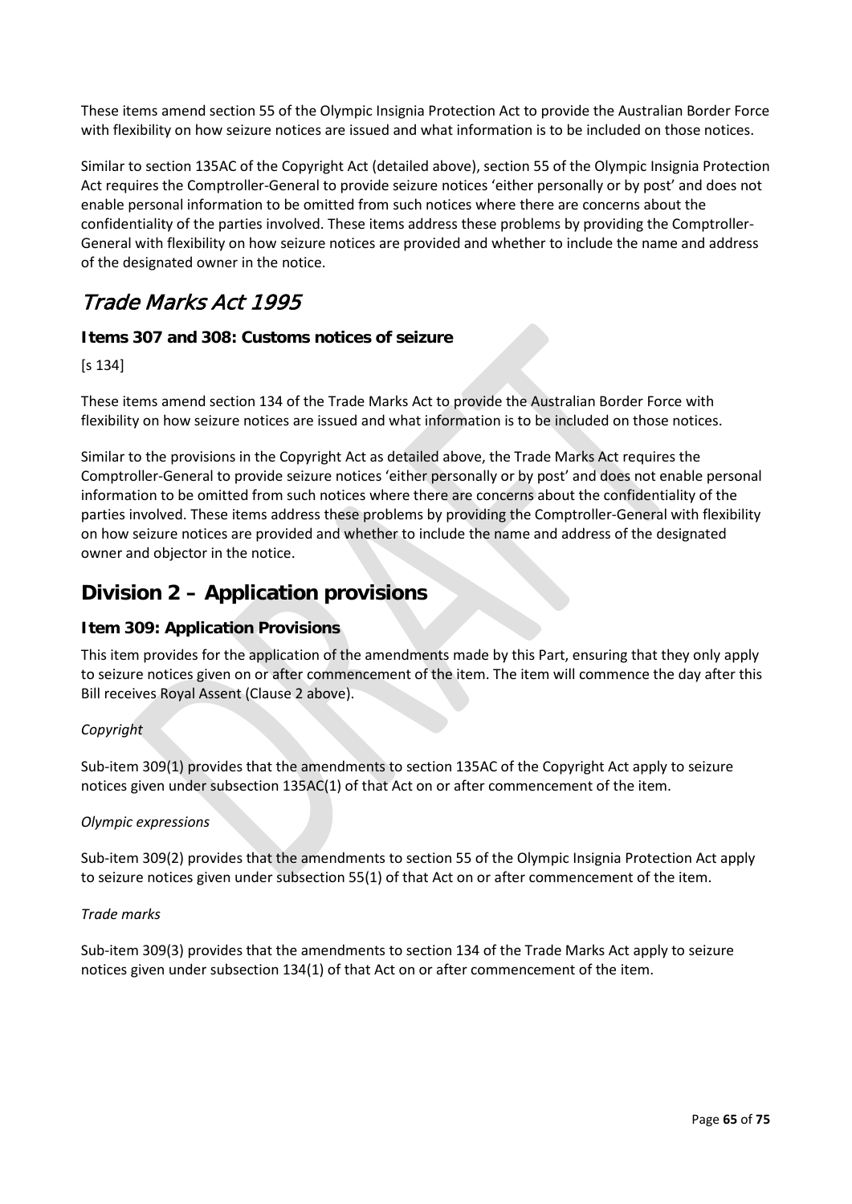These items amend section 55 of the Olympic Insignia Protection Act to provide the Australian Border Force with flexibility on how seizure notices are issued and what information is to be included on those notices.

Similar to section 135AC of the Copyright Act (detailed above), section 55 of the Olympic Insignia Protection Act requires the Comptroller-General to provide seizure notices 'either personally or by post' and does not enable personal information to be omitted from such notices where there are concerns about the confidentiality of the parties involved. These items address these problems by providing the Comptroller-General with flexibility on how seizure notices are provided and whether to include the name and address of the designated owner in the notice.

## *Trade Marks Act 1995*

### Items 307 and 308: Customs notices of seizure

[s 134]

These items amend section 134 of the Trade Marks Act to provide the Australian Border Force with flexibility on how seizure notices are issued and what information is to be included on those notices.

Similar to the provisions in the Copyright Act as detailed above, the Trade Marks Act requires the Comptroller-General to provide seizure notices 'either personally or by post' and does not enable personal information to be omitted from such notices where there are concerns about the confidentiality of the parties involved. These items address these problems by providing the Comptroller-General with flexibility on how seizure notices are provided and whether to include the name and address of the designated owner and objector in the notice.

## Division 2 – Application provisions

### Item 309: Application Provisions

This item provides for the application of the amendments made by this Part, ensuring that they only apply to seizure notices given on or after commencement of the item. The item will commence the day after this Bill receives Royal Assent (Clause 2 above).

*Copyright*

Sub-item 309(1) provides that the amendments to section 135AC of the Copyright Act apply to seizure notices given under subsection 135AC(1) of that Act on or after commencement of the item.

*Olympic expressions*

Sub-item 309(2) provides that the amendments to section 55 of the Olympic Insignia Protection Act apply to seizure notices given under subsection 55(1) of that Act on or after commencement of the item.

*Trade marks*

Sub-item 309(3) provides that the amendments to section 134 of the Trade Marks Act apply to seizure notices given under subsection 134(1) of that Act on or after commencement of the item.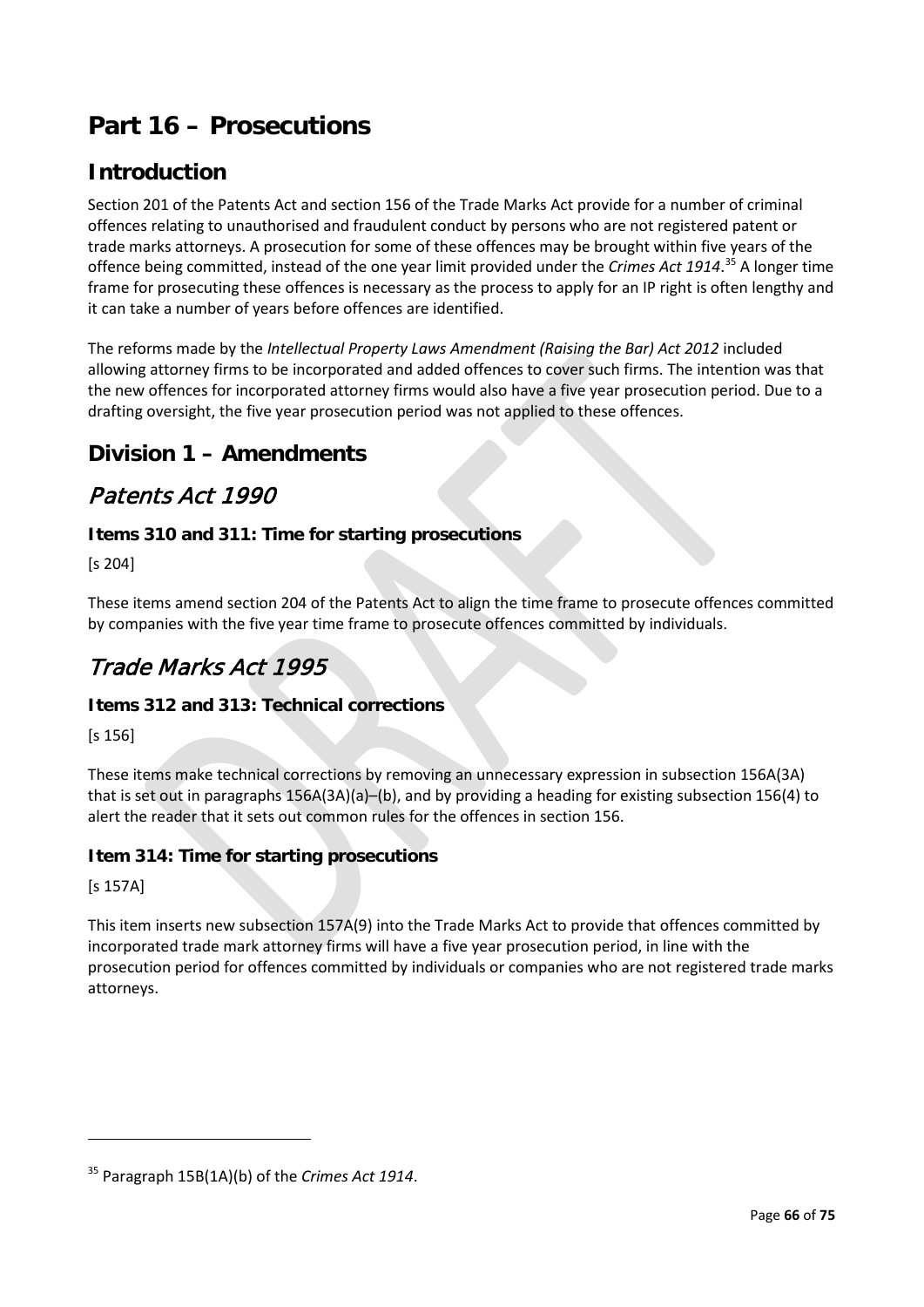# Part 16 – Prosecutions

## Introduction

Section 201 of the Patents Act and section 156 of the Trade Marks Act provide for a number of criminal offences relating to unauthorised and fraudulent conduct by persons who are not registered patent or trade marks attorneys. A prosecution for some of these offences may be brought within five years of the offence being committed, instead of the one year limit provided under the *Crimes Act 1914*.[35] A longer time frame for prosecuting these offences is necessary as the process to apply for an IP right is often lengthy and it can take a number of years before offences are identified.

The reforms made by the *Intellectual Property Laws Amendment (Raising the Bar) Act 2012* included allowing attorney firms to be incorporated and added offences to cover such firms. The intention was that the new offences for incorporated attorney firms would also have a five year prosecution period. Due to a drafting oversight, the five year prosecution period was not applied to these offences.

## Division 1 – Amendments

## *Patents Act 1990*

### Items 310 and 311: Time for starting prosecutions

[s 204]

These items amend section 204 of the Patents Act to align the time frame to prosecute offences committed by companies with the five year time frame to prosecute offences committed by individuals.

## *Trade Marks Act 1995*

### Items 312 and 313: Technical corrections

[s 156]

These items make technical corrections by removing an unnecessary expression in subsection 156A(3A) that is set out in paragraphs 156A(3A)(a)–(b), and by providing a heading for existing subsection 156(4) to alert the reader that it sets out common rules for the offences in section 156.

### Item 314: Time for starting prosecutions

[s 157A]

This item inserts new subsection 157A(9) into the Trade Marks Act to provide that offences committed by incorporated trade mark attorney firms will have a five year prosecution period, in line with the prosecution period for offences committed by individuals or companies who are not registered trade marks attorneys.

---

[35] Paragraph 15B(1A)(b) of the *Crimes Act 1914*.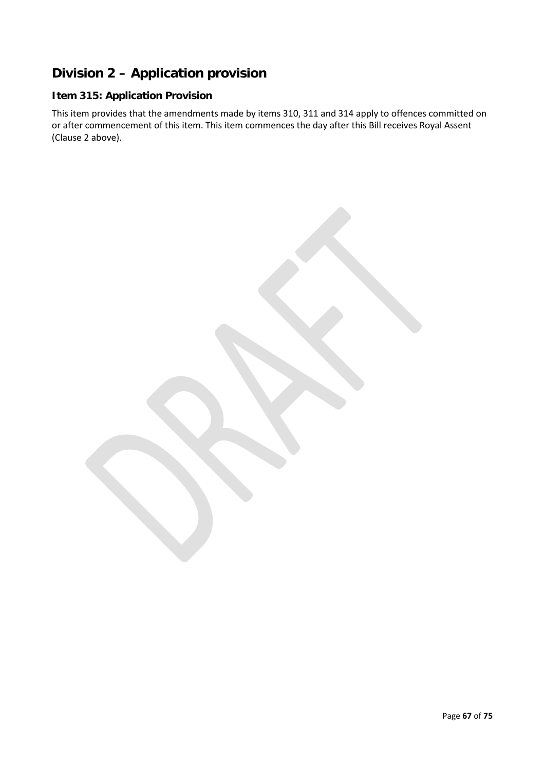## Division 2 – Application provision

### Item 315: Application Provision

This item provides that the amendments made by items 310, 311 and 314 apply to offences committed on or after commencement of this item. This item commences the day after this Bill receives Royal Assent (Clause 2 above).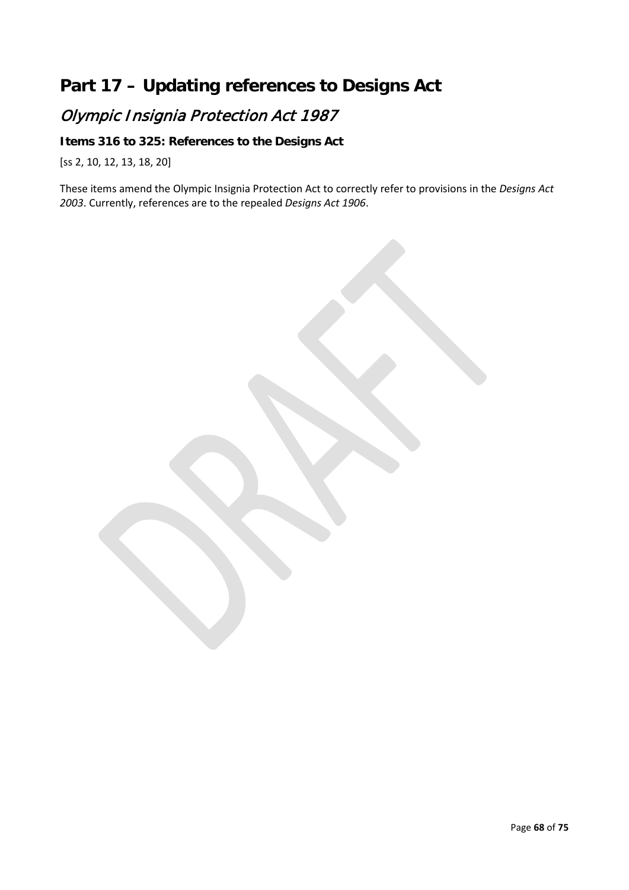# Part 17 – Updating references to Designs Act

## *Olympic Insignia Protection Act 1987*

### Items 316 to 325: References to the Designs Act

[ss 2, 10, 12, 13, 18, 20]

These items amend the Olympic Insignia Protection Act to correctly refer to provisions in the *Designs Act 2003*. Currently, references are to the repealed *Designs Act 1906*.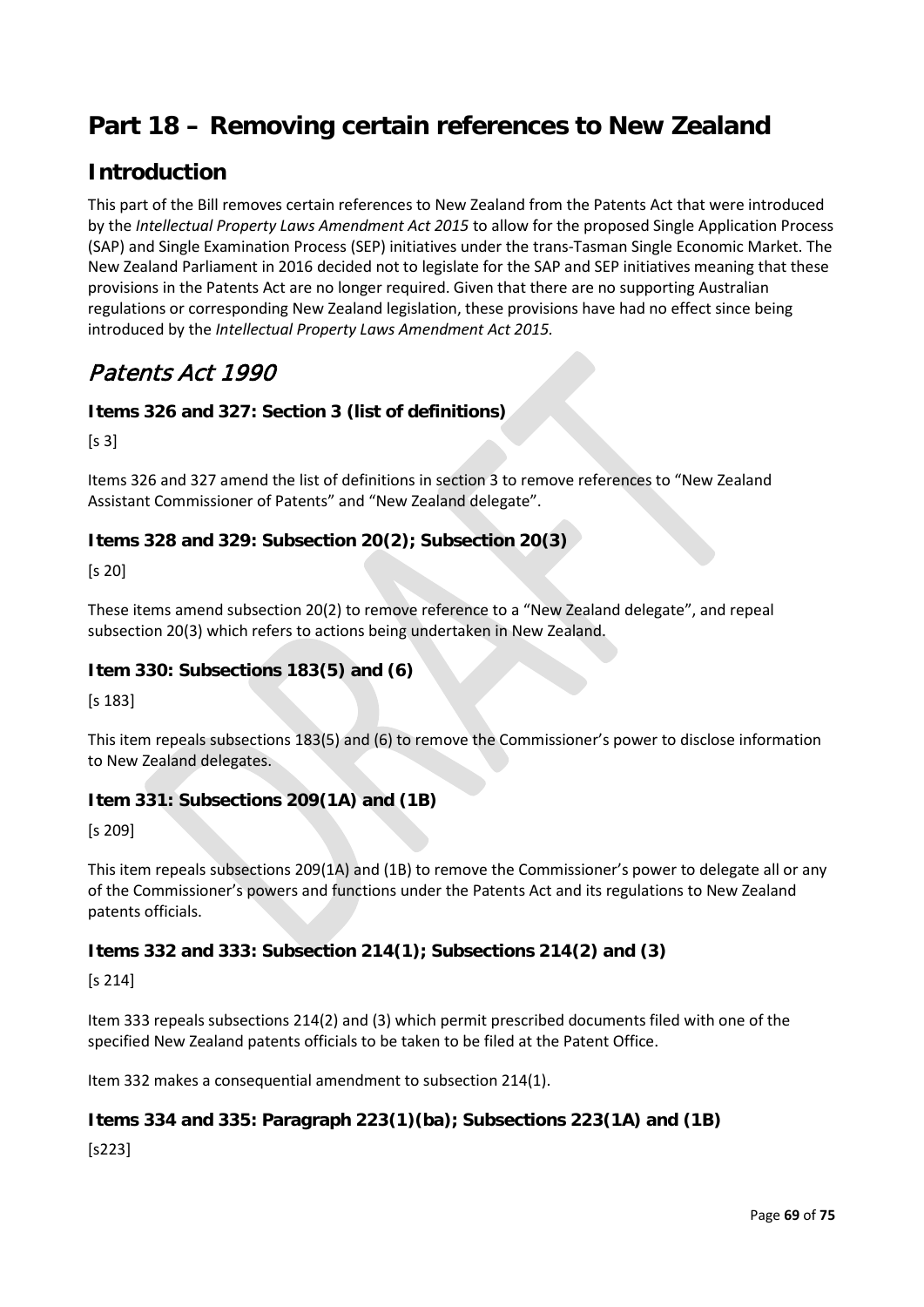# Part 18 – Removing certain references to New Zealand

## Introduction

This part of the Bill removes certain references to New Zealand from the Patents Act that were introduced by the *Intellectual Property Laws Amendment Act 2015* to allow for the proposed Single Application Process (SAP) and Single Examination Process (SEP) initiatives under the trans-Tasman Single Economic Market. The New Zealand Parliament in 2016 decided not to legislate for the SAP and SEP initiatives meaning that these provisions in the Patents Act are no longer required. Given that there are no supporting Australian regulations or corresponding New Zealand legislation, these provisions have had no effect since being introduced by the *Intellectual Property Laws Amendment Act 2015.*

## *Patents Act 1990*

### Items 326 and 327: Section 3 (list of definitions)

[s 3]

Items 326 and 327 amend the list of definitions in section 3 to remove references to "New Zealand Assistant Commissioner of Patents" and "New Zealand delegate".

### Items 328 and 329: Subsection 20(2); Subsection 20(3)

[s 20]

These items amend subsection 20(2) to remove reference to a "New Zealand delegate", and repeal subsection 20(3) which refers to actions being undertaken in New Zealand.

### Item 330: Subsections 183(5) and (6)

[s 183]

This item repeals subsections 183(5) and (6) to remove the Commissioner's power to disclose information to New Zealand delegates.

### Item 331: Subsections 209(1A) and (1B)

[s 209]

This item repeals subsections 209(1A) and (1B) to remove the Commissioner's power to delegate all or any of the Commissioner's powers and functions under the Patents Act and its regulations to New Zealand patents officials.

### Items 332 and 333: Subsection 214(1); Subsections 214(2) and (3)

[s 214]

Item 333 repeals subsections 214(2) and (3) which permit prescribed documents filed with one of the specified New Zealand patents officials to be taken to be filed at the Patent Office.

Item 332 makes a consequential amendment to subsection 214(1).

### Items 334 and 335: Paragraph 223(1)(ba); Subsections 223(1A) and (1B)

[s223]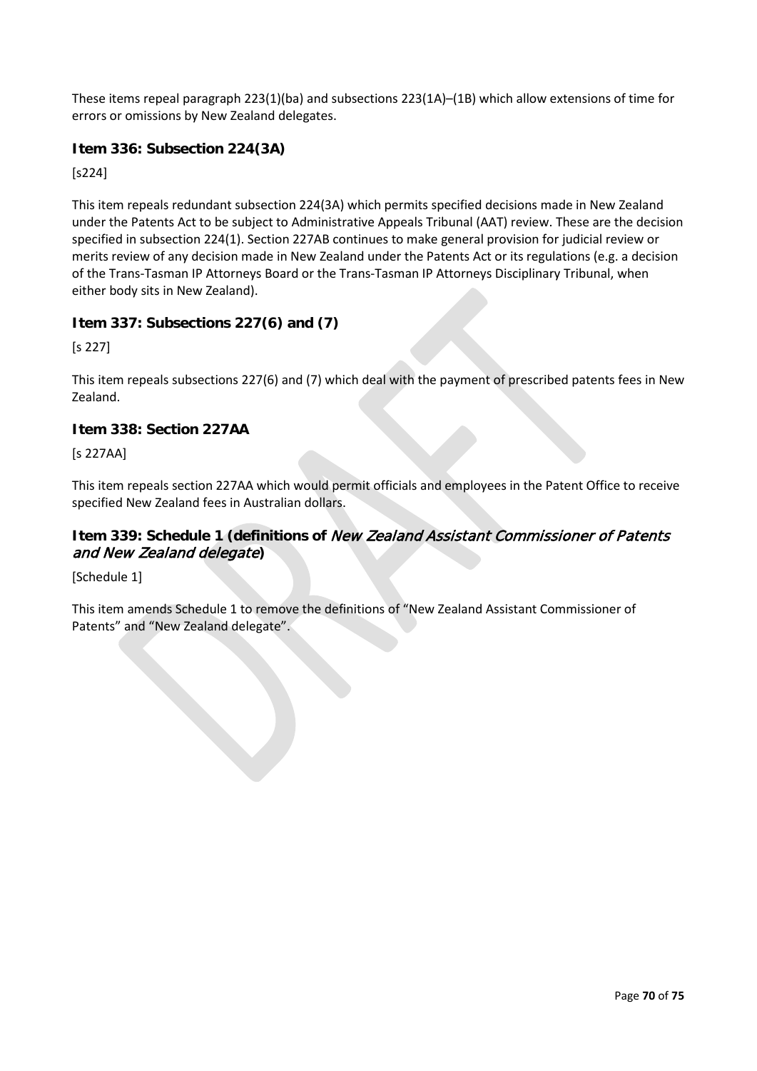These items repeal paragraph 223(1)(ba) and subsections 223(1A)–(1B) which allow extensions of time for errors or omissions by New Zealand delegates.

### Item 336: Subsection 224(3A)

[s224]

This item repeals redundant subsection 224(3A) which permits specified decisions made in New Zealand under the Patents Act to be subject to Administrative Appeals Tribunal (AAT) review. These are the decision specified in subsection 224(1). Section 227AB continues to make general provision for judicial review or merits review of any decision made in New Zealand under the Patents Act or its regulations (e.g. a decision of the Trans-Tasman IP Attorneys Board or the Trans-Tasman IP Attorneys Disciplinary Tribunal, when either body sits in New Zealand).

### Item 337: Subsections 227(6) and (7)

[s 227]

This item repeals subsections 227(6) and (7) which deal with the payment of prescribed patents fees in New Zealand.

### Item 338: Section 227AA

[s 227AA]

This item repeals section 227AA which would permit officials and employees in the Patent Office to receive specified New Zealand fees in Australian dollars.

### Item 339: Schedule 1 (definitions of *New Zealand Assistant Commissioner of Patents and New Zealand delegate*)

[Schedule 1]

This item amends Schedule 1 to remove the definitions of "New Zealand Assistant Commissioner of Patents" and "New Zealand delegate".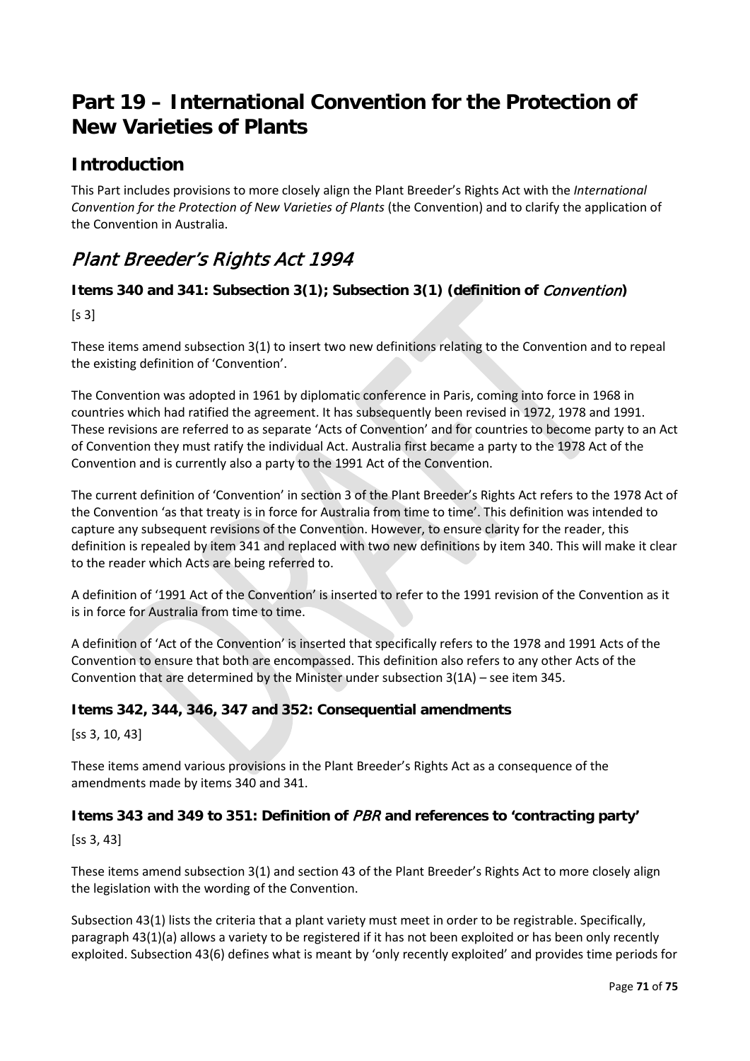# Part 19 – International Convention for the Protection of New Varieties of Plants

## Introduction

This Part includes provisions to more closely align the Plant Breeder's Rights Act with the *International Convention for the Protection of New Varieties of Plants* (the Convention) and to clarify the application of the Convention in Australia.

## *Plant Breeder's Rights Act 1994*

### Items 340 and 341: Subsection 3(1); Subsection 3(1) (definition of *Convention*)

[s 3]

These items amend subsection 3(1) to insert two new definitions relating to the Convention and to repeal the existing definition of 'Convention'.

The Convention was adopted in 1961 by diplomatic conference in Paris, coming into force in 1968 in countries which had ratified the agreement. It has subsequently been revised in 1972, 1978 and 1991. These revisions are referred to as separate 'Acts of Convention' and for countries to become party to an Act of Convention they must ratify the individual Act. Australia first became a party to the 1978 Act of the Convention and is currently also a party to the 1991 Act of the Convention.

The current definition of 'Convention' in section 3 of the Plant Breeder's Rights Act refers to the 1978 Act of the Convention 'as that treaty is in force for Australia from time to time'. This definition was intended to capture any subsequent revisions of the Convention. However, to ensure clarity for the reader, this definition is repealed by item 341 and replaced with two new definitions by item 340. This will make it clear to the reader which Acts are being referred to.

A definition of '1991 Act of the Convention' is inserted to refer to the 1991 revision of the Convention as it is in force for Australia from time to time.

A definition of 'Act of the Convention' is inserted that specifically refers to the 1978 and 1991 Acts of the Convention to ensure that both are encompassed. This definition also refers to any other Acts of the Convention that are determined by the Minister under subsection 3(1A) – see item 345.

### Items 342, 344, 346, 347 and 352: Consequential amendments

[ss 3, 10, 43]

These items amend various provisions in the Plant Breeder's Rights Act as a consequence of the amendments made by items 340 and 341.

### Items 343 and 349 to 351: Definition of *PBR* and references to 'contracting party'

[ss 3, 43]

These items amend subsection 3(1) and section 43 of the Plant Breeder's Rights Act to more closely align the legislation with the wording of the Convention.

Subsection 43(1) lists the criteria that a plant variety must meet in order to be registrable. Specifically, paragraph 43(1)(a) allows a variety to be registered if it has not been exploited or has been only recently exploited. Subsection 43(6) defines what is meant by 'only recently exploited' and provides time periods for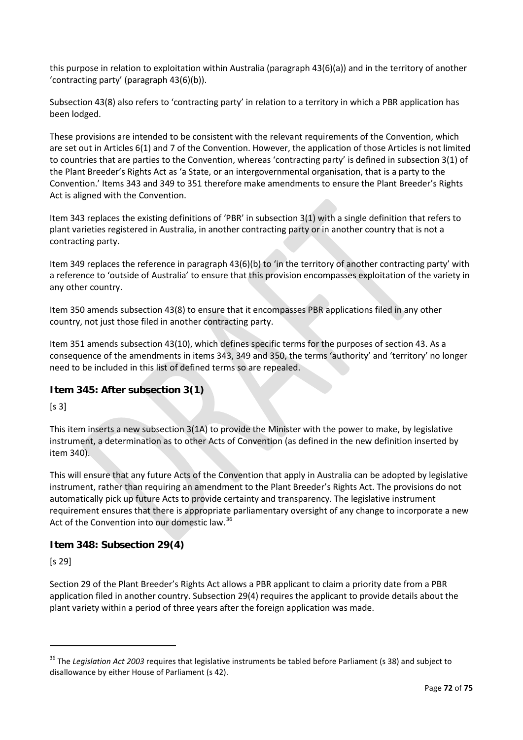this purpose in relation to exploitation within Australia (paragraph 43(6)(a)) and in the territory of another 'contracting party' (paragraph 43(6)(b)).

Subsection 43(8) also refers to 'contracting party' in relation to a territory in which a PBR application has been lodged.

These provisions are intended to be consistent with the relevant requirements of the Convention, which are set out in Articles 6(1) and 7 of the Convention. However, the application of those Articles is not limited to countries that are parties to the Convention, whereas 'contracting party' is defined in subsection 3(1) of the Plant Breeder's Rights Act as 'a State, or an intergovernmental organisation, that is a party to the Convention.' Items 343 and 349 to 351 therefore make amendments to ensure the Plant Breeder's Rights Act is aligned with the Convention.

Item 343 replaces the existing definitions of 'PBR' in subsection 3(1) with a single definition that refers to plant varieties registered in Australia, in another contracting party or in another country that is not a contracting party.

Item 349 replaces the reference in paragraph 43(6)(b) to 'in the territory of another contracting party' with a reference to 'outside of Australia' to ensure that this provision encompasses exploitation of the variety in any other country.

Item 350 amends subsection 43(8) to ensure that it encompasses PBR applications filed in any other country, not just those filed in another contracting party.

Item 351 amends subsection 43(10), which defines specific terms for the purposes of section 43. As a consequence of the amendments in items 343, 349 and 350, the terms 'authority' and 'territory' no longer need to be included in this list of defined terms so are repealed.

### Item 345: After subsection 3(1)

[s 3]

This item inserts a new subsection 3(1A) to provide the Minister with the power to make, by legislative instrument, a determination as to other Acts of Convention (as defined in the new definition inserted by item 340).

This will ensure that any future Acts of the Convention that apply in Australia can be adopted by legislative instrument, rather than requiring an amendment to the Plant Breeder's Rights Act. The provisions do not automatically pick up future Acts to provide certainty and transparency. The legislative instrument requirement ensures that there is appropriate parliamentary oversight of any change to incorporate a new Act of the Convention into our domestic law.[36]

### Item 348: Subsection 29(4)

[s 29]

Section 29 of the Plant Breeder's Rights Act allows a PBR applicant to claim a priority date from a PBR application filed in another country. Subsection 29(4) requires the applicant to provide details about the plant variety within a period of three years after the foreign application was made.

---

[36] The *Legislation Act 2003* requires that legislative instruments be tabled before Parliament (s 38) and subject to disallowance by either House of Parliament (s 42).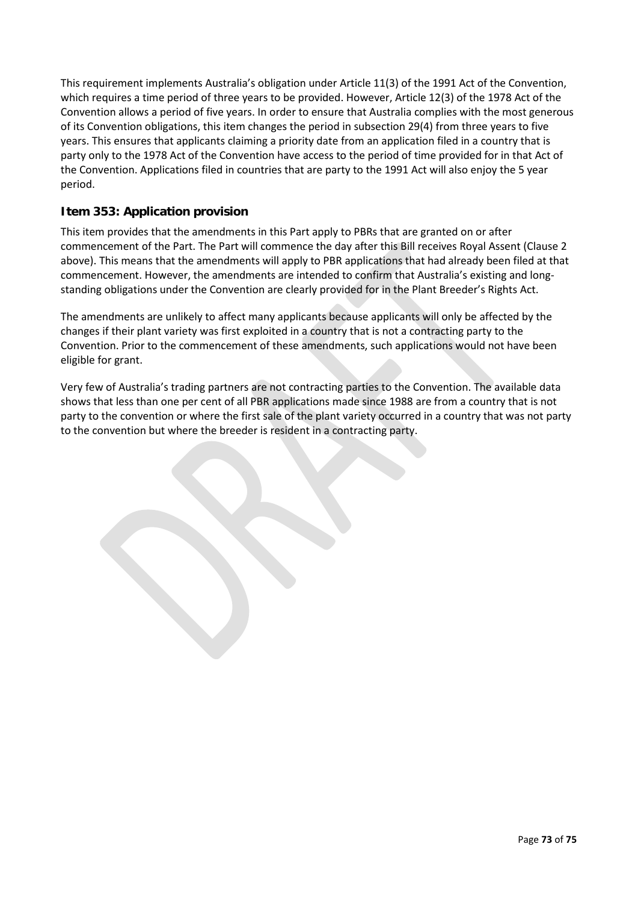This requirement implements Australia's obligation under Article 11(3) of the 1991 Act of the Convention, which requires a time period of three years to be provided. However, Article 12(3) of the 1978 Act of the Convention allows a period of five years. In order to ensure that Australia complies with the most generous of its Convention obligations, this item changes the period in subsection 29(4) from three years to five years. This ensures that applicants claiming a priority date from an application filed in a country that is party only to the 1978 Act of the Convention have access to the period of time provided for in that Act of the Convention. Applications filed in countries that are party to the 1991 Act will also enjoy the 5 year period.

### Item 353: Application provision

This item provides that the amendments in this Part apply to PBRs that are granted on or after commencement of the Part. The Part will commence the day after this Bill receives Royal Assent (Clause 2 above). This means that the amendments will apply to PBR applications that had already been filed at that commencement. However, the amendments are intended to confirm that Australia's existing and long-standing obligations under the Convention are clearly provided for in the Plant Breeder's Rights Act.

The amendments are unlikely to affect many applicants because applicants will only be affected by the changes if their plant variety was first exploited in a country that is not a contracting party to the Convention. Prior to the commencement of these amendments, such applications would not have been eligible for grant.

Very few of Australia's trading partners are not contracting parties to the Convention. The available data shows that less than one per cent of all PBR applications made since 1988 are from a country that is not party to the convention or where the first sale of the plant variety occurred in a country that was not party to the convention but where the breeder is resident in a contracting party.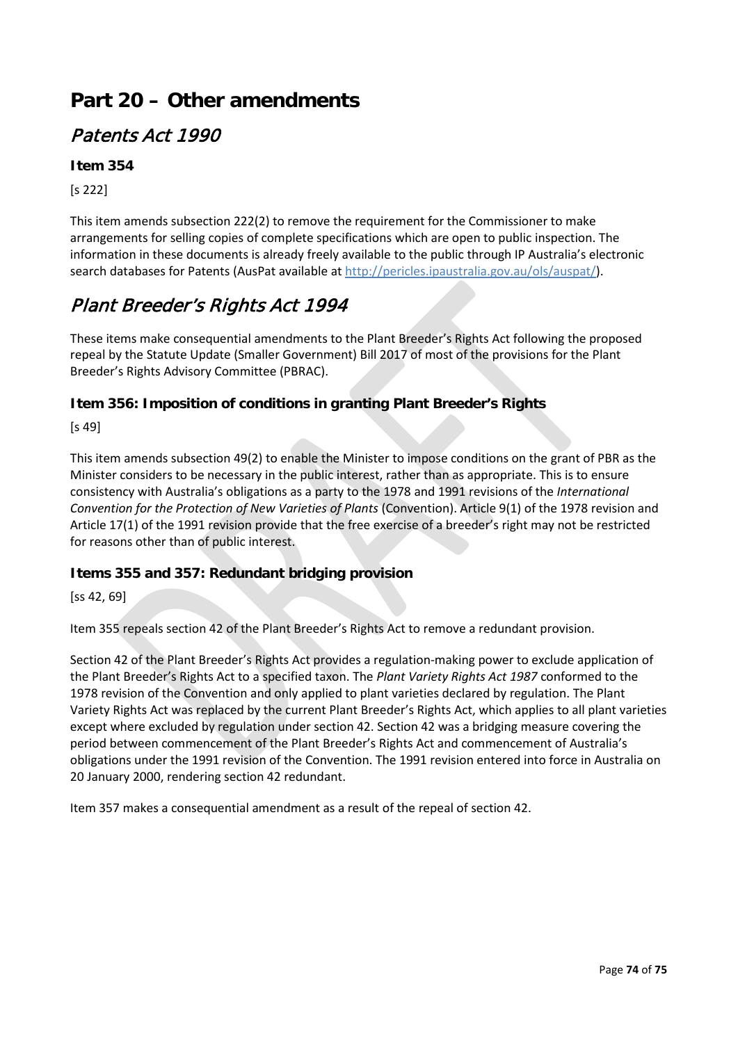# Part 20 – Other amendments

## *Patents Act 1990*

### Item 354

[s 222]

This item amends subsection 222(2) to remove the requirement for the Commissioner to make arrangements for selling copies of complete specifications which are open to public inspection. The information in these documents is already freely available to the public through IP Australia's electronic search databases for Patents (AusPat available at http://pericles.ipaustralia.gov.au/ols/auspat/).

## *Plant Breeder's Rights Act 1994*

These items make consequential amendments to the Plant Breeder's Rights Act following the proposed repeal by the Statute Update (Smaller Government) Bill 2017 of most of the provisions for the Plant Breeder's Rights Advisory Committee (PBRAC).

### Item 356: Imposition of conditions in granting Plant Breeder's Rights

[s 49]

This item amends subsection 49(2) to enable the Minister to impose conditions on the grant of PBR as the Minister considers to be necessary in the public interest, rather than as appropriate. This is to ensure consistency with Australia's obligations as a party to the 1978 and 1991 revisions of the *International Convention for the Protection of New Varieties of Plants* (Convention). Article 9(1) of the 1978 revision and Article 17(1) of the 1991 revision provide that the free exercise of a breeder's right may not be restricted for reasons other than of public interest.

### Items 355 and 357: Redundant bridging provision

[ss 42, 69]

Item 355 repeals section 42 of the Plant Breeder's Rights Act to remove a redundant provision.

Section 42 of the Plant Breeder's Rights Act provides a regulation-making power to exclude application of the Plant Breeder's Rights Act to a specified taxon. The *Plant Variety Rights Act 1987* conformed to the 1978 revision of the Convention and only applied to plant varieties declared by regulation. The Plant Variety Rights Act was replaced by the current Plant Breeder's Rights Act, which applies to all plant varieties except where excluded by regulation under section 42. Section 42 was a bridging measure covering the period between commencement of the Plant Breeder's Rights Act and commencement of Australia's obligations under the 1991 revision of the Convention. The 1991 revision entered into force in Australia on 20 January 2000, rendering section 42 redundant.

Item 357 makes a consequential amendment as a result of the repeal of section 42.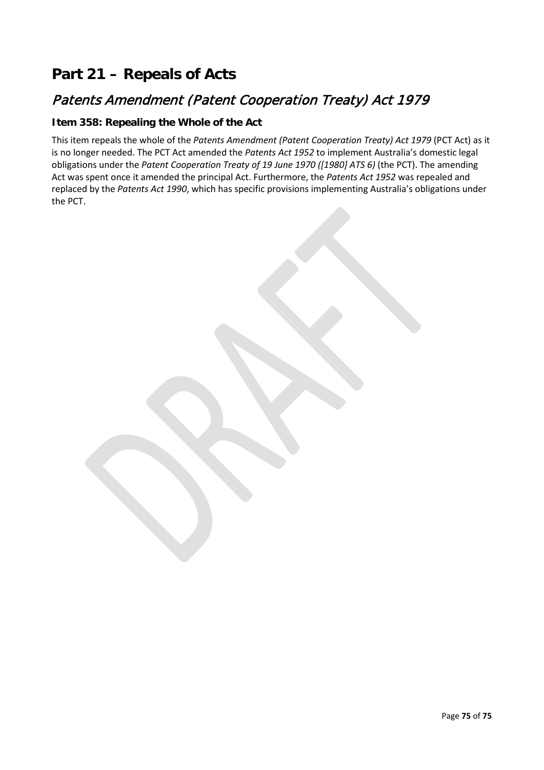# Part 21 – Repeals of Acts

## *Patents Amendment (Patent Cooperation Treaty) Act 1979*

### Item 358: Repealing the Whole of the Act

This item repeals the whole of the *Patents Amendment (Patent Cooperation Treaty) Act 1979* (PCT Act) as it is no longer needed. The PCT Act amended the *Patents Act 1952* to implement Australia's domestic legal obligations under the *Patent Cooperation Treaty of 19 June 1970 ([1980] ATS 6)* (the PCT). The amending Act was spent once it amended the principal Act. Furthermore, the *Patents Act 1952* was repealed and replaced by the *Patents Act 1990*, which has specific provisions implementing Australia's obligations under the PCT.